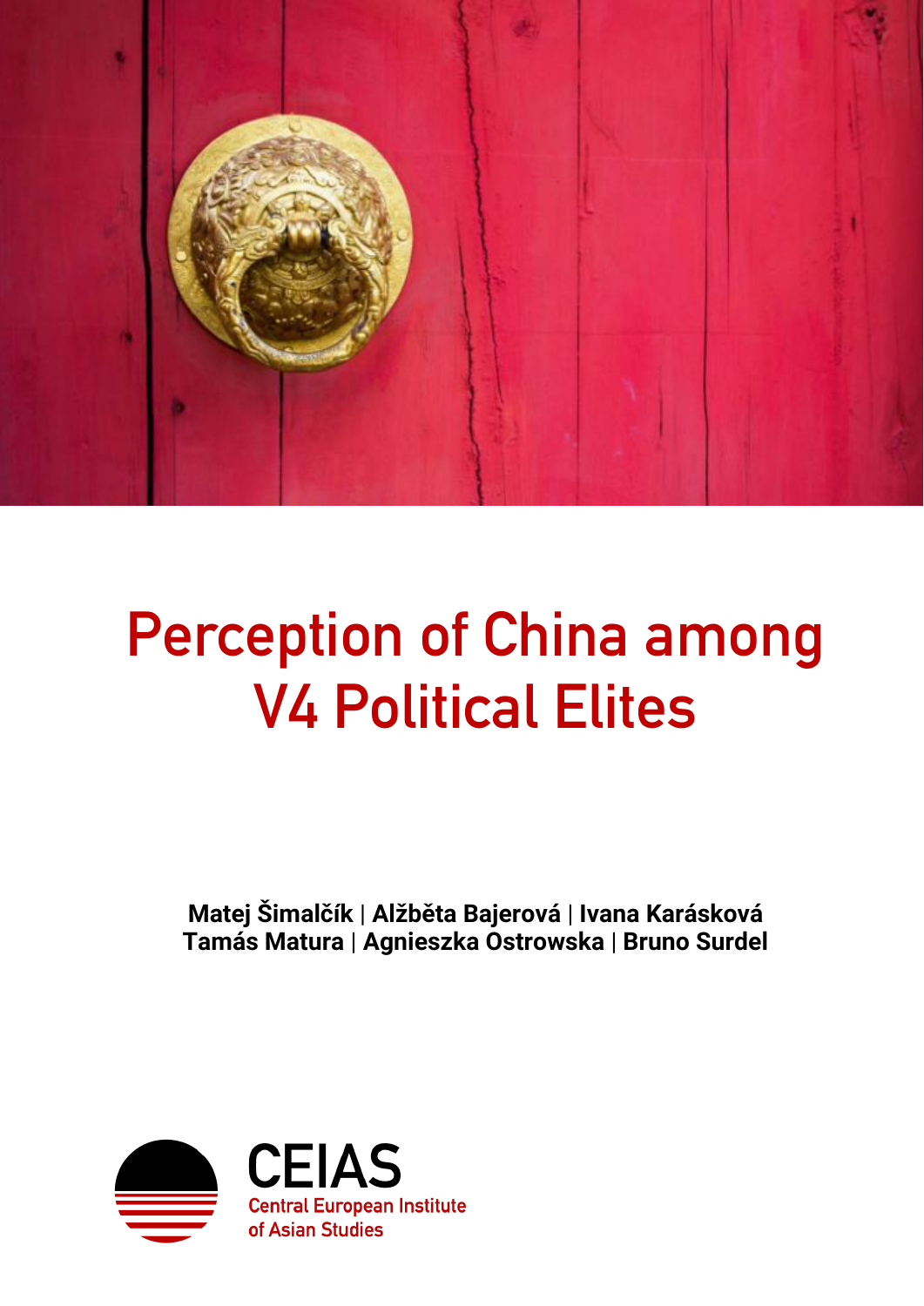# Perception of China among V4 Political Elites

**Matej Šimalčík | Alžběta Bajerová | Ivana Karásková Tamás Matura | Agnieszka Ostrowska | Bruno Surdel**

CEIAS
Central European Institute of Asian Studies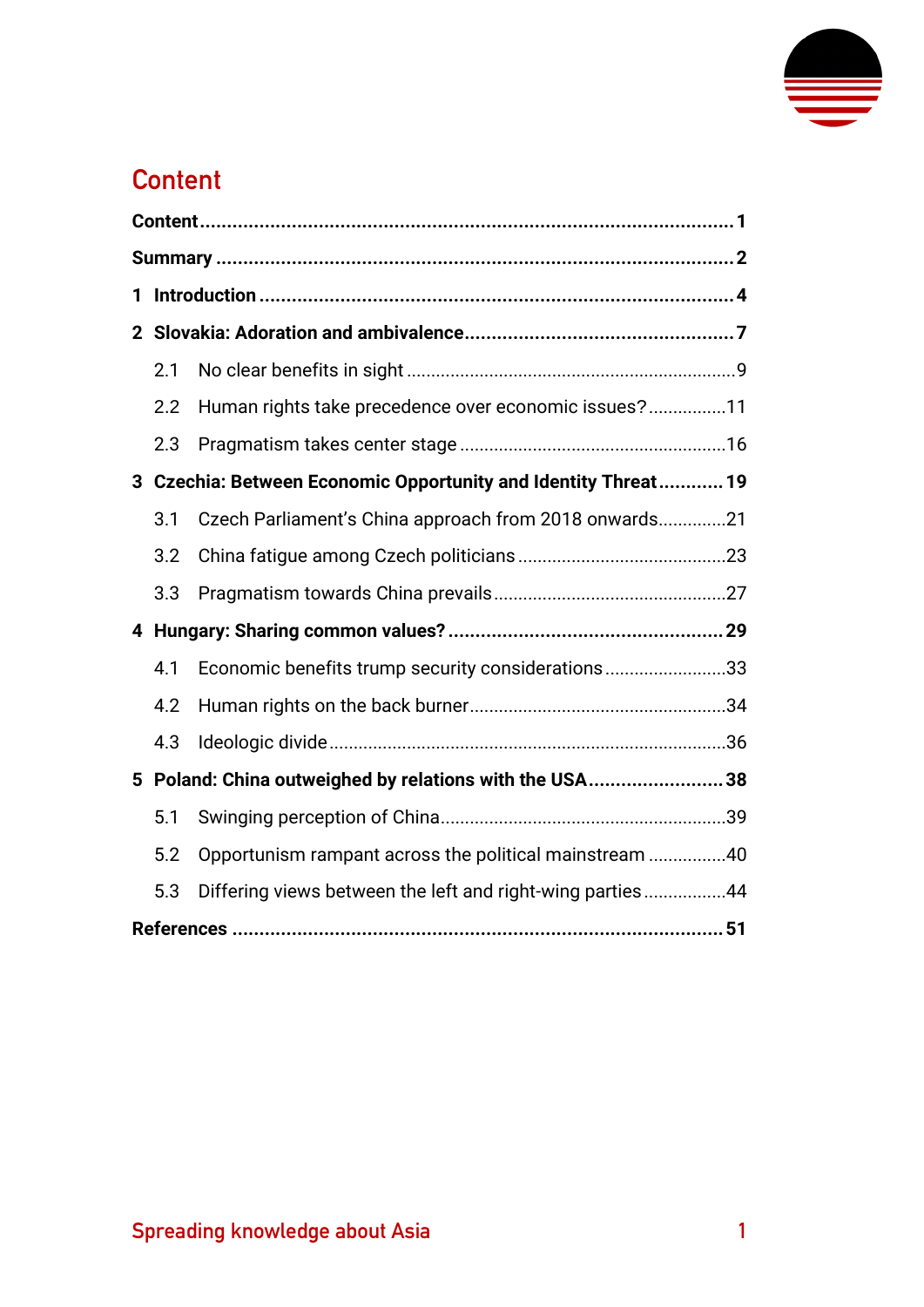# Content

**Content** 1

**Summary** 2

**1 Introduction** 4

**2 Slovakia: Adoration and ambivalence** 7

- 2.1 No clear benefits in sight 9
- 2.2 Human rights take precedence over economic issues? 11
- 2.3 Pragmatism takes center stage 16

**3 Czechia: Between Economic Opportunity and Identity Threat** 19

- 3.1 Czech Parliament's China approach from 2018 onwards 21
- 3.2 China fatigue among Czech politicians 23
- 3.3 Pragmatism towards China prevails 27

**4 Hungary: Sharing common values?** 29

- 4.1 Economic benefits trump security considerations 33
- 4.2 Human rights on the back burner 34
- 4.3 Ideologic divide 36

**5 Poland: China outweighed by relations with the USA** 38

- 5.1 Swinging perception of China 39
- 5.2 Opportunism rampant across the political mainstream 40
- 5.3 Differing views between the left and right-wing parties 44

**References** 51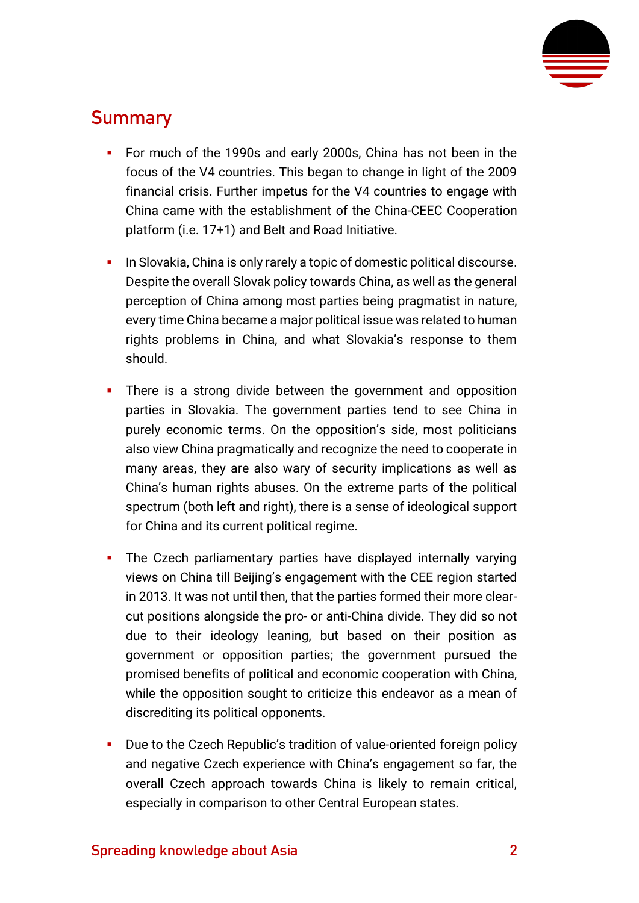## Summary

- For much of the 1990s and early 2000s, China has not been in the focus of the V4 countries. This began to change in light of the 2009 financial crisis. Further impetus for the V4 countries to engage with China came with the establishment of the China-CEEC Cooperation platform (i.e. 17+1) and Belt and Road Initiative.

- In Slovakia, China is only rarely a topic of domestic political discourse. Despite the overall Slovak policy towards China, as well as the general perception of China among most parties being pragmatist in nature, every time China became a major political issue was related to human rights problems in China, and what Slovakia's response to them should.

- There is a strong divide between the government and opposition parties in Slovakia. The government parties tend to see China in purely economic terms. On the opposition's side, most politicians also view China pragmatically and recognize the need to cooperate in many areas, they are also wary of security implications as well as China's human rights abuses. On the extreme parts of the political spectrum (both left and right), there is a sense of ideological support for China and its current political regime.

- The Czech parliamentary parties have displayed internally varying views on China till Beijing's engagement with the CEE region started in 2013. It was not until then, that the parties formed their more clear-cut positions alongside the pro- or anti-China divide. They did so not due to their ideology leaning, but based on their position as government or opposition parties; the government pursued the promised benefits of political and economic cooperation with China, while the opposition sought to criticize this endeavor as a mean of discrediting its political opponents.

- Due to the Czech Republic's tradition of value-oriented foreign policy and negative Czech experience with China's engagement so far, the overall Czech approach towards China is likely to remain critical, especially in comparison to other Central European states.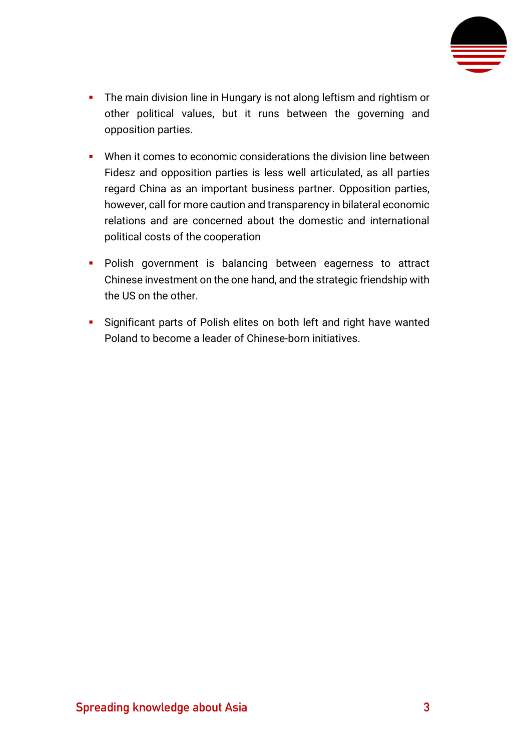- The main division line in Hungary is not along leftism and rightism or other political values, but it runs between the governing and opposition parties.

- When it comes to economic considerations the division line between Fidesz and opposition parties is less well articulated, as all parties regard China as an important business partner. Opposition parties, however, call for more caution and transparency in bilateral economic relations and are concerned about the domestic and international political costs of the cooperation

- Polish government is balancing between eagerness to attract Chinese investment on the one hand, and the strategic friendship with the US on the other.

- Significant parts of Polish elites on both left and right have wanted Poland to become a leader of Chinese-born initiatives.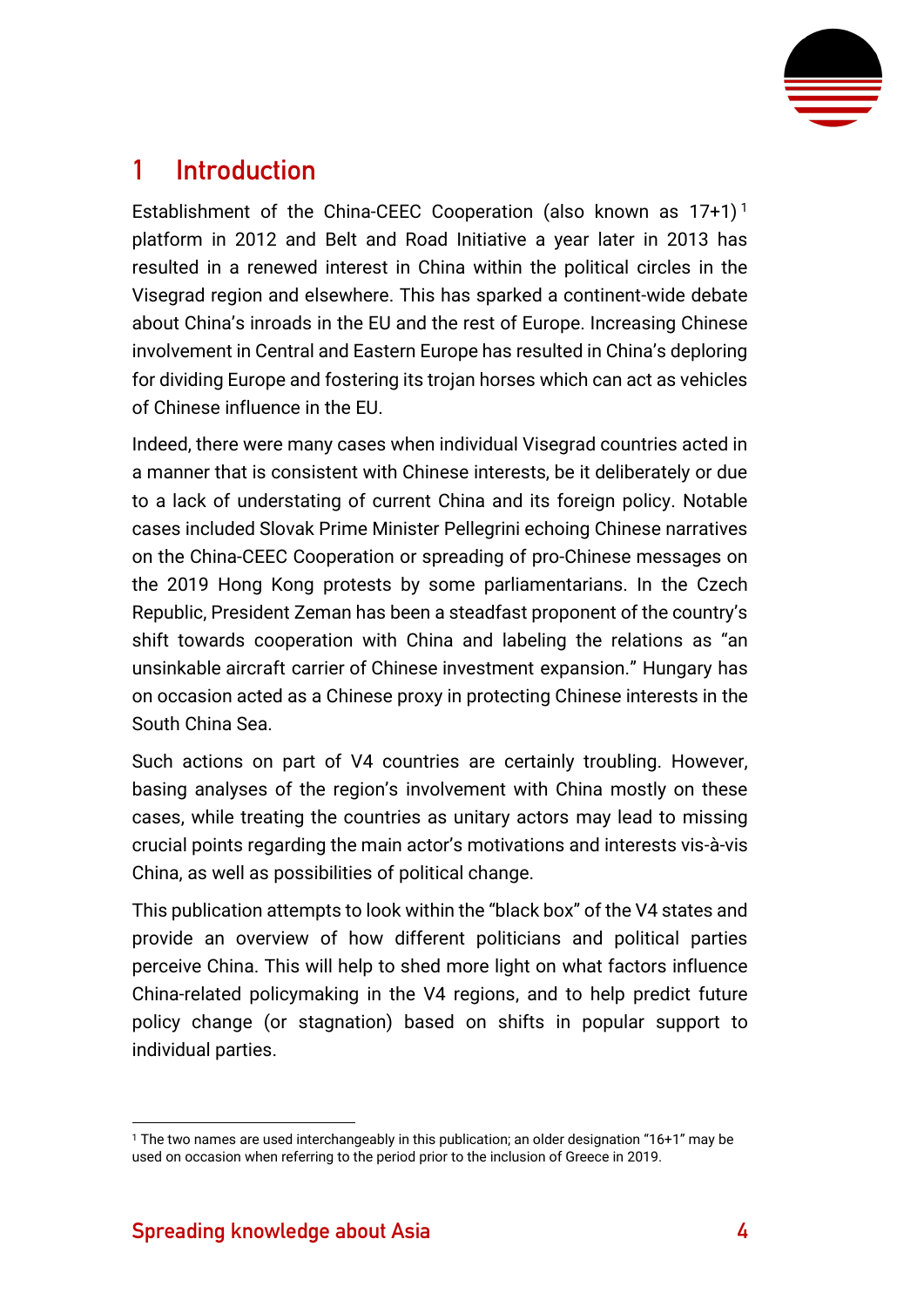# 1 Introduction

Establishment of the China-CEEC Cooperation (also known as 17+1)[1] platform in 2012 and Belt and Road Initiative a year later in 2013 has resulted in a renewed interest in China within the political circles in the Visegrad region and elsewhere. This has sparked a continent-wide debate about China's inroads in the EU and the rest of Europe. Increasing Chinese involvement in Central and Eastern Europe has resulted in China's deploring for dividing Europe and fostering its trojan horses which can act as vehicles of Chinese influence in the EU.

Indeed, there were many cases when individual Visegrad countries acted in a manner that is consistent with Chinese interests, be it deliberately or due to a lack of understating of current China and its foreign policy. Notable cases included Slovak Prime Minister Pellegrini echoing Chinese narratives on the China-CEEC Cooperation or spreading of pro-Chinese messages on the 2019 Hong Kong protests by some parliamentarians. In the Czech Republic, President Zeman has been a steadfast proponent of the country's shift towards cooperation with China and labeling the relations as "an unsinkable aircraft carrier of Chinese investment expansion." Hungary has on occasion acted as a Chinese proxy in protecting Chinese interests in the South China Sea.

Such actions on part of V4 countries are certainly troubling. However, basing analyses of the region's involvement with China mostly on these cases, while treating the countries as unitary actors may lead to missing crucial points regarding the main actor's motivations and interests vis-à-vis China, as well as possibilities of political change.

This publication attempts to look within the "black box" of the V4 states and provide an overview of how different politicians and political parties perceive China. This will help to shed more light on what factors influence China-related policymaking in the V4 regions, and to help predict future policy change (or stagnation) based on shifts in popular support to individual parties.

[1] The two names are used interchangeably in this publication; an older designation "16+1" may be used on occasion when referring to the period prior to the inclusion of Greece in 2019.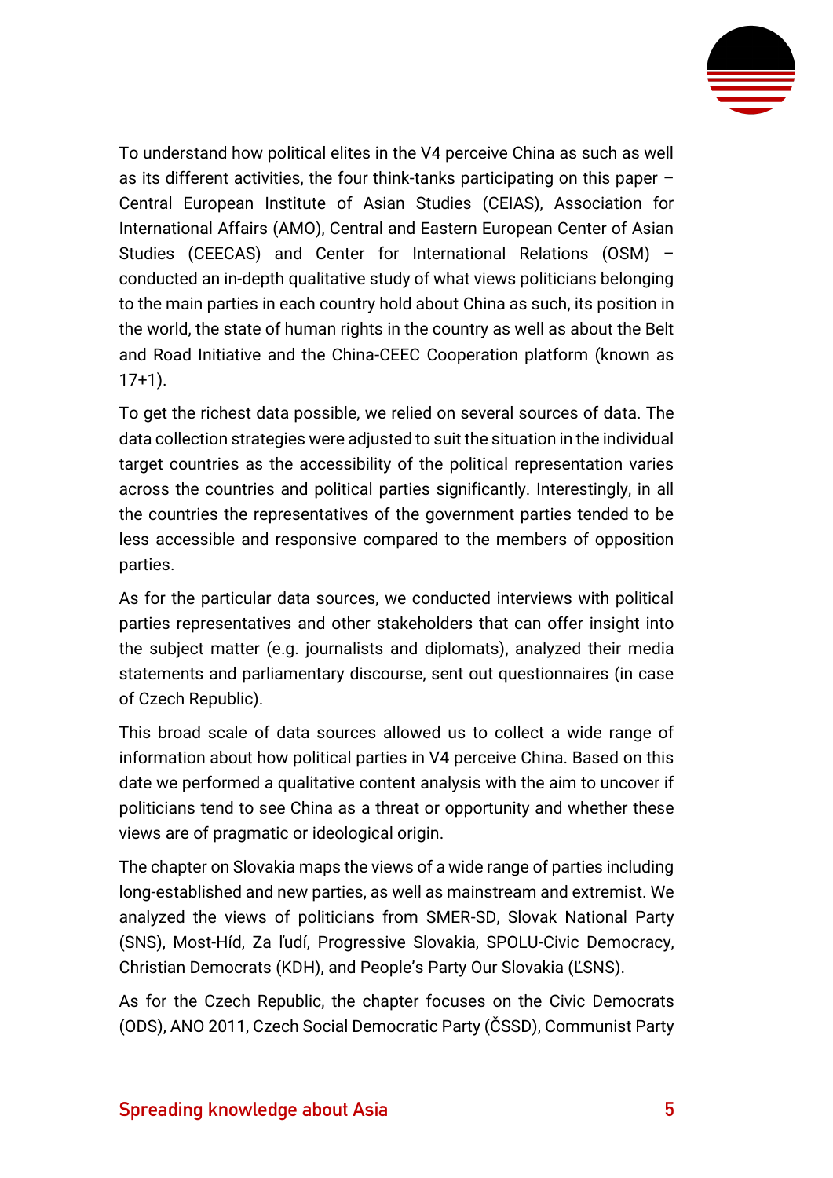To understand how political elites in the V4 perceive China as such as well as its different activities, the four think-tanks participating on this paper – Central European Institute of Asian Studies (CEIAS), Association for International Affairs (AMO), Central and Eastern European Center of Asian Studies (CEECAS) and Center for International Relations (OSM) – conducted an in-depth qualitative study of what views politicians belonging to the main parties in each country hold about China as such, its position in the world, the state of human rights in the country as well as about the Belt and Road Initiative and the China-CEEC Cooperation platform (known as 17+1).

To get the richest data possible, we relied on several sources of data. The data collection strategies were adjusted to suit the situation in the individual target countries as the accessibility of the political representation varies across the countries and political parties significantly. Interestingly, in all the countries the representatives of the government parties tended to be less accessible and responsive compared to the members of opposition parties.

As for the particular data sources, we conducted interviews with political parties representatives and other stakeholders that can offer insight into the subject matter (e.g. journalists and diplomats), analyzed their media statements and parliamentary discourse, sent out questionnaires (in case of Czech Republic).

This broad scale of data sources allowed us to collect a wide range of information about how political parties in V4 perceive China. Based on this date we performed a qualitative content analysis with the aim to uncover if politicians tend to see China as a threat or opportunity and whether these views are of pragmatic or ideological origin.

The chapter on Slovakia maps the views of a wide range of parties including long-established and new parties, as well as mainstream and extremist. We analyzed the views of politicians from SMER-SD, Slovak National Party (SNS), Most-Híd, Za ľudí, Progressive Slovakia, SPOLU-Civic Democracy, Christian Democrats (KDH), and People's Party Our Slovakia (ĽSNS).

As for the Czech Republic, the chapter focuses on the Civic Democrats (ODS), ANO 2011, Czech Social Democratic Party (ČSSD), Communist Party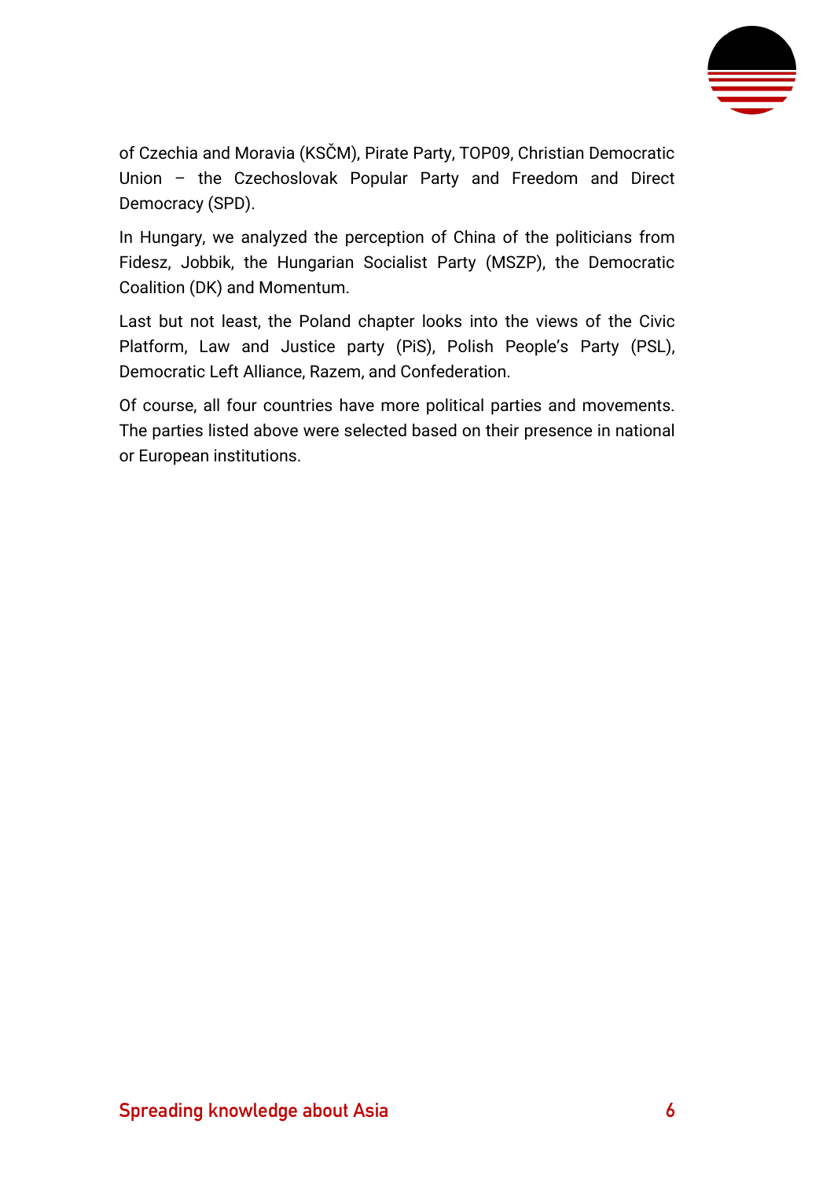of Czechia and Moravia (KSČM), Pirate Party, TOP09, Christian Democratic Union – the Czechoslovak Popular Party and Freedom and Direct Democracy (SPD).

In Hungary, we analyzed the perception of China of the politicians from Fidesz, Jobbik, the Hungarian Socialist Party (MSZP), the Democratic Coalition (DK) and Momentum.

Last but not least, the Poland chapter looks into the views of the Civic Platform, Law and Justice party (PiS), Polish People's Party (PSL), Democratic Left Alliance, Razem, and Confederation.

Of course, all four countries have more political parties and movements. The parties listed above were selected based on their presence in national or European institutions.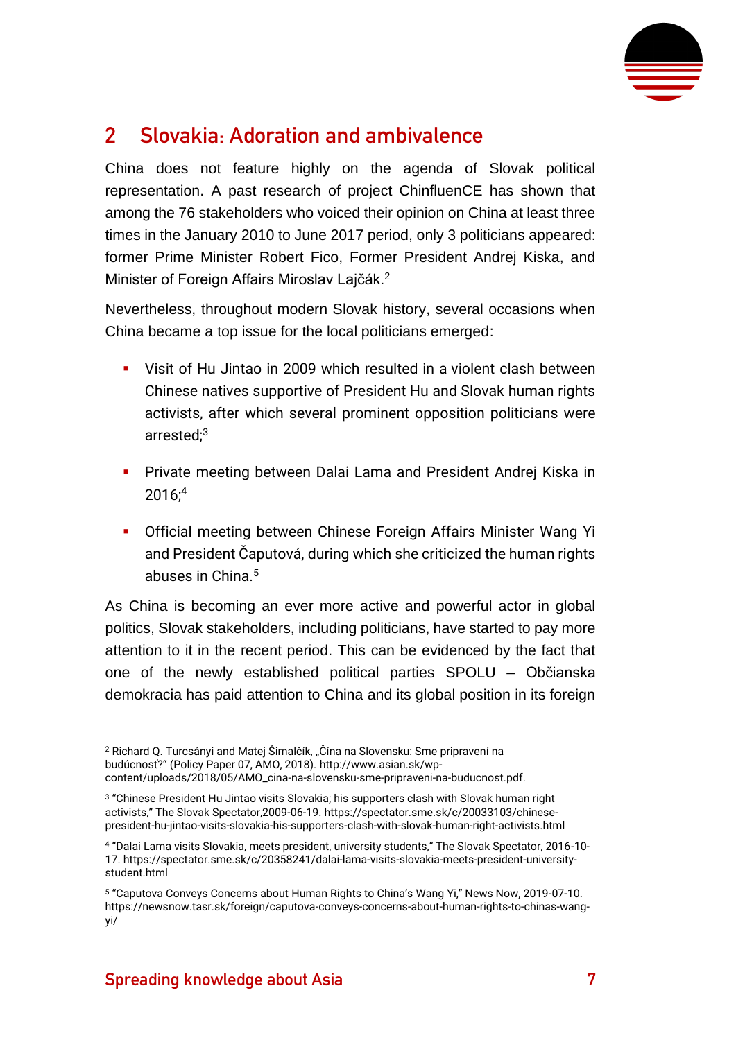## 2 Slovakia: Adoration and ambivalence

China does not feature highly on the agenda of Slovak political representation. A past research of project ChinfluenCE has shown that among the 76 stakeholders who voiced their opinion on China at least three times in the January 2010 to June 2017 period, only 3 politicians appeared: former Prime Minister Robert Fico, Former President Andrej Kiska, and Minister of Foreign Affairs Miroslav Lajčák.[2]

Nevertheless, throughout modern Slovak history, several occasions when China became a top issue for the local politicians emerged:

- Visit of Hu Jintao in 2009 which resulted in a violent clash between Chinese natives supportive of President Hu and Slovak human rights activists, after which several prominent opposition politicians were arrested;[3]
- Private meeting between Dalai Lama and President Andrej Kiska in 2016;[4]
- Official meeting between Chinese Foreign Affairs Minister Wang Yi and President Čaputová, during which she criticized the human rights abuses in China.[5]

As China is becoming an ever more active and powerful actor in global politics, Slovak stakeholders, including politicians, have started to pay more attention to it in the recent period. This can be evidenced by the fact that one of the newly established political parties SPOLU – Občianska demokracia has paid attention to China and its global position in its foreign

---

[2] Richard Q. Turcsányi and Matej Šimalčík, „Čína na Slovensku: Sme pripravení na budúcnosť?" (Policy Paper 07, AMO, 2018). http://www.asian.sk/wp-content/uploads/2018/05/AMO_cina-na-slovensku-sme-pripraveni-na-buducnost.pdf.

[3] "Chinese President Hu Jintao visits Slovakia; his supporters clash with Slovak human right activists," The Slovak Spectator,2009-06-19. https://spectator.sme.sk/c/20033103/chinese-president-hu-jintao-visits-slovakia-his-supporters-clash-with-slovak-human-right-activists.html

[4] "Dalai Lama visits Slovakia, meets president, university students," The Slovak Spectator, 2016-10-17. https://spectator.sme.sk/c/20358241/dalai-lama-visits-slovakia-meets-president-university-student.html

[5] "Caputova Conveys Concerns about Human Rights to China's Wang Yi," News Now, 2019-07-10. https://newsnow.tasr.sk/foreign/caputova-conveys-concerns-about-human-rights-to-chinas-wang-yi/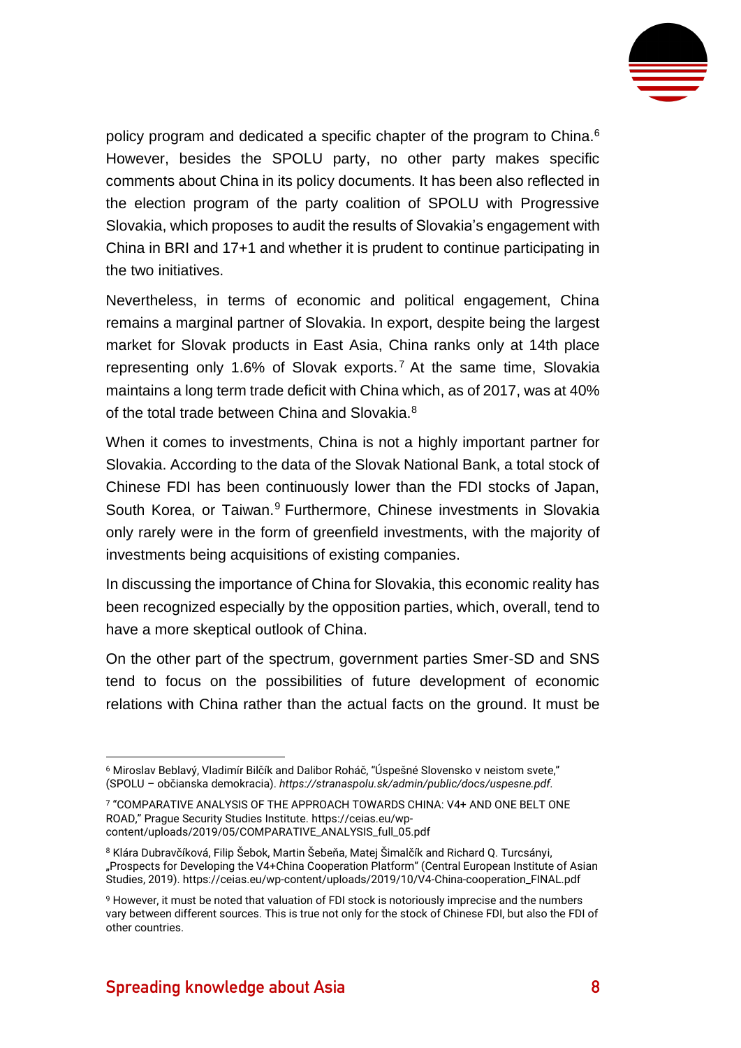policy program and dedicated a specific chapter of the program to China.[6] However, besides the SPOLU party, no other party makes specific comments about China in its policy documents. It has been also reflected in the election program of the party coalition of SPOLU with Progressive Slovakia, which proposes to audit the results of Slovakia's engagement with China in BRI and 17+1 and whether it is prudent to continue participating in the two initiatives.

Nevertheless, in terms of economic and political engagement, China remains a marginal partner of Slovakia. In export, despite being the largest market for Slovak products in East Asia, China ranks only at 14th place representing only 1.6% of Slovak exports.[7] At the same time, Slovakia maintains a long term trade deficit with China which, as of 2017, was at 40% of the total trade between China and Slovakia.[8]

When it comes to investments, China is not a highly important partner for Slovakia. According to the data of the Slovak National Bank, a total stock of Chinese FDI has been continuously lower than the FDI stocks of Japan, South Korea, or Taiwan.[9] Furthermore, Chinese investments in Slovakia only rarely were in the form of greenfield investments, with the majority of investments being acquisitions of existing companies.

In discussing the importance of China for Slovakia, this economic reality has been recognized especially by the opposition parties, which, overall, tend to have a more skeptical outlook of China.

On the other part of the spectrum, government parties Smer-SD and SNS tend to focus on the possibilities of future development of economic relations with China rather than the actual facts on the ground. It must be

---

[6] Miroslav Beblavý, Vladimír Bilčík and Dalibor Roháč, "Úspešné Slovensko v neistom svete," (SPOLU – občianska demokracia). *https://stranaspolu.sk/admin/public/docs/uspesne.pdf.*

[7] "COMPARATIVE ANALYSIS OF THE APPROACH TOWARDS CHINA: V4+ AND ONE BELT ONE ROAD," Prague Security Studies Institute. https://ceias.eu/wp-content/uploads/2019/05/COMPARATIVE_ANALYSIS_full_05.pdf

[8] Klára Dubravčíková, Filip Šebok, Martin Šebeňa, Matej Šimalčík and Richard Q. Turcsányi, „Prospects for Developing the V4+China Cooperation Platform" (Central European Institute of Asian Studies, 2019). https://ceias.eu/wp-content/uploads/2019/10/V4-China-cooperation_FINAL.pdf

[9] However, it must be noted that valuation of FDI stock is notoriously imprecise and the numbers vary between different sources. This is true not only for the stock of Chinese FDI, but also the FDI of other countries.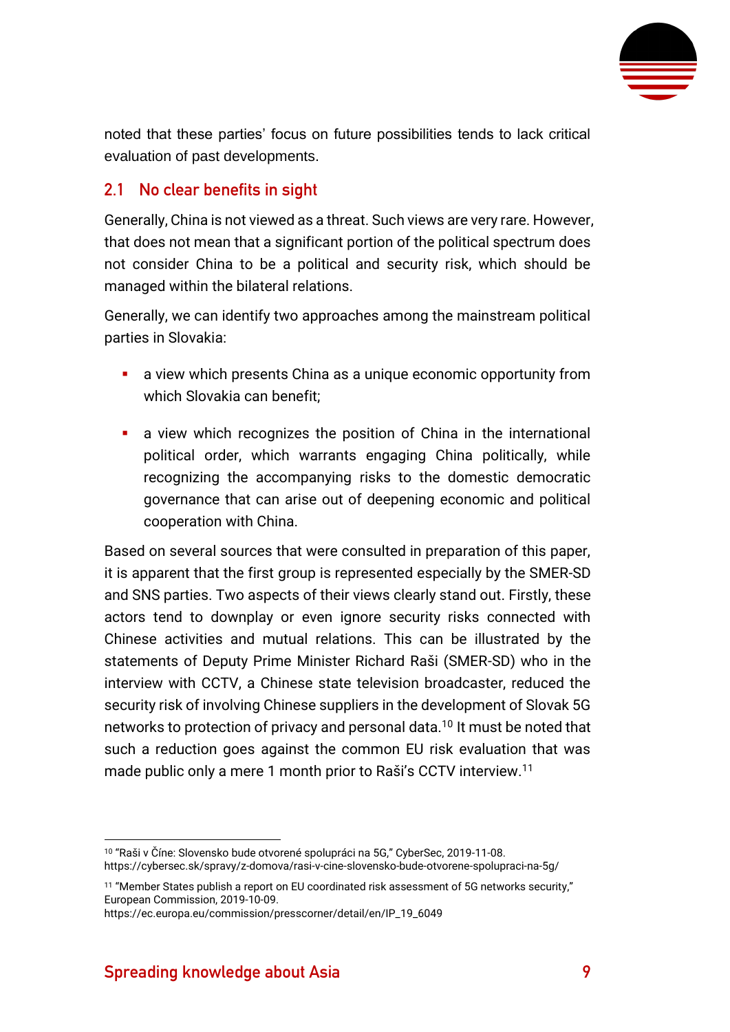noted that these parties' focus on future possibilities tends to lack critical evaluation of past developments.

## 2.1 No clear benefits in sight

Generally, China is not viewed as a threat. Such views are very rare. However, that does not mean that a significant portion of the political spectrum does not consider China to be a political and security risk, which should be managed within the bilateral relations.

Generally, we can identify two approaches among the mainstream political parties in Slovakia:

- a view which presents China as a unique economic opportunity from which Slovakia can benefit;
- a view which recognizes the position of China in the international political order, which warrants engaging China politically, while recognizing the accompanying risks to the domestic democratic governance that can arise out of deepening economic and political cooperation with China.

Based on several sources that were consulted in preparation of this paper, it is apparent that the first group is represented especially by the SMER-SD and SNS parties. Two aspects of their views clearly stand out. Firstly, these actors tend to downplay or even ignore security risks connected with Chinese activities and mutual relations. This can be illustrated by the statements of Deputy Prime Minister Richard Raši (SMER-SD) who in the interview with CCTV, a Chinese state television broadcaster, reduced the security risk of involving Chinese suppliers in the development of Slovak 5G networks to protection of privacy and personal data.[10] It must be noted that such a reduction goes against the common EU risk evaluation that was made public only a mere 1 month prior to Raši's CCTV interview.[11]

[10] "Raši v Číne: Slovensko bude otvorené spolupráci na 5G," CyberSec, 2019-11-08. https://cybersec.sk/spravy/z-domova/rasi-v-cine-slovensko-bude-otvorene-spolupraci-na-5g/

[11] "Member States publish a report on EU coordinated risk assessment of 5G networks security," European Commission, 2019-10-09. https://ec.europa.eu/commission/presscorner/detail/en/IP_19_6049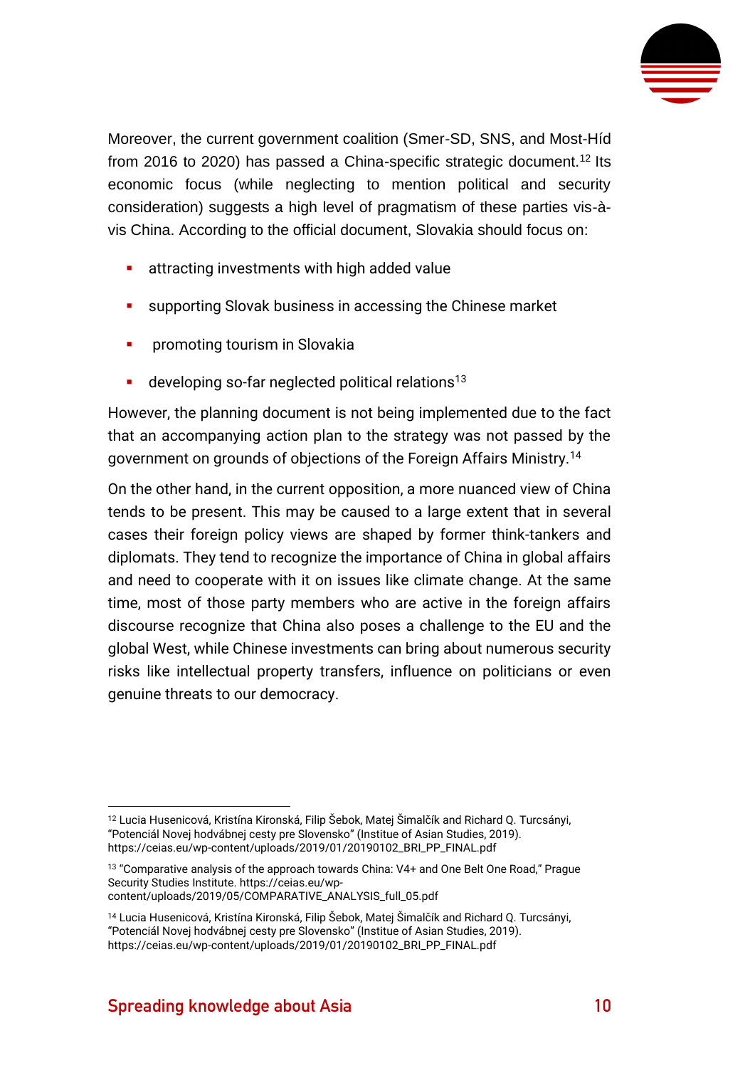Moreover, the current government coalition (Smer-SD, SNS, and Most-Híd from 2016 to 2020) has passed a China-specific strategic document.[12] Its economic focus (while neglecting to mention political and security consideration) suggests a high level of pragmatism of these parties vis-à-vis China. According to the official document, Slovakia should focus on:

- attracting investments with high added value
- supporting Slovak business in accessing the Chinese market
- promoting tourism in Slovakia
- developing so-far neglected political relations[13]

However, the planning document is not being implemented due to the fact that an accompanying action plan to the strategy was not passed by the government on grounds of objections of the Foreign Affairs Ministry.[14]

On the other hand, in the current opposition, a more nuanced view of China tends to be present. This may be caused to a large extent that in several cases their foreign policy views are shaped by former think-tankers and diplomats. They tend to recognize the importance of China in global affairs and need to cooperate with it on issues like climate change. At the same time, most of those party members who are active in the foreign affairs discourse recognize that China also poses a challenge to the EU and the global West, while Chinese investments can bring about numerous security risks like intellectual property transfers, influence on politicians or even genuine threats to our democracy.

---

[12] Lucia Husenicová, Kristína Kironská, Filip Šebok, Matej Šimalčík and Richard Q. Turcsányi, "Potenciál Novej hodvábnej cesty pre Slovensko" (Institue of Asian Studies, 2019). https://ceias.eu/wp-content/uploads/2019/01/20190102_BRI_PP_FINAL.pdf

[13] "Comparative analysis of the approach towards China: V4+ and One Belt One Road," Prague Security Studies Institute. https://ceias.eu/wp-content/uploads/2019/05/COMPARATIVE_ANALYSIS_full_05.pdf

[14] Lucia Husenicová, Kristína Kironská, Filip Šebok, Matej Šimalčík and Richard Q. Turcsányi, "Potenciál Novej hodvábnej cesty pre Slovensko" (Institue of Asian Studies, 2019). https://ceias.eu/wp-content/uploads/2019/01/20190102_BRI_PP_FINAL.pdf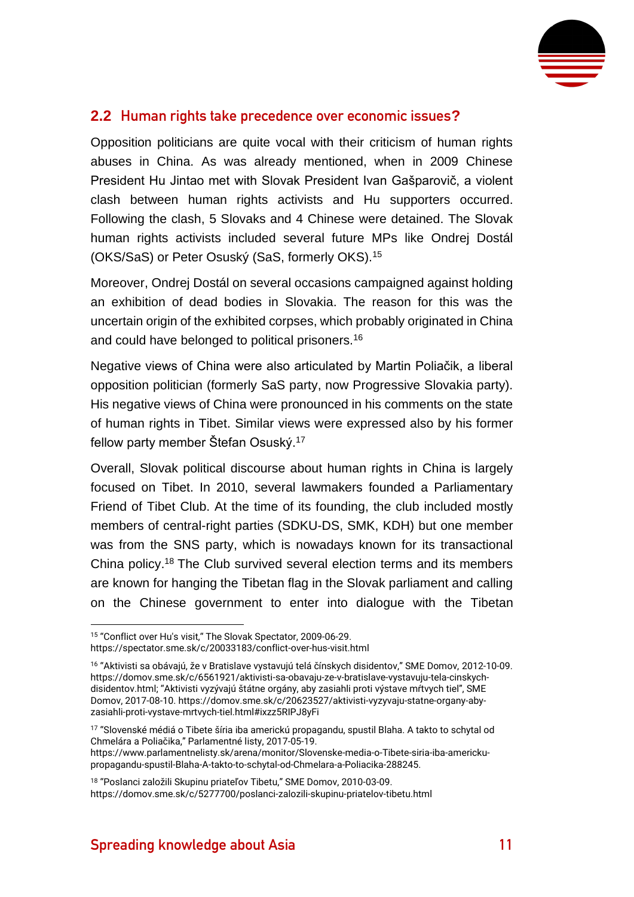## 2.2 Human rights take precedence over economic issues?

Opposition politicians are quite vocal with their criticism of human rights abuses in China. As was already mentioned, when in 2009 Chinese President Hu Jintao met with Slovak President Ivan Gašparovič, a violent clash between human rights activists and Hu supporters occurred. Following the clash, 5 Slovaks and 4 Chinese were detained. The Slovak human rights activists included several future MPs like Ondrej Dostál (OKS/SaS) or Peter Osuský (SaS, formerly OKS).[15]

Moreover, Ondrej Dostál on several occasions campaigned against holding an exhibition of dead bodies in Slovakia. The reason for this was the uncertain origin of the exhibited corpses, which probably originated in China and could have belonged to political prisoners.[16]

Negative views of China were also articulated by Martin Poliačik, a liberal opposition politician (formerly SaS party, now Progressive Slovakia party). His negative views of China were pronounced in his comments on the state of human rights in Tibet. Similar views were expressed also by his former fellow party member Štefan Osuský.[17]

Overall, Slovak political discourse about human rights in China is largely focused on Tibet. In 2010, several lawmakers founded a Parliamentary Friend of Tibet Club. At the time of its founding, the club included mostly members of central-right parties (SDKU-DS, SMK, KDH) but one member was from the SNS party, which is nowadays known for its transactional China policy.[18] The Club survived several election terms and its members are known for hanging the Tibetan flag in the Slovak parliament and calling on the Chinese government to enter into dialogue with the Tibetan

---

[15] "Conflict over Hu's visit," The Slovak Spectator, 2009-06-29. https://spectator.sme.sk/c/20033183/conflict-over-hus-visit.html

[16] "Aktivisti sa obávajú, že v Bratislave vystavujú telá čínskych disidentov," SME Domov, 2012-10-09. https://domov.sme.sk/c/6561921/aktivisti-sa-obavaju-ze-v-bratislave-vystavuju-tela-cinskych-disidentov.html; "Aktivisti vyzývajú štátne orgány, aby zasiahli proti výstave mŕtvych tiel", SME Domov, 2017-08-10. https://domov.sme.sk/c/20623527/aktivisti-vyzyvaju-statne-organy-aby-zasiahli-proti-vystave-mrtvych-tiel.html#ixzz5RlPJ8yFi

[17] "Slovenské médiá o Tibete šíria iba americkú propagandu, spustil Blaha. A takto to schytal od Chmelára a Poliačika," Parlamentné listy, 2017-05-19. https://www.parlamentnelisty.sk/arena/monitor/Slovenske-media-o-Tibete-siria-iba-americku-propagandu-spustil-Blaha-A-takto-to-schytal-od-Chmelara-a-Poliacika-288245.

[18] "Poslanci založili Skupinu priateľov Tibetu," SME Domov, 2010-03-09. https://domov.sme.sk/c/5277700/poslanci-zalozili-skupinu-priatelov-tibetu.html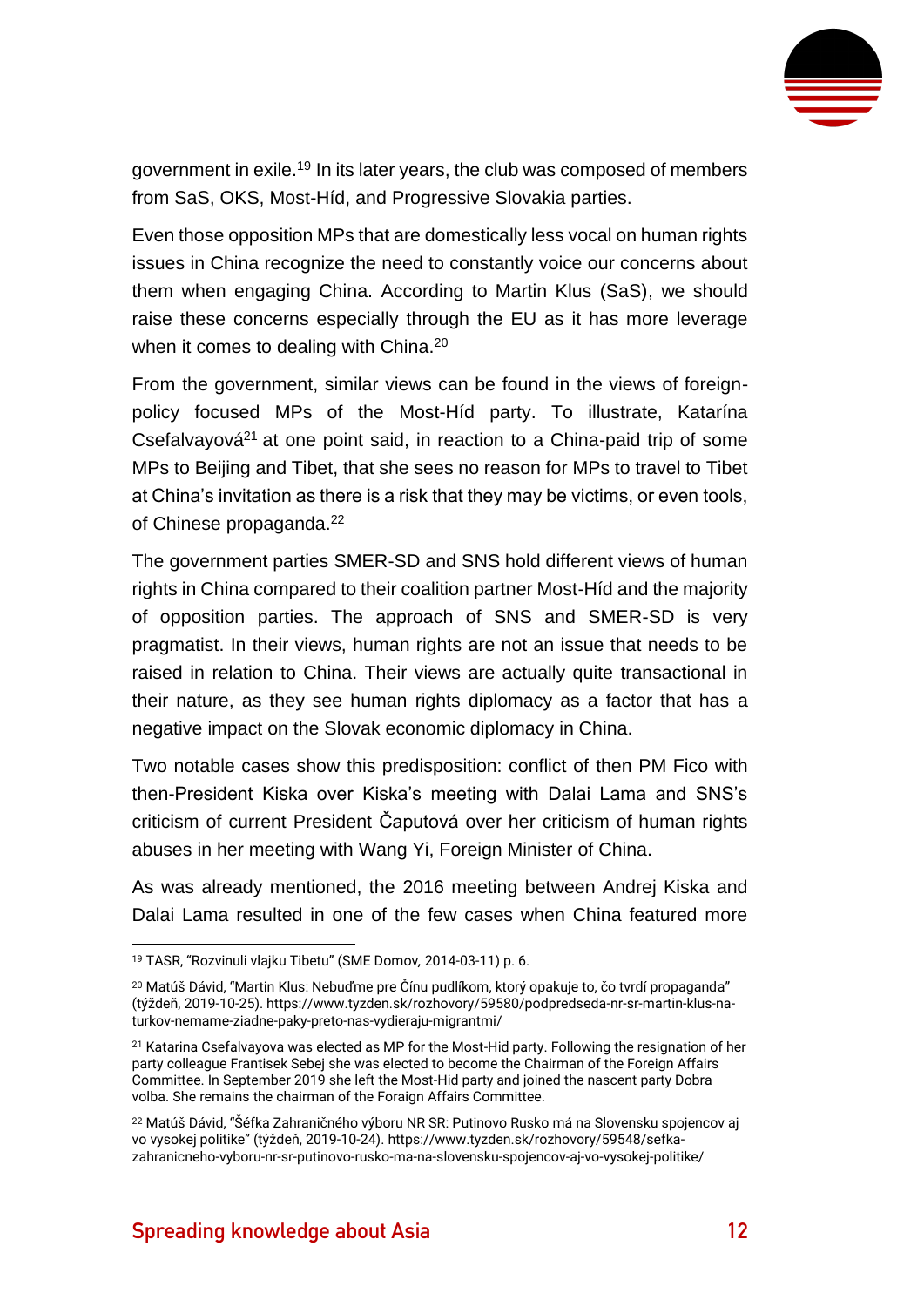government in exile.[19] In its later years, the club was composed of members from SaS, OKS, Most-Híd, and Progressive Slovakia parties.

Even those opposition MPs that are domestically less vocal on human rights issues in China recognize the need to constantly voice our concerns about them when engaging China. According to Martin Klus (SaS), we should raise these concerns especially through the EU as it has more leverage when it comes to dealing with China.[20]

From the government, similar views can be found in the views of foreign-policy focused MPs of the Most-Híd party. To illustrate, Katarína Csefalvayová[21] at one point said, in reaction to a China-paid trip of some MPs to Beijing and Tibet, that she sees no reason for MPs to travel to Tibet at China's invitation as there is a risk that they may be victims, or even tools, of Chinese propaganda.[22]

The government parties SMER-SD and SNS hold different views of human rights in China compared to their coalition partner Most-Híd and the majority of opposition parties. The approach of SNS and SMER-SD is very pragmatist. In their views, human rights are not an issue that needs to be raised in relation to China. Their views are actually quite transactional in their nature, as they see human rights diplomacy as a factor that has a negative impact on the Slovak economic diplomacy in China.

Two notable cases show this predisposition: conflict of then PM Fico with then-President Kiska over Kiska's meeting with Dalai Lama and SNS's criticism of current President Čaputová over her criticism of human rights abuses in her meeting with Wang Yi, Foreign Minister of China.

As was already mentioned, the 2016 meeting between Andrej Kiska and Dalai Lama resulted in one of the few cases when China featured more

---

[19] TASR, "Rozvinuli vlajku Tibetu" (SME Domov, 2014-03-11) p. 6.

[20] Matúš Dávid, "Martin Klus: Nebuďme pre Čínu pudlíkom, ktorý opakuje to, čo tvrdí propaganda" (týždeň, 2019-10-25). https://www.tyzden.sk/rozhovory/59580/podpredseda-nr-sr-martin-klus-na-turkov-nemame-ziadne-paky-preto-nas-vydieraju-migrantmi/

[21] Katarina Csefalvayova was elected as MP for the Most-Hid party. Following the resignation of her party colleague Frantisek Sebej she was elected to become the Chairman of the Foreign Affairs Committee. In September 2019 she left the Most-Hid party and joined the nascent party Dobra volba. She remains the chairman of the Foraign Affairs Committee.

[22] Matúš Dávid, "Šéfka Zahraničného výboru NR SR: Putinovo Rusko má na Slovensku spojencov aj vo vysokej politike" (týždeň, 2019-10-24). https://www.tyzden.sk/rozhovory/59548/sefka-zahranicneho-vyboru-nr-sr-putinovo-rusko-ma-na-slovensku-spojencov-aj-vo-vysokej-politike/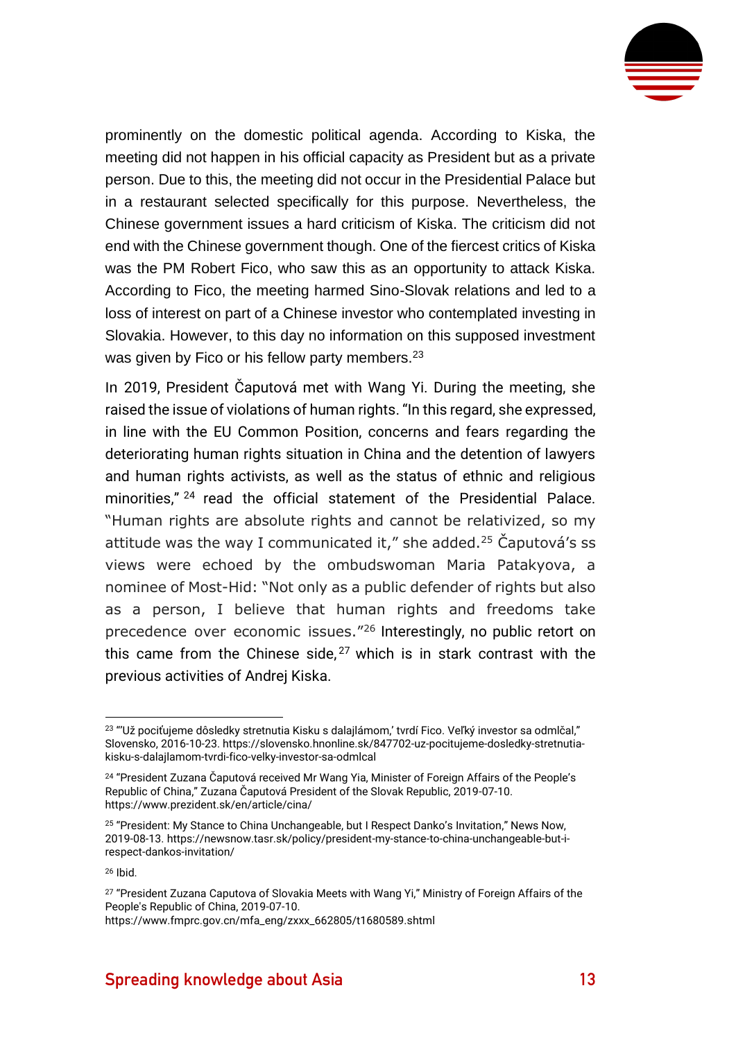prominently on the domestic political agenda. According to Kiska, the meeting did not happen in his official capacity as President but as a private person. Due to this, the meeting did not occur in the Presidential Palace but in a restaurant selected specifically for this purpose. Nevertheless, the Chinese government issues a hard criticism of Kiska. The criticism did not end with the Chinese government though. One of the fiercest critics of Kiska was the PM Robert Fico, who saw this as an opportunity to attack Kiska. According to Fico, the meeting harmed Sino-Slovak relations and led to a loss of interest on part of a Chinese investor who contemplated investing in Slovakia. However, to this day no information on this supposed investment was given by Fico or his fellow party members.[23]

In 2019, President Čaputová met with Wang Yi. During the meeting, she raised the issue of violations of human rights. "In this regard, she expressed, in line with the EU Common Position, concerns and fears regarding the deteriorating human rights situation in China and the detention of lawyers and human rights activists, as well as the status of ethnic and religious minorities,"[24] read the official statement of the Presidential Palace. "Human rights are absolute rights and cannot be relativized, so my attitude was the way I communicated it," she added.[25] Čaputová's ss views were echoed by the ombudswoman Maria Patakyova, a nominee of Most-Hid: "Not only as a public defender of rights but also as a person, I believe that human rights and freedoms take precedence over economic issues."[26] Interestingly, no public retort on this came from the Chinese side,[27] which is in stark contrast with the previous activities of Andrej Kiska.

---

[23] "'Už pociťujeme dôsledky stretnutia Kisku s dalajlámom,' tvrdí Fico. Veľký investor sa odmlčal," Slovensko, 2016-10-23. https://slovensko.hnonline.sk/847702-uz-pocitujeme-dosledky-stretnutia-kisku-s-dalajlamom-tvrdi-fico-velky-investor-sa-odmlcal

[24] "President Zuzana Čaputová received Mr Wang Yia, Minister of Foreign Affairs of the People's Republic of China," Zuzana Čaputová President of the Slovak Republic, 2019-07-10. https://www.prezident.sk/en/article/cina/

[25] "President: My Stance to China Unchangeable, but I Respect Danko's Invitation," News Now, 2019-08-13. https://newsnow.tasr.sk/policy/president-my-stance-to-china-unchangeable-but-i-respect-dankos-invitation/

[26] Ibid.

[27] "President Zuzana Caputova of Slovakia Meets with Wang Yi," Ministry of Foreign Affairs of the People's Republic of China, 2019-07-10. https://www.fmprc.gov.cn/mfa_eng/zxxx_662805/t1680589.shtml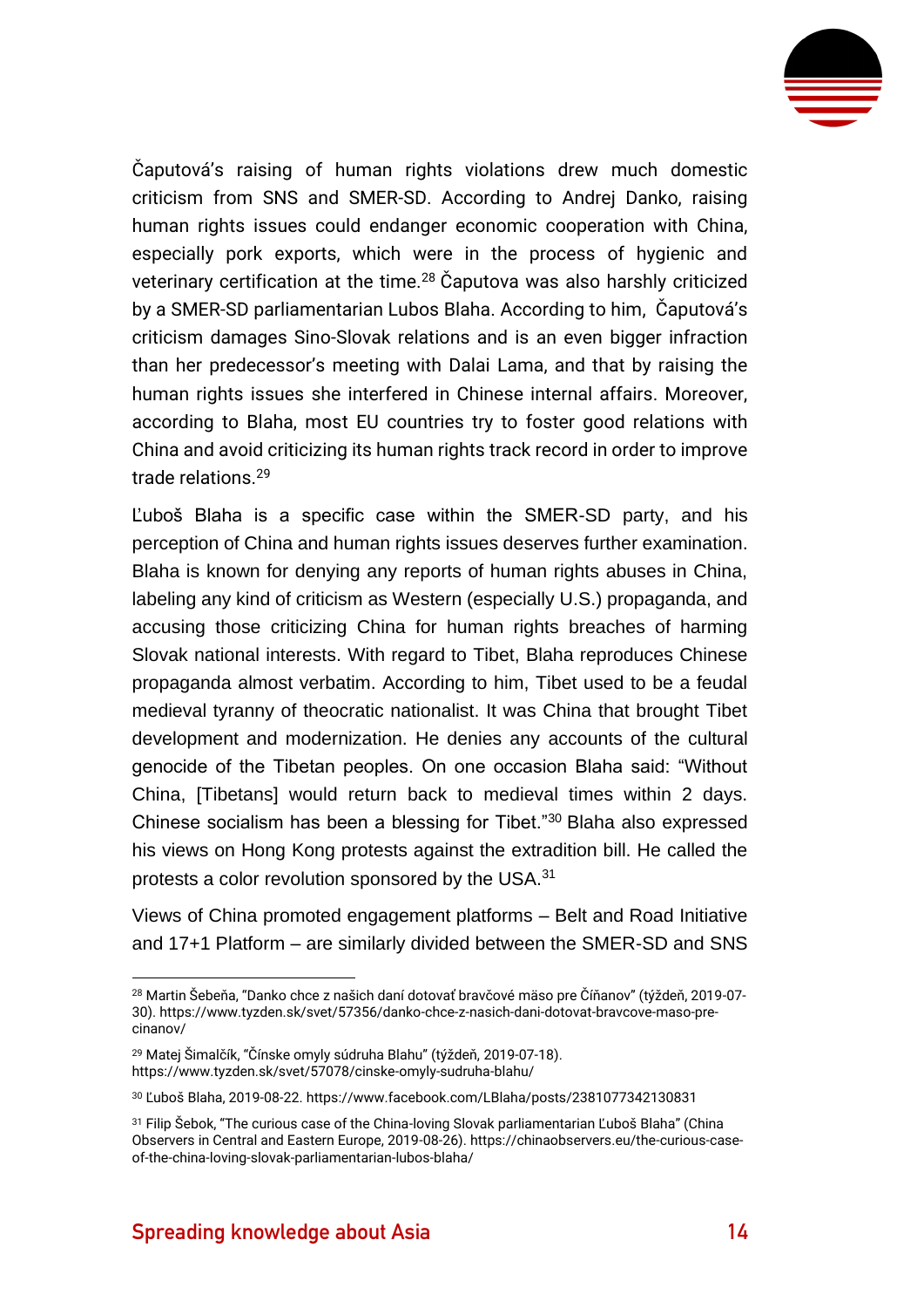Čaputová's raising of human rights violations drew much domestic criticism from SNS and SMER-SD. According to Andrej Danko, raising human rights issues could endanger economic cooperation with China, especially pork exports, which were in the process of hygienic and veterinary certification at the time.[28] Čaputova was also harshly criticized by a SMER-SD parliamentarian Lubos Blaha. According to him, Čaputová's criticism damages Sino-Slovak relations and is an even bigger infraction than her predecessor's meeting with Dalai Lama, and that by raising the human rights issues she interfered in Chinese internal affairs. Moreover, according to Blaha, most EU countries try to foster good relations with China and avoid criticizing its human rights track record in order to improve trade relations.[29]

Ľuboš Blaha is a specific case within the SMER-SD party, and his perception of China and human rights issues deserves further examination. Blaha is known for denying any reports of human rights abuses in China, labeling any kind of criticism as Western (especially U.S.) propaganda, and accusing those criticizing China for human rights breaches of harming Slovak national interests. With regard to Tibet, Blaha reproduces Chinese propaganda almost verbatim. According to him, Tibet used to be a feudal medieval tyranny of theocratic nationalist. It was China that brought Tibet development and modernization. He denies any accounts of the cultural genocide of the Tibetan peoples. On one occasion Blaha said: "Without China, [Tibetans] would return back to medieval times within 2 days. Chinese socialism has been a blessing for Tibet."[30] Blaha also expressed his views on Hong Kong protests against the extradition bill. He called the protests a color revolution sponsored by the USA.[31]

Views of China promoted engagement platforms – Belt and Road Initiative and 17+1 Platform – are similarly divided between the SMER-SD and SNS

---

[28] Martin Šebeňa, "Danko chce z našich daní dotovať bravčové mäso pre Číňanov" (týždeň, 2019-07-30). https://www.tyzden.sk/svet/57356/danko-chce-z-nasich-dani-dotovat-bravcove-maso-pre-cinanov/

[29] Matej Šimalčík, "Čínske omyly súdruha Blahu" (týždeň, 2019-07-18). https://www.tyzden.sk/svet/57078/cinske-omyly-sudruha-blahu/

[30] Ľuboš Blaha, 2019-08-22. https://www.facebook.com/LBlaha/posts/2381077342130831

[31] Filip Šebok, "The curious case of the China-loving Slovak parliamentarian Ľuboš Blaha" (China Observers in Central and Eastern Europe, 2019-08-26). https://chinaobservers.eu/the-curious-case-of-the-china-loving-slovak-parliamentarian-lubos-blaha/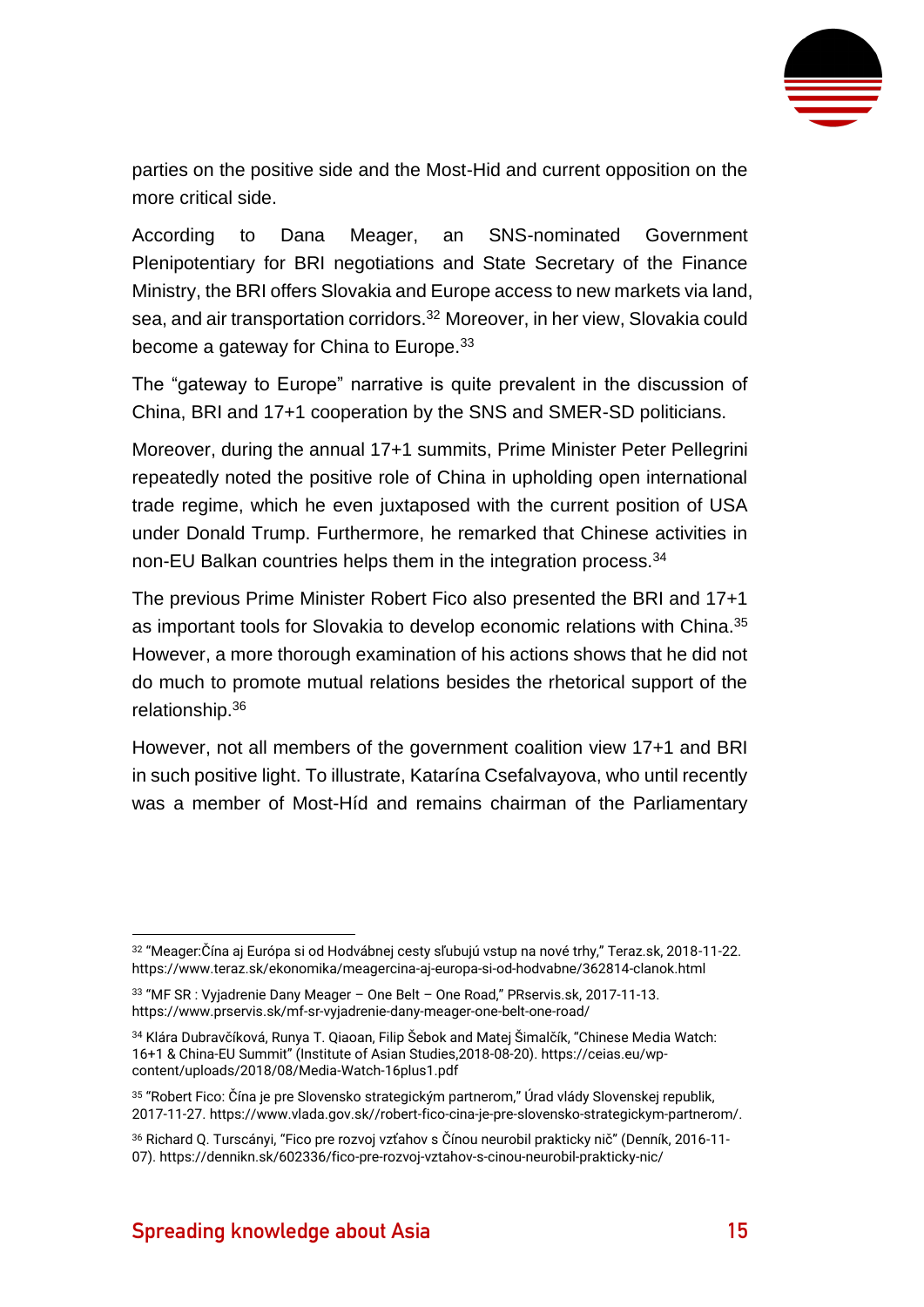parties on the positive side and the Most-Hid and current opposition on the more critical side.

According to Dana Meager, an SNS-nominated Government Plenipotentiary for BRI negotiations and State Secretary of the Finance Ministry, the BRI offers Slovakia and Europe access to new markets via land, sea, and air transportation corridors.[32] Moreover, in her view, Slovakia could become a gateway for China to Europe.[33]

The "gateway to Europe" narrative is quite prevalent in the discussion of China, BRI and 17+1 cooperation by the SNS and SMER-SD politicians.

Moreover, during the annual 17+1 summits, Prime Minister Peter Pellegrini repeatedly noted the positive role of China in upholding open international trade regime, which he even juxtaposed with the current position of USA under Donald Trump. Furthermore, he remarked that Chinese activities in non-EU Balkan countries helps them in the integration process.[34]

The previous Prime Minister Robert Fico also presented the BRI and 17+1 as important tools for Slovakia to develop economic relations with China.[35] However, a more thorough examination of his actions shows that he did not do much to promote mutual relations besides the rhetorical support of the relationship.[36]

However, not all members of the government coalition view 17+1 and BRI in such positive light. To illustrate, Katarína Csefalvayova, who until recently was a member of Most-Híd and remains chairman of the Parliamentary

---

[32] "Meager:Čína aj Európa si od Hodvábnej cesty sľubujú vstup na nové trhy," Teraz.sk, 2018-11-22. https://www.teraz.sk/ekonomika/meagercina-aj-europa-si-od-hodvabne/362814-clanok.html

[33] "MF SR : Vyjadrenie Dany Meager – One Belt – One Road," PRservis.sk, 2017-11-13. https://www.prservis.sk/mf-sr-vyjadrenie-dany-meager-one-belt-one-road/

[34] Klára Dubravčíková, Runya T. Qiaoan, Filip Šebok and Matej Šimalčík, "Chinese Media Watch: 16+1 & China-EU Summit" (Institute of Asian Studies,2018-08-20). https://ceias.eu/wp-content/uploads/2018/08/Media-Watch-16plus1.pdf

[35] "Robert Fico: Čína je pre Slovensko strategickým partnerom," Úrad vlády Slovenskej republik, 2017-11-27. https://www.vlada.gov.sk//robert-fico-cina-je-pre-slovensko-strategickym-partnerom/.

[36] Richard Q. Turcsányi, "Fico pre rozvoj vzťahov s Čínou neurobil prakticky nič" (Denník, 2016-11-07). https://dennikn.sk/602336/fico-pre-rozvoj-vztahov-s-cinou-neurobil-prakticky-nic/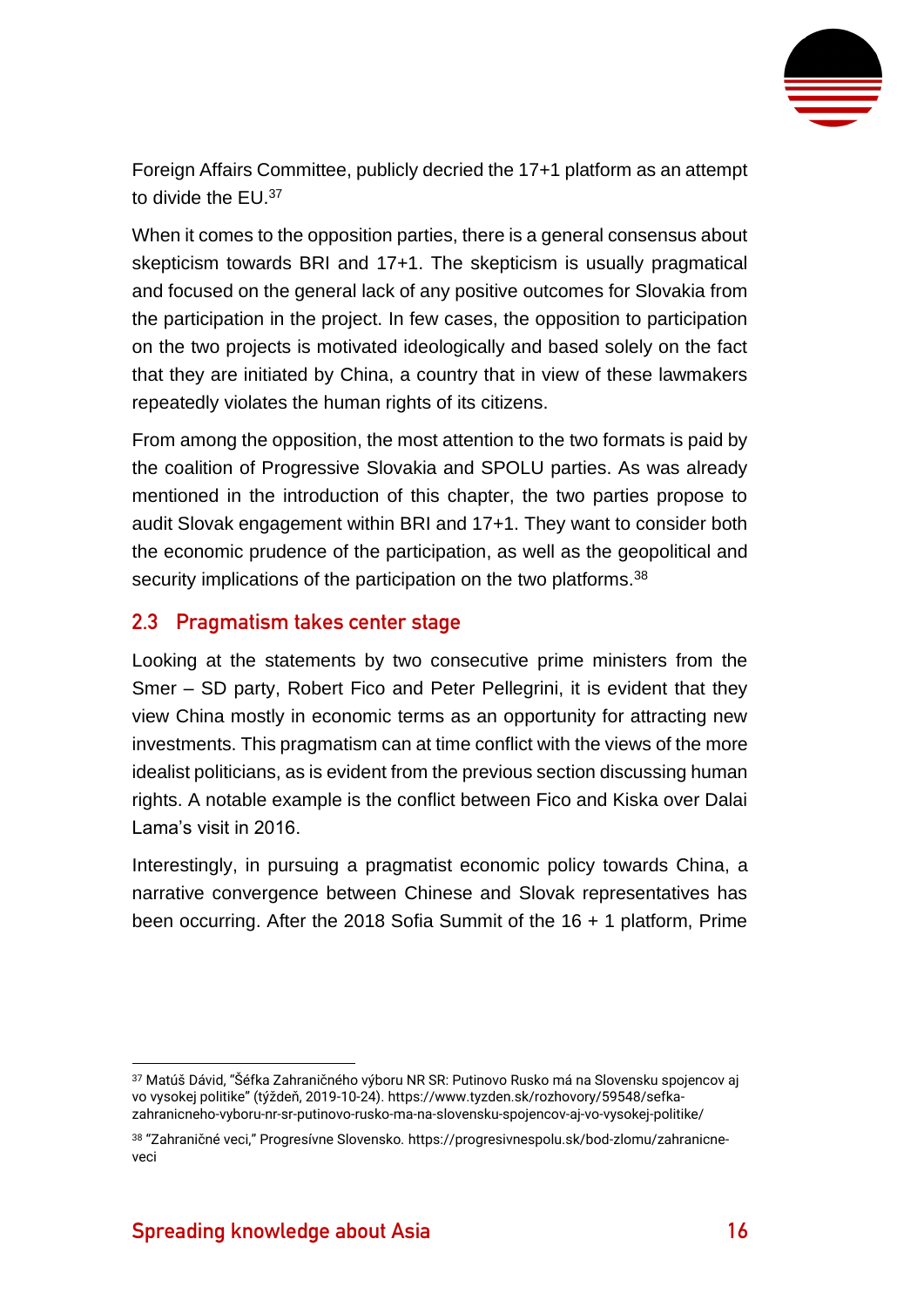Foreign Affairs Committee, publicly decried the 17+1 platform as an attempt to divide the EU.[37]

When it comes to the opposition parties, there is a general consensus about skepticism towards BRI and 17+1. The skepticism is usually pragmatical and focused on the general lack of any positive outcomes for Slovakia from the participation in the project. In few cases, the opposition to participation on the two projects is motivated ideologically and based solely on the fact that they are initiated by China, a country that in view of these lawmakers repeatedly violates the human rights of its citizens.

From among the opposition, the most attention to the two formats is paid by the coalition of Progressive Slovakia and SPOLU parties. As was already mentioned in the introduction of this chapter, the two parties propose to audit Slovak engagement within BRI and 17+1. They want to consider both the economic prudence of the participation, as well as the geopolitical and security implications of the participation on the two platforms.[38]

## 2.3 Pragmatism takes center stage

Looking at the statements by two consecutive prime ministers from the Smer – SD party, Robert Fico and Peter Pellegrini, it is evident that they view China mostly in economic terms as an opportunity for attracting new investments. This pragmatism can at time conflict with the views of the more idealist politicians, as is evident from the previous section discussing human rights. A notable example is the conflict between Fico and Kiska over Dalai Lama's visit in 2016.

Interestingly, in pursuing a pragmatist economic policy towards China, a narrative convergence between Chinese and Slovak representatives has been occurring. After the 2018 Sofia Summit of the 16 + 1 platform, Prime

---

[37] Matúš Dávid, "Šéfka Zahraničného výboru NR SR: Putinovo Rusko má na Slovensku spojencov aj vo vysokej politike" (týždeň, 2019-10-24). https://www.tyzden.sk/rozhovory/59548/sefka-zahranicneho-vyboru-nr-sr-putinovo-rusko-ma-na-slovensku-spojencov-aj-vo-vysokej-politike/

[38] "Zahraničné veci," Progresívne Slovensko. https://progresivnespolu.sk/bod-zlomu/zahranicne-veci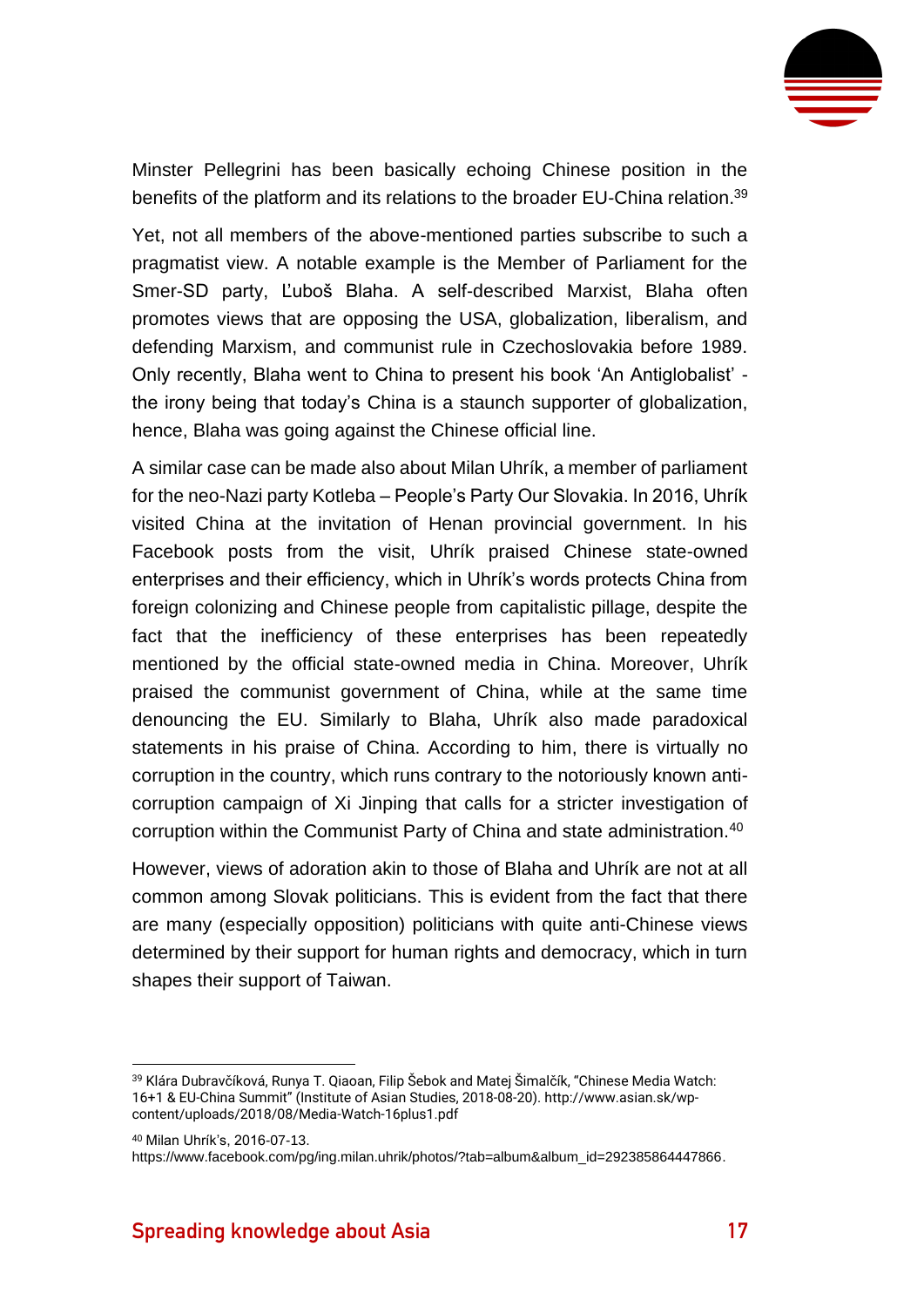Minster Pellegrini has been basically echoing Chinese position in the benefits of the platform and its relations to the broader EU-China relation.[39]

Yet, not all members of the above-mentioned parties subscribe to such a pragmatist view. A notable example is the Member of Parliament for the Smer-SD party, Ľuboš Blaha. A self-described Marxist, Blaha often promotes views that are opposing the USA, globalization, liberalism, and defending Marxism, and communist rule in Czechoslovakia before 1989. Only recently, Blaha went to China to present his book 'An Antiglobalist' - the irony being that today's China is a staunch supporter of globalization, hence, Blaha was going against the Chinese official line.

A similar case can be made also about Milan Uhrík, a member of parliament for the neo-Nazi party Kotleba – People's Party Our Slovakia. In 2016, Uhrík visited China at the invitation of Henan provincial government. In his Facebook posts from the visit, Uhrík praised Chinese state-owned enterprises and their efficiency, which in Uhrík's words protects China from foreign colonizing and Chinese people from capitalistic pillage, despite the fact that the inefficiency of these enterprises has been repeatedly mentioned by the official state-owned media in China. Moreover, Uhrík praised the communist government of China, while at the same time denouncing the EU. Similarly to Blaha, Uhrík also made paradoxical statements in his praise of China. According to him, there is virtually no corruption in the country, which runs contrary to the notoriously known anti-corruption campaign of Xi Jinping that calls for a stricter investigation of corruption within the Communist Party of China and state administration.[40]

However, views of adoration akin to those of Blaha and Uhrík are not at all common among Slovak politicians. This is evident from the fact that there are many (especially opposition) politicians with quite anti-Chinese views determined by their support for human rights and democracy, which in turn shapes their support of Taiwan.

---

[39] Klára Dubravčíková, Runya T. Qiaoan, Filip Šebok and Matej Šimalčík, "Chinese Media Watch: 16+1 & EU-China Summit" (Institute of Asian Studies, 2018-08-20). http://www.asian.sk/wp-content/uploads/2018/08/Media-Watch-16plus1.pdf

[40] Milan Uhrík's, 2016-07-13. https://www.facebook.com/pg/ing.milan.uhrik/photos/?tab=album&album_id=292385864447866.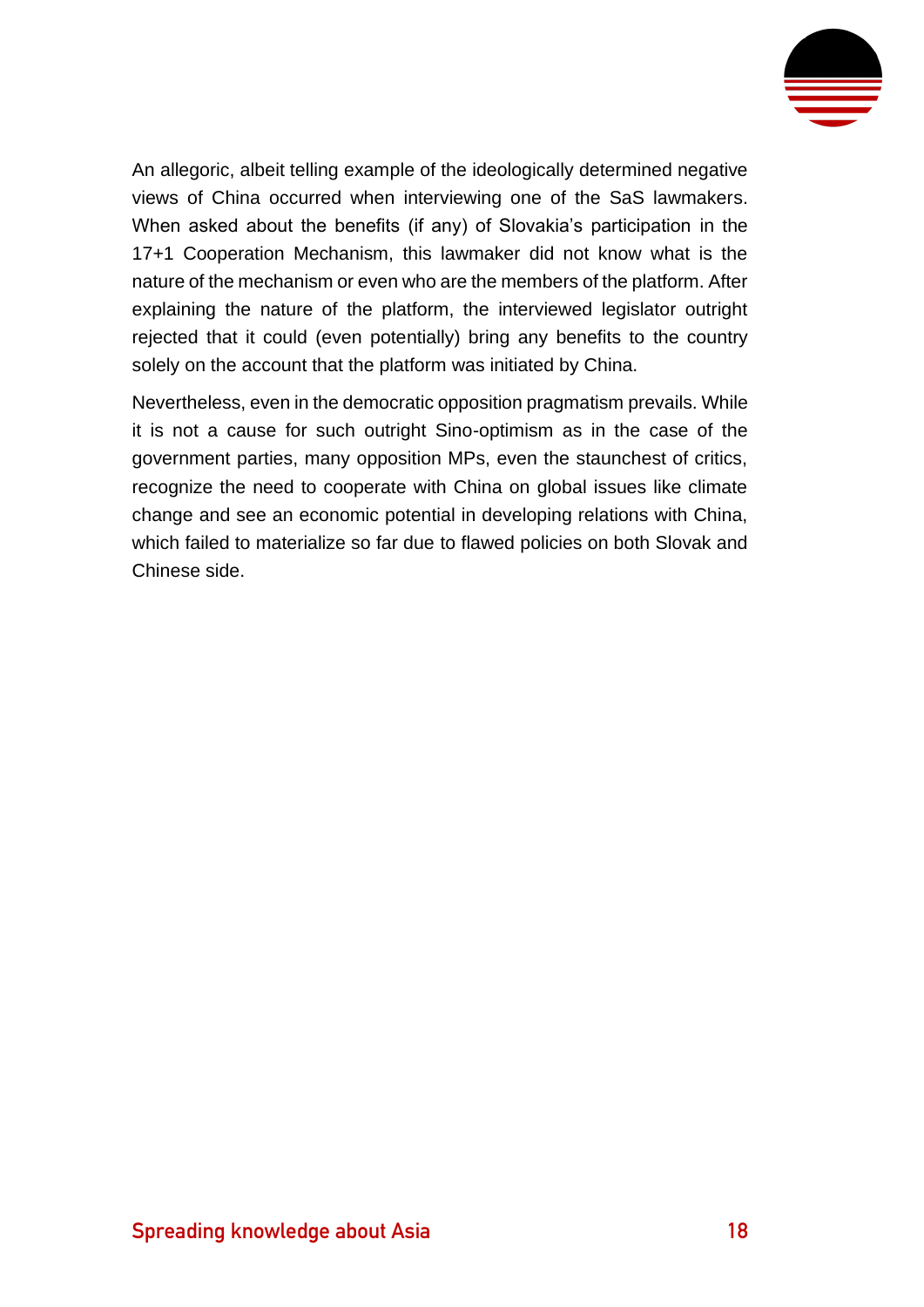An allegoric, albeit telling example of the ideologically determined negative views of China occurred when interviewing one of the SaS lawmakers. When asked about the benefits (if any) of Slovakia's participation in the 17+1 Cooperation Mechanism, this lawmaker did not know what is the nature of the mechanism or even who are the members of the platform. After explaining the nature of the platform, the interviewed legislator outright rejected that it could (even potentially) bring any benefits to the country solely on the account that the platform was initiated by China.

Nevertheless, even in the democratic opposition pragmatism prevails. While it is not a cause for such outright Sino-optimism as in the case of the government parties, many opposition MPs, even the staunchest of critics, recognize the need to cooperate with China on global issues like climate change and see an economic potential in developing relations with China, which failed to materialize so far due to flawed policies on both Slovak and Chinese side.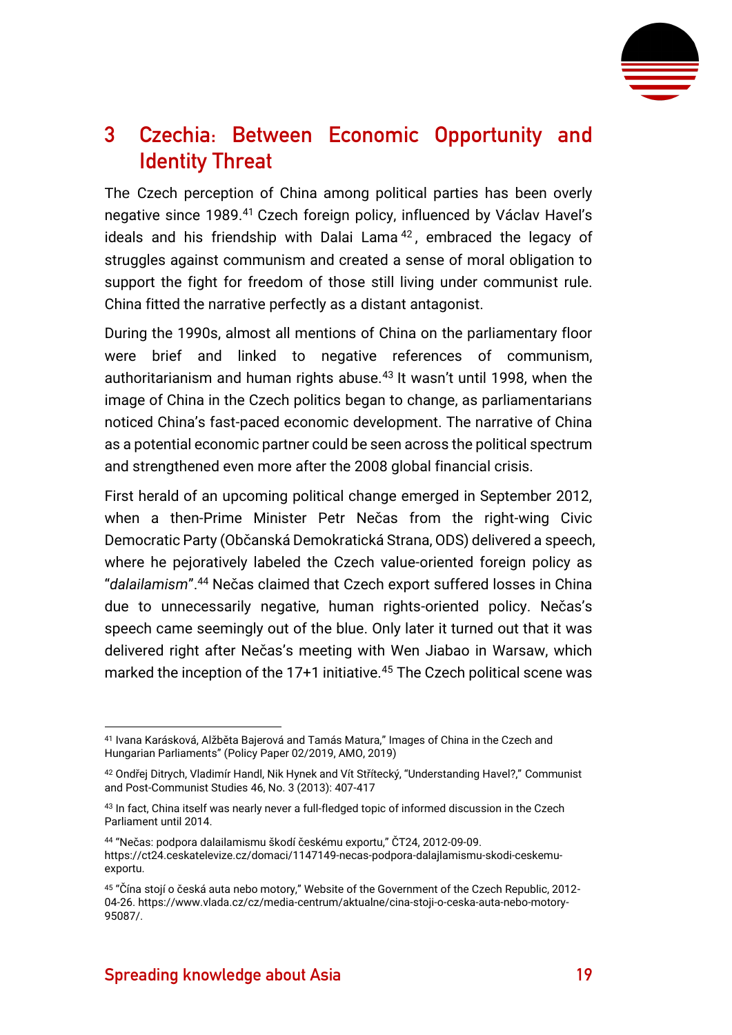# 3 Czechia: Between Economic Opportunity and Identity Threat

The Czech perception of China among political parties has been overly negative since 1989.[41] Czech foreign policy, influenced by Václav Havel's ideals and his friendship with Dalai Lama[42], embraced the legacy of struggles against communism and created a sense of moral obligation to support the fight for freedom of those still living under communist rule. China fitted the narrative perfectly as a distant antagonist.

During the 1990s, almost all mentions of China on the parliamentary floor were brief and linked to negative references of communism, authoritarianism and human rights abuse.[43] It wasn't until 1998, when the image of China in the Czech politics began to change, as parliamentarians noticed China's fast-paced economic development. The narrative of China as a potential economic partner could be seen across the political spectrum and strengthened even more after the 2008 global financial crisis.

First herald of an upcoming political change emerged in September 2012, when a then-Prime Minister Petr Nečas from the right-wing Civic Democratic Party (Občanská Demokratická Strana, ODS) delivered a speech, where he pejoratively labeled the Czech value-oriented foreign policy as "*dalailamism*".[44] Nečas claimed that Czech export suffered losses in China due to unnecessarily negative, human rights-oriented policy. Nečas's speech came seemingly out of the blue. Only later it turned out that it was delivered right after Nečas's meeting with Wen Jiabao in Warsaw, which marked the inception of the 17+1 initiative.[45] The Czech political scene was

---

[41] Ivana Karásková, Alžběta Bajerová and Tamás Matura," Images of China in the Czech and Hungarian Parliaments" (Policy Paper 02/2019, AMO, 2019)

[42] Ondřej Ditrych, Vladimír Handl, Nik Hynek and Vít Střítecký, "Understanding Havel?," Communist and Post-Communist Studies 46, No. 3 (2013): 407-417

[43] In fact, China itself was nearly never a full-fledged topic of informed discussion in the Czech Parliament until 2014.

[44] "Nečas: podpora dalailamismu škodí českému exportu," ČT24, 2012-09-09. https://ct24.ceskatelevize.cz/domaci/1147149-necas-podpora-dalajlamismu-skodi-ceskemu-exportu.

[45] "Čína stojí o česká auta nebo motory," Website of the Government of the Czech Republic, 2012-04-26. https://www.vlada.cz/cz/media-centrum/aktualne/cina-stoji-o-ceska-auta-nebo-motory-95087/.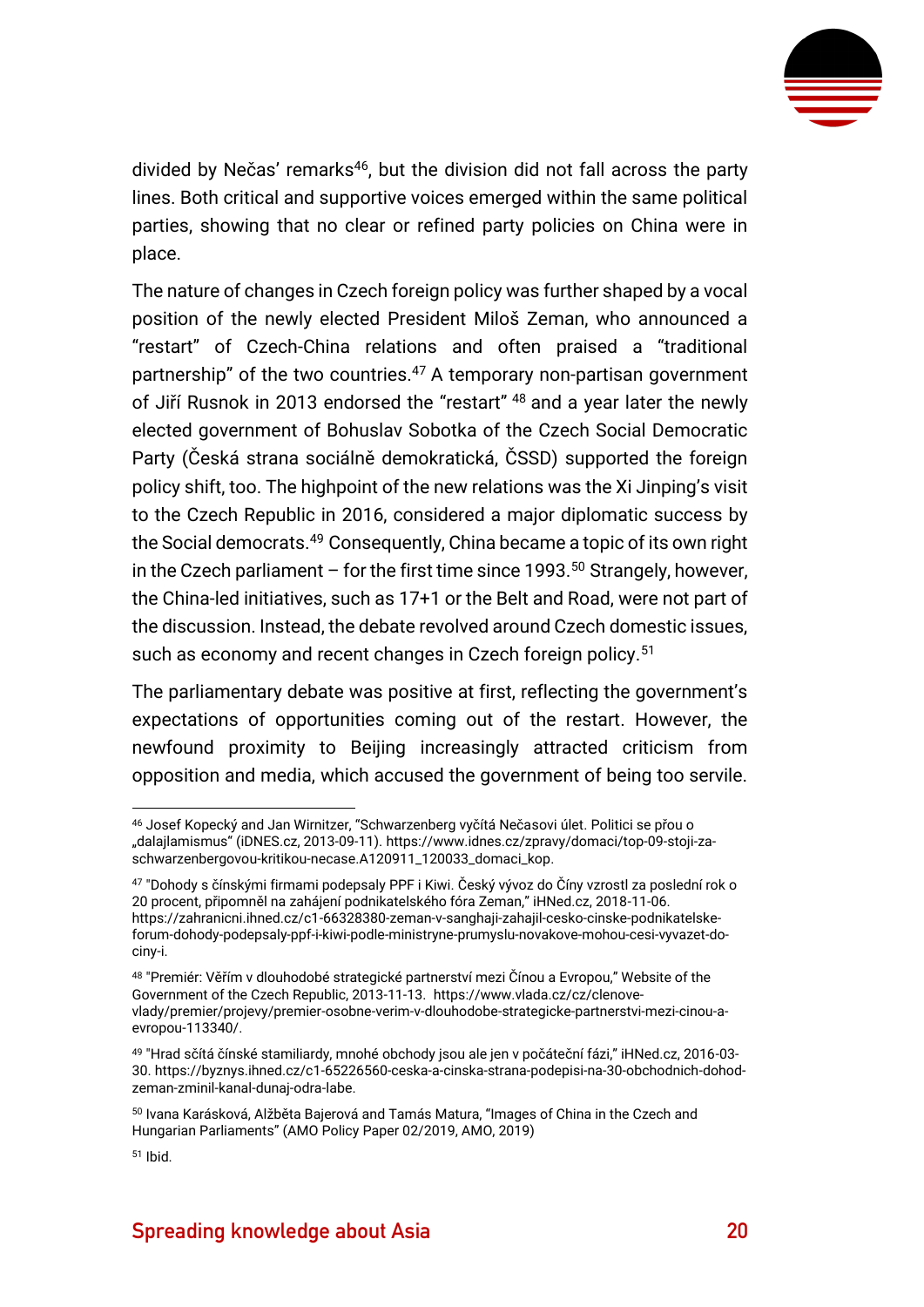divided by Nečas' remarks[46], but the division did not fall across the party lines. Both critical and supportive voices emerged within the same political parties, showing that no clear or refined party policies on China were in place.

The nature of changes in Czech foreign policy was further shaped by a vocal position of the newly elected President Miloš Zeman, who announced a "restart" of Czech-China relations and often praised a "traditional partnership" of the two countries.[47] A temporary non-partisan government of Jiří Rusnok in 2013 endorsed the "restart" [48] and a year later the newly elected government of Bohuslav Sobotka of the Czech Social Democratic Party (Česká strana sociálně demokratická, ČSSD) supported the foreign policy shift, too. The highpoint of the new relations was the Xi Jinping's visit to the Czech Republic in 2016, considered a major diplomatic success by the Social democrats.[49] Consequently, China became a topic of its own right in the Czech parliament – for the first time since 1993.[50] Strangely, however, the China-led initiatives, such as 17+1 or the Belt and Road, were not part of the discussion. Instead, the debate revolved around Czech domestic issues, such as economy and recent changes in Czech foreign policy.[51]

The parliamentary debate was positive at first, reflecting the government's expectations of opportunities coming out of the restart. However, the newfound proximity to Beijing increasingly attracted criticism from opposition and media, which accused the government of being too servile.

---

[46] Josef Kopecký and Jan Wirnitzer, "Schwarzenberg vyčítá Nečasovi úlet. Politici se přou o „dalajlamismus" (iDNES.cz, 2013-09-11). https://www.idnes.cz/zpravy/domaci/top-09-stoji-za-schwarzenbergovou-kritikou-necase.A120911_120033_domaci_kop.

[47] "Dohody s čínskými firmami podepsaly PPF i Kiwi. Český vývoz do Číny vzrostl za poslední rok o 20 procent, připomněl na zahájení podnikatelského fóra Zeman," iHNed.cz, 2018-11-06. https://zahranicni.ihned.cz/c1-66328380-zeman-v-sanghaji-zahajil-cesko-cinske-podnikatelske-forum-dohody-podepsaly-ppf-i-kiwi-podle-ministryne-prumyslu-novakove-mohou-cesi-vyvazet-do-ciny-i.

[48] "Premiér: Věřím v dlouhodobé strategické partnerství mezi Čínou a Evropou," Website of the Government of the Czech Republic, 2013-11-13. https://www.vlada.cz/cz/clenove-vlady/premier/projevy/premier-osobne-verim-v-dlouhodobe-strategicke-partnerstvi-mezi-cinou-a-evropou-113340/.

[49] "Hrad sčítá čínské stamiliardy, mnohé obchody jsou ale jen v počáteční fázi," iHNed.cz, 2016-03-30. https://byznys.ihned.cz/c1-65226560-ceska-a-cinska-strana-podepisi-na-30-obchodnich-dohod-zeman-zminil-kanal-dunaj-odra-labe.

[50] Ivana Karásková, Alžběta Bajerová and Tamás Matura, "Images of China in the Czech and Hungarian Parliaments" (AMO Policy Paper 02/2019, AMO, 2019)

[51] Ibid.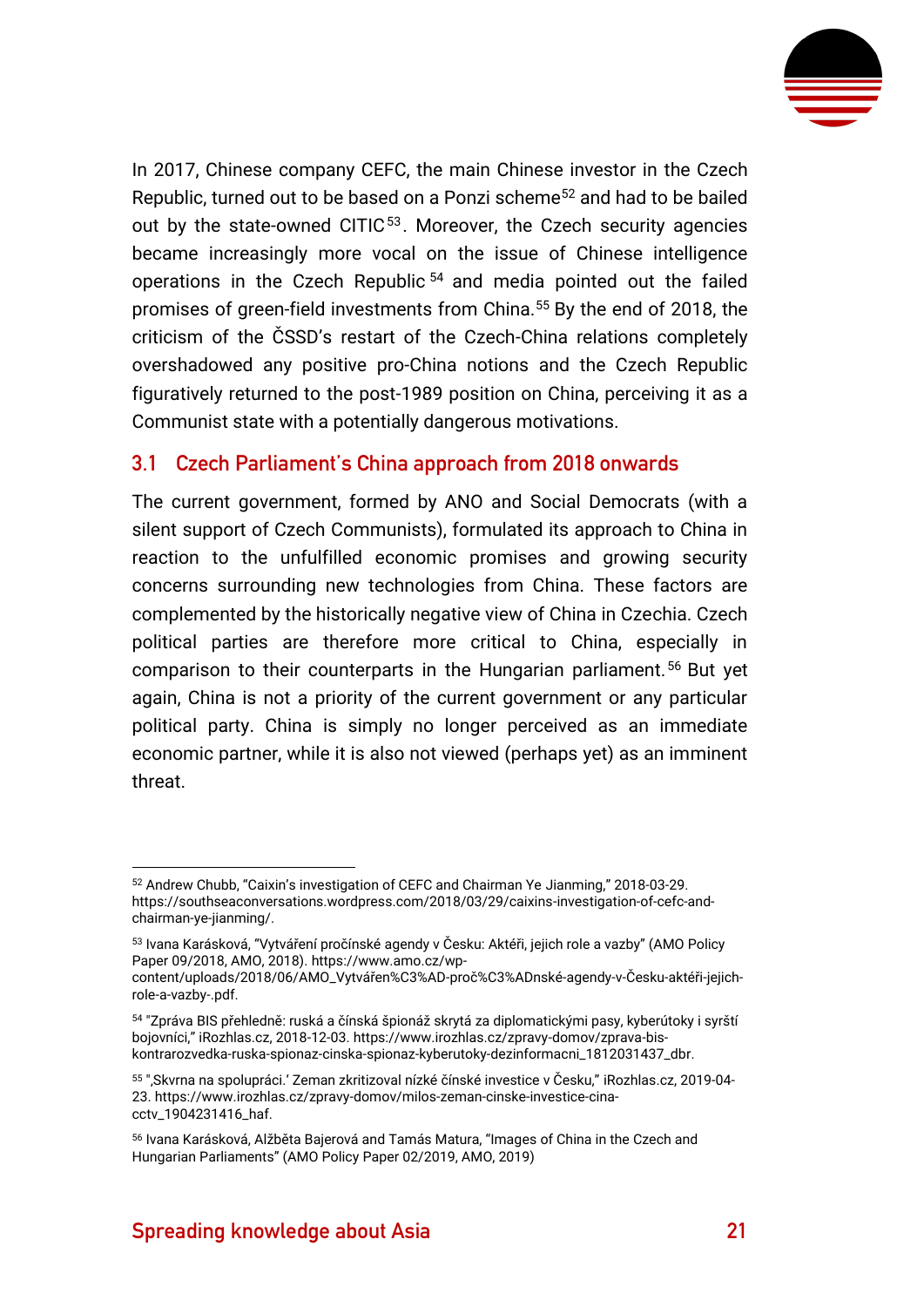In 2017, Chinese company CEFC, the main Chinese investor in the Czech Republic, turned out to be based on a Ponzi scheme[52] and had to be bailed out by the state-owned CITIC[53]. Moreover, the Czech security agencies became increasingly more vocal on the issue of Chinese intelligence operations in the Czech Republic[54] and media pointed out the failed promises of green-field investments from China.[55] By the end of 2018, the criticism of the ČSSD's restart of the Czech-China relations completely overshadowed any positive pro-China notions and the Czech Republic figuratively returned to the post-1989 position on China, perceiving it as a Communist state with a potentially dangerous motivations.

## 3.1 Czech Parliament's China approach from 2018 onwards

The current government, formed by ANO and Social Democrats (with a silent support of Czech Communists), formulated its approach to China in reaction to the unfulfilled economic promises and growing security concerns surrounding new technologies from China. These factors are complemented by the historically negative view of China in Czechia. Czech political parties are therefore more critical to China, especially in comparison to their counterparts in the Hungarian parliament.[56] But yet again, China is not a priority of the current government or any particular political party. China is simply no longer perceived as an immediate economic partner, while it is also not viewed (perhaps yet) as an imminent threat.

---

[52] Andrew Chubb, "Caixin's investigation of CEFC and Chairman Ye Jianming," 2018-03-29. https://southseaconversations.wordpress.com/2018/03/29/caixins-investigation-of-cefc-and-chairman-ye-jianming/.

[53] Ivana Karásková, "Vytváření pročínské agendy v Česku: Aktéři, jejich role a vazby" (AMO Policy Paper 09/2018, AMO, 2018). https://www.amo.cz/wp-content/uploads/2018/06/AMO_Vytvářen%C3%AD-proč%C3%ADnské-agendy-v-Česku-aktéři-jejich-role-a-vazby-.pdf.

[54] "Zpráva BIS přehledně: ruská a čínská špionáž skrytá za diplomatickými pasy, kyberútoky i syrští bojovníci," iRozhlas.cz, 2018-12-03. https://www.irozhlas.cz/zpravy-domov/zprava-bis-kontrarozvedka-ruska-spionaz-cinska-spionaz-kyberutoky-dezinformacni_1812031437_dbr.

[55] "‚Skvrna na spolupráci.' Zeman zkritizoval nízké čínské investice v Česku," iRozhlas.cz, 2019-04-23. https://www.irozhlas.cz/zpravy-domov/milos-zeman-cinske-investice-cina-cctv_1904231416_haf.

[56] Ivana Karásková, Alžběta Bajerová and Tamás Matura, "Images of China in the Czech and Hungarian Parliaments" (AMO Policy Paper 02/2019, AMO, 2019)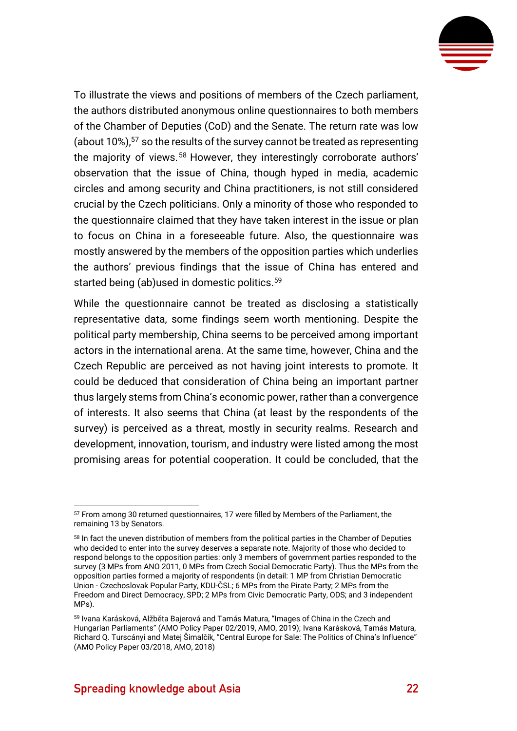To illustrate the views and positions of members of the Czech parliament, the authors distributed anonymous online questionnaires to both members of the Chamber of Deputies (CoD) and the Senate. The return rate was low (about 10%),[57] so the results of the survey cannot be treated as representing the majority of views.[58] However, they interestingly corroborate authors' observation that the issue of China, though hyped in media, academic circles and among security and China practitioners, is not still considered crucial by the Czech politicians. Only a minority of those who responded to the questionnaire claimed that they have taken interest in the issue or plan to focus on China in a foreseeable future. Also, the questionnaire was mostly answered by the members of the opposition parties which underlies the authors' previous findings that the issue of China has entered and started being (ab)used in domestic politics.[59]

While the questionnaire cannot be treated as disclosing a statistically representative data, some findings seem worth mentioning. Despite the political party membership, China seems to be perceived among important actors in the international arena. At the same time, however, China and the Czech Republic are perceived as not having joint interests to promote. It could be deduced that consideration of China being an important partner thus largely stems from China's economic power, rather than a convergence of interests. It also seems that China (at least by the respondents of the survey) is perceived as a threat, mostly in security realms. Research and development, innovation, tourism, and industry were listed among the most promising areas for potential cooperation. It could be concluded, that the

---

[57] From among 30 returned questionnaires, 17 were filled by Members of the Parliament, the remaining 13 by Senators.

[58] In fact the uneven distribution of members from the political parties in the Chamber of Deputies who decided to enter into the survey deserves a separate note. Majority of those who decided to respond belongs to the opposition parties: only 3 members of government parties responded to the survey (3 MPs from ANO 2011, 0 MPs from Czech Social Democratic Party). Thus the MPs from the opposition parties formed a majority of respondents (in detail: 1 MP from Christian Democratic Union - Czechoslovak Popular Party, KDU-ČSL; 6 MPs from the Pirate Party; 2 MPs from the Freedom and Direct Democracy, SPD; 2 MPs from Civic Democratic Party, ODS; and 3 independent MPs).

[59] Ivana Karásková, Alžběta Bajerová and Tamás Matura, "Images of China in the Czech and Hungarian Parliaments" (AMO Policy Paper 02/2019, AMO, 2019); Ivana Karásková, Tamás Matura, Richard Q. Turcsányi and Matej Šimalčík, "Central Europe for Sale: The Politics of China's Influence" (AMO Policy Paper 03/2018, AMO, 2018)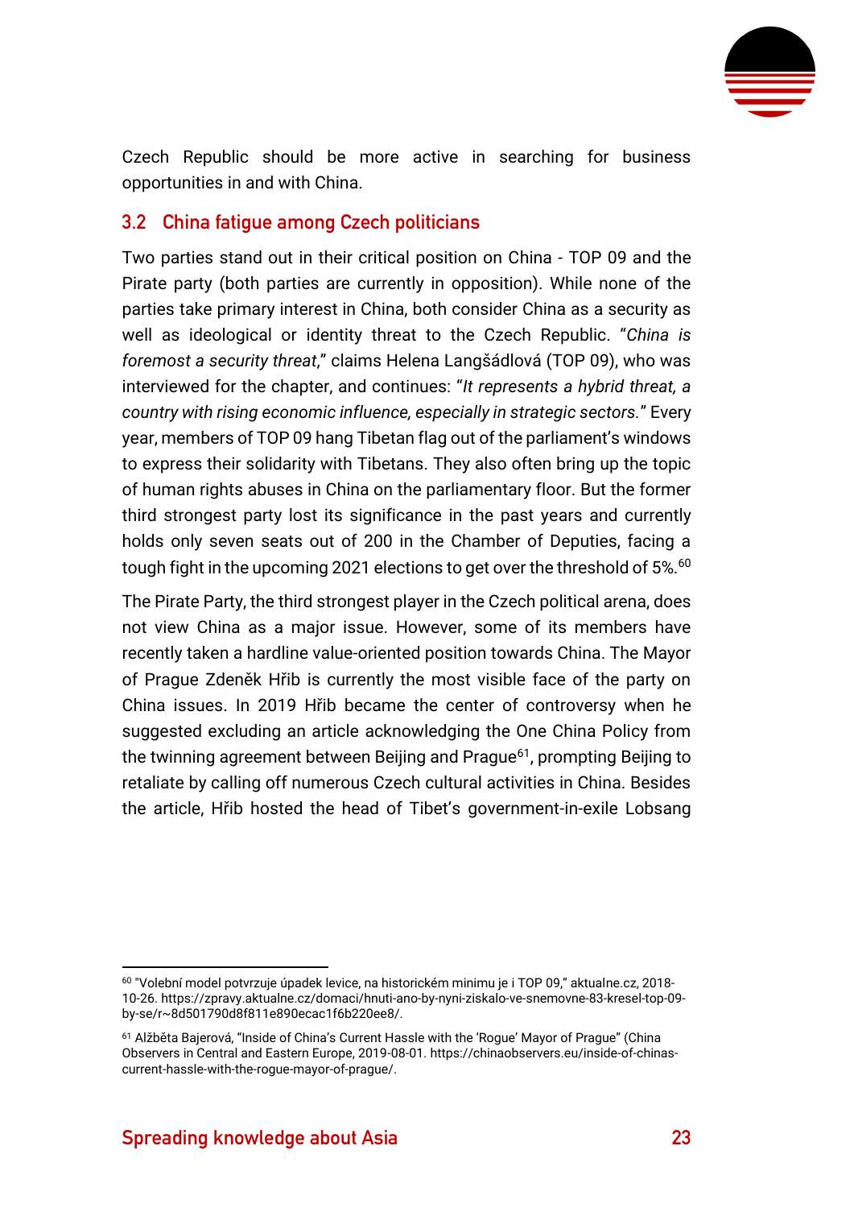Czech Republic should be more active in searching for business opportunities in and with China.

## 3.2 China fatigue among Czech politicians

Two parties stand out in their critical position on China - TOP 09 and the Pirate party (both parties are currently in opposition). While none of the parties take primary interest in China, both consider China as a security as well as ideological or identity threat to the Czech Republic. "*China is foremost a security threat*," claims Helena Langšádlová (TOP 09), who was interviewed for the chapter, and continues: "*It represents a hybrid threat, a country with rising economic influence, especially in strategic sectors.*" Every year, members of TOP 09 hang Tibetan flag out of the parliament's windows to express their solidarity with Tibetans. They also often bring up the topic of human rights abuses in China on the parliamentary floor. But the former third strongest party lost its significance in the past years and currently holds only seven seats out of 200 in the Chamber of Deputies, facing a tough fight in the upcoming 2021 elections to get over the threshold of 5%.[60]

The Pirate Party, the third strongest player in the Czech political arena, does not view China as a major issue. However, some of its members have recently taken a hardline value-oriented position towards China. The Mayor of Prague Zdeněk Hřib is currently the most visible face of the party on China issues. In 2019 Hřib became the center of controversy when he suggested excluding an article acknowledging the One China Policy from the twinning agreement between Beijing and Prague[61], prompting Beijing to retaliate by calling off numerous Czech cultural activities in China. Besides the article, Hřib hosted the head of Tibet's government-in-exile Lobsang

---

[60] "Volební model potvrzuje úpadek levice, na historickém minimu je i TOP 09," aktualne.cz, 2018-10-26. https://zpravy.aktualne.cz/domaci/hnuti-ano-by-nyni-ziskalo-ve-snemovne-83-kresel-top-09-by-se/r~8d501790d8f811e890ecac1f6b220ee8/.

[61] Alžběta Bajerová, "Inside of China's Current Hassle with the 'Rogue' Mayor of Prague" (China Observers in Central and Eastern Europe, 2019-08-01. https://chinaobservers.eu/inside-of-chinas-current-hassle-with-the-rogue-mayor-of-prague/.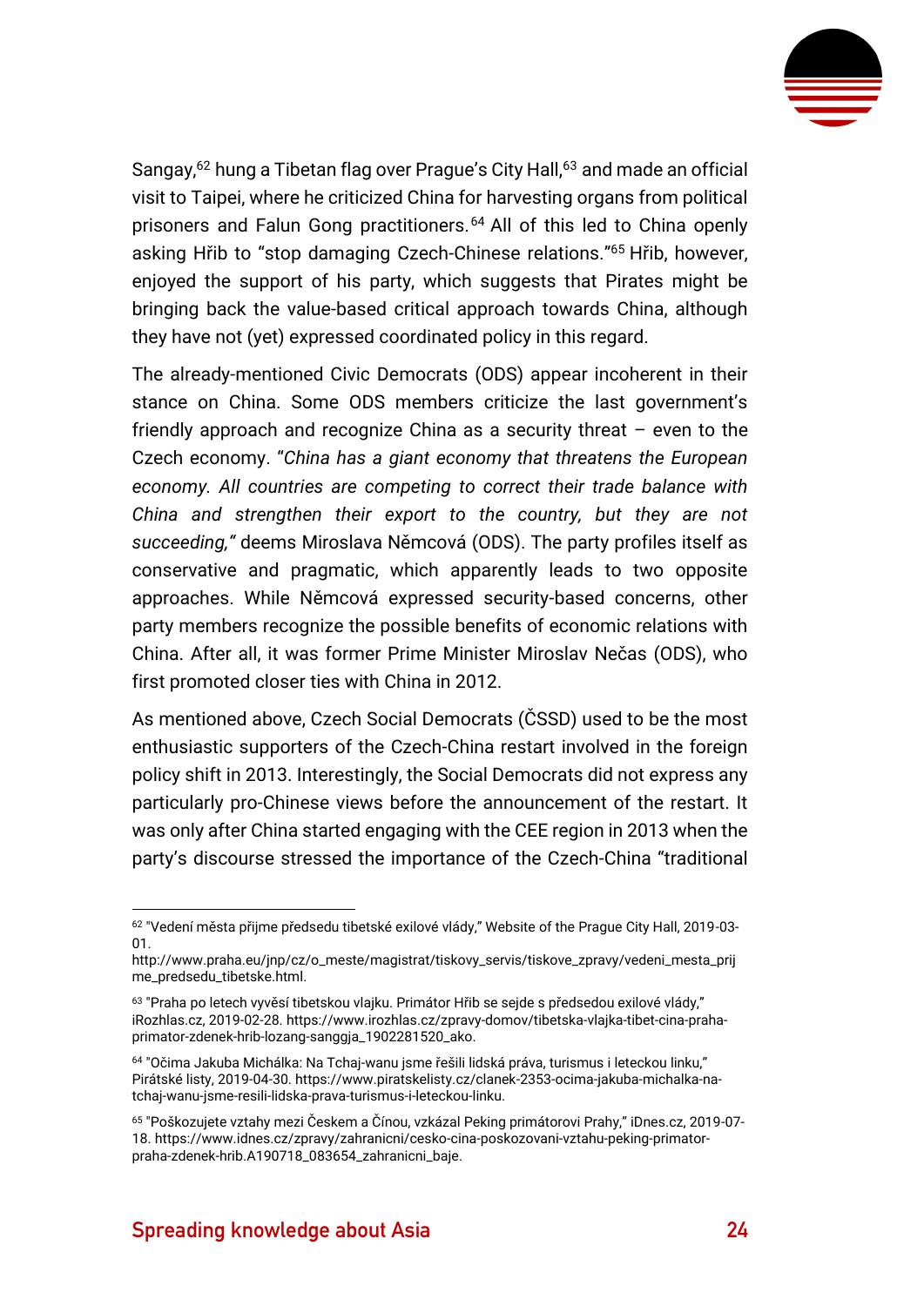Sangay,[62] hung a Tibetan flag over Prague's City Hall,[63] and made an official visit to Taipei, where he criticized China for harvesting organs from political prisoners and Falun Gong practitioners.[64] All of this led to China openly asking Hřib to "stop damaging Czech-Chinese relations."[65] Hřib, however, enjoyed the support of his party, which suggests that Pirates might be bringing back the value-based critical approach towards China, although they have not (yet) expressed coordinated policy in this regard.

The already-mentioned Civic Democrats (ODS) appear incoherent in their stance on China. Some ODS members criticize the last government's friendly approach and recognize China as a security threat – even to the Czech economy. "*China has a giant economy that threatens the European economy. All countries are competing to correct their trade balance with China and strengthen their export to the country, but they are not succeeding,"* deems Miroslava Němcová (ODS). The party profiles itself as conservative and pragmatic, which apparently leads to two opposite approaches. While Němcová expressed security-based concerns, other party members recognize the possible benefits of economic relations with China. After all, it was former Prime Minister Miroslav Nečas (ODS), who first promoted closer ties with China in 2012.

As mentioned above, Czech Social Democrats (ČSSD) used to be the most enthusiastic supporters of the Czech-China restart involved in the foreign policy shift in 2013. Interestingly, the Social Democrats did not express any particularly pro-Chinese views before the announcement of the restart. It was only after China started engaging with the CEE region in 2013 when the party's discourse stressed the importance of the Czech-China "traditional

---

[62] "Vedení města přijme předsedu tibetské exilové vlády," Website of the Prague City Hall, 2019-03-01. http://www.praha.eu/jnp/cz/o_meste/magistrat/tiskovy_servis/tiskove_zpravy/vedeni_mesta_prijme_predsedu_tibetske.html.

[63] "Praha po letech vyvěsí tibetskou vlajku. Primátor Hřib se sejde s předsedou exilové vlády," iRozhlas.cz, 2019-02-28. https://www.irozhlas.cz/zpravy-domov/tibetska-vlajka-tibet-cina-praha-primator-zdenek-hrib-lozang-sanggja_1902281520_ako.

[64] "Očima Jakuba Michálka: Na Tchaj-wanu jsme řešili lidská práva, turismus i leteckou linku," Pirátské listy, 2019-04-30. https://www.piratskelisty.cz/clanek-2353-ocima-jakuba-michalka-na-tchaj-wanu-jsme-resili-lidska-prava-turismus-i-leteckou-linku.

[65] "Poškozujete vztahy mezi Českem a Čínou, vzkázal Peking primátorovi Prahy," iDnes.cz, 2019-07-18. https://www.idnes.cz/zpravy/zahranicni/cesko-cina-poskozovani-vztahu-peking-primator-praha-zdenek-hrib.A190718_083654_zahranicni_baje.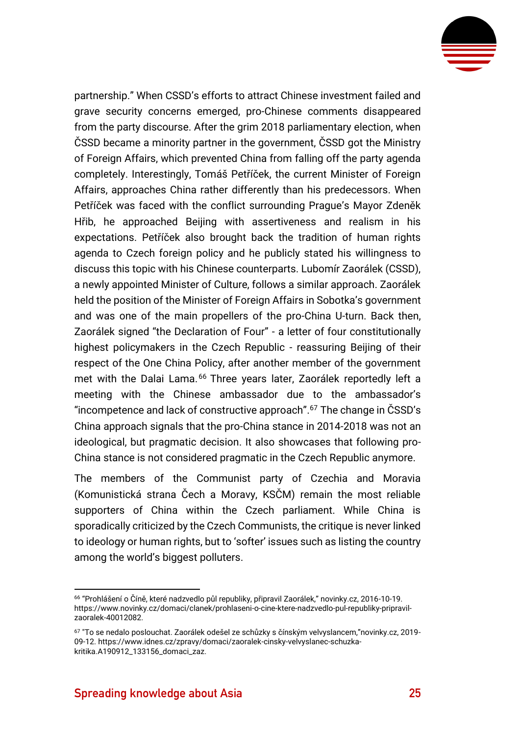partnership." When CSSD's efforts to attract Chinese investment failed and grave security concerns emerged, pro-Chinese comments disappeared from the party discourse. After the grim 2018 parliamentary election, when ČSSD became a minority partner in the government, ČSSD got the Ministry of Foreign Affairs, which prevented China from falling off the party agenda completely. Interestingly, Tomáš Petříček, the current Minister of Foreign Affairs, approaches China rather differently than his predecessors. When Petříček was faced with the conflict surrounding Prague's Mayor Zdeněk Hřib, he approached Beijing with assertiveness and realism in his expectations. Petříček also brought back the tradition of human rights agenda to Czech foreign policy and he publicly stated his willingness to discuss this topic with his Chinese counterparts. Lubomír Zaorálek (CSSD), a newly appointed Minister of Culture, follows a similar approach. Zaorálek held the position of the Minister of Foreign Affairs in Sobotka's government and was one of the main propellers of the pro-China U-turn. Back then, Zaorálek signed "the Declaration of Four" - a letter of four constitutionally highest policymakers in the Czech Republic - reassuring Beijing of their respect of the One China Policy, after another member of the government met with the Dalai Lama.[66] Three years later, Zaorálek reportedly left a meeting with the Chinese ambassador due to the ambassador's "incompetence and lack of constructive approach".[67] The change in ČSSD's China approach signals that the pro-China stance in 2014-2018 was not an ideological, but pragmatic decision. It also showcases that following pro-China stance is not considered pragmatic in the Czech Republic anymore.

The members of the Communist party of Czechia and Moravia (Komunistická strana Čech a Moravy, KSČM) remain the most reliable supporters of China within the Czech parliament. While China is sporadically criticized by the Czech Communists, the critique is never linked to ideology or human rights, but to 'softer' issues such as listing the country among the world's biggest polluters.

---

[66] "Prohlášení o Číně, které nadzvedlo půl republiky, připravil Zaorálek," novinky.cz, 2016-10-19. https://www.novinky.cz/domaci/clanek/prohlaseni-o-cine-ktere-nadzvedlo-pul-republiky-pripravil-zaoralek-40012082.

[67] "To se nedalo poslouchat. Zaorálek odešel ze schůzky s čínským velvyslancem,"novinky.cz, 2019-09-12. https://www.idnes.cz/zpravy/domaci/zaoralek-cinsky-velvyslanec-schuzka-kritika.A190912_133156_domaci_zaz.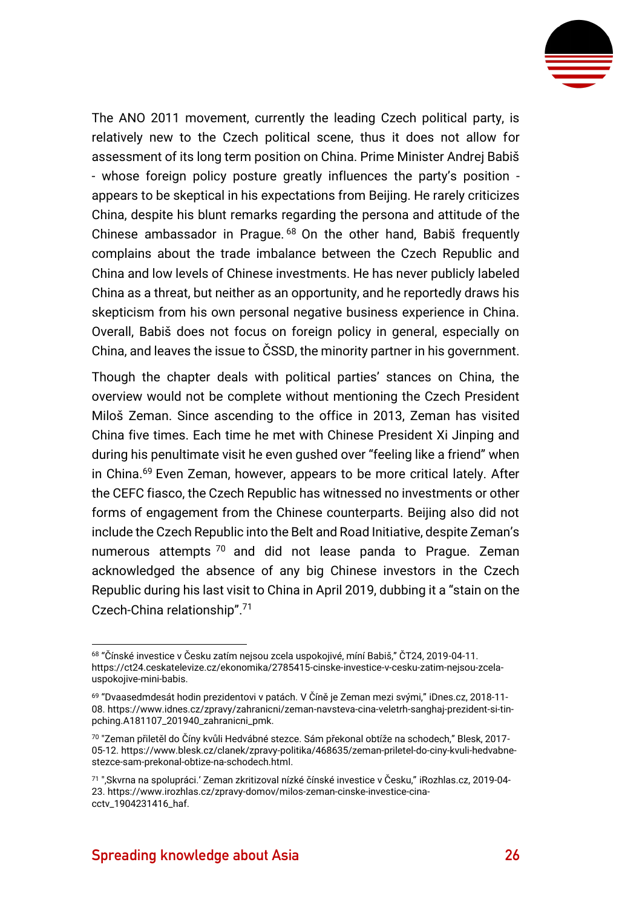The ANO 2011 movement, currently the leading Czech political party, is relatively new to the Czech political scene, thus it does not allow for assessment of its long term position on China. Prime Minister Andrej Babiš - whose foreign policy posture greatly influences the party's position - appears to be skeptical in his expectations from Beijing. He rarely criticizes China, despite his blunt remarks regarding the persona and attitude of the Chinese ambassador in Prague.[68] On the other hand, Babiš frequently complains about the trade imbalance between the Czech Republic and China and low levels of Chinese investments. He has never publicly labeled China as a threat, but neither as an opportunity, and he reportedly draws his skepticism from his own personal negative business experience in China. Overall, Babiš does not focus on foreign policy in general, especially on China, and leaves the issue to ČSSD, the minority partner in his government.

Though the chapter deals with political parties' stances on China, the overview would not be complete without mentioning the Czech President Miloš Zeman. Since ascending to the office in 2013, Zeman has visited China five times. Each time he met with Chinese President Xi Jinping and during his penultimate visit he even gushed over "feeling like a friend" when in China.[69] Even Zeman, however, appears to be more critical lately. After the CEFC fiasco, the Czech Republic has witnessed no investments or other forms of engagement from the Chinese counterparts. Beijing also did not include the Czech Republic into the Belt and Road Initiative, despite Zeman's numerous attempts[70] and did not lease panda to Prague. Zeman acknowledged the absence of any big Chinese investors in the Czech Republic during his last visit to China in April 2019, dubbing it a "stain on the Czech-China relationship".[71]

---

[68] "Čínské investice v Česku zatím nejsou zcela uspokojivé, míní Babiš," ČT24, 2019-04-11. https://ct24.ceskatelevize.cz/ekonomika/2785415-cinske-investice-v-cesku-zatim-nejsou-zcela-uspokojive-mini-babis.

[69] "Dvaasedmdesát hodin prezidentovi v patách. V Číně je Zeman mezi svými," iDnes.cz, 2018-11-08. https://www.idnes.cz/zpravy/zahranicni/zeman-navsteva-cina-veletrh-sanghaj-prezident-si-tin-pching.A181107_201940_zahranicni_pmk.

[70] "Zeman přiletěl do Číny kvůli Hedvábné stezce. Sám překonal obtíže na schodech," Blesk, 2017-05-12. https://www.blesk.cz/clanek/zpravy-politika/468635/zeman-priletel-do-ciny-kvuli-hedvabne-stezce-sam-prekonal-obtize-na-schodech.html.

[71] "‚Skvrna na spolupráci.' Zeman zkritizoval nízké čínské investice v Česku," iRozhlas.cz, 2019-04-23. https://www.irozhlas.cz/zpravy-domov/milos-zeman-cinske-investice-cina-cctv_1904231416_haf.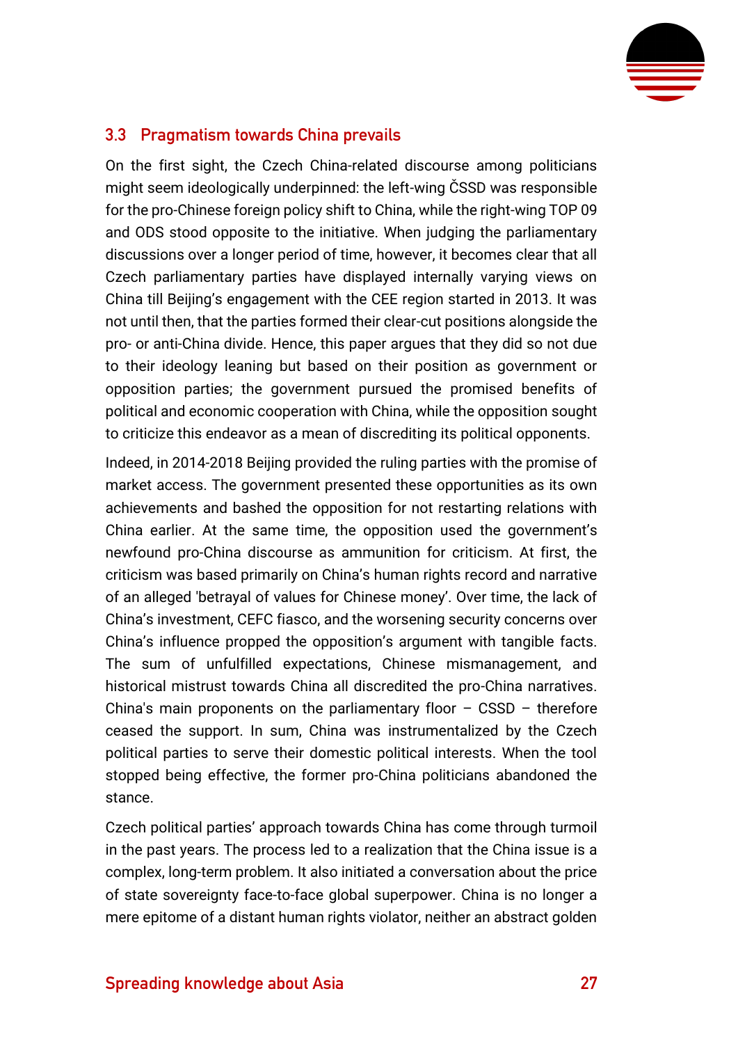### 3.3 Pragmatism towards China prevails

On the first sight, the Czech China-related discourse among politicians might seem ideologically underpinned: the left-wing ČSSD was responsible for the pro-Chinese foreign policy shift to China, while the right-wing TOP 09 and ODS stood opposite to the initiative. When judging the parliamentary discussions over a longer period of time, however, it becomes clear that all Czech parliamentary parties have displayed internally varying views on China till Beijing's engagement with the CEE region started in 2013. It was not until then, that the parties formed their clear-cut positions alongside the pro- or anti-China divide. Hence, this paper argues that they did so not due to their ideology leaning but based on their position as government or opposition parties; the government pursued the promised benefits of political and economic cooperation with China, while the opposition sought to criticize this endeavor as a mean of discrediting its political opponents.

Indeed, in 2014-2018 Beijing provided the ruling parties with the promise of market access. The government presented these opportunities as its own achievements and bashed the opposition for not restarting relations with China earlier. At the same time, the opposition used the government's newfound pro-China discourse as ammunition for criticism. At first, the criticism was based primarily on China's human rights record and narrative of an alleged 'betrayal of values for Chinese money'. Over time, the lack of China's investment, CEFC fiasco, and the worsening security concerns over China's influence propped the opposition's argument with tangible facts. The sum of unfulfilled expectations, Chinese mismanagement, and historical mistrust towards China all discredited the pro-China narratives. China's main proponents on the parliamentary floor – CSSD – therefore ceased the support. In sum, China was instrumentalized by the Czech political parties to serve their domestic political interests. When the tool stopped being effective, the former pro-China politicians abandoned the stance.

Czech political parties' approach towards China has come through turmoil in the past years. The process led to a realization that the China issue is a complex, long-term problem. It also initiated a conversation about the price of state sovereignty face-to-face global superpower. China is no longer a mere epitome of a distant human rights violator, neither an abstract golden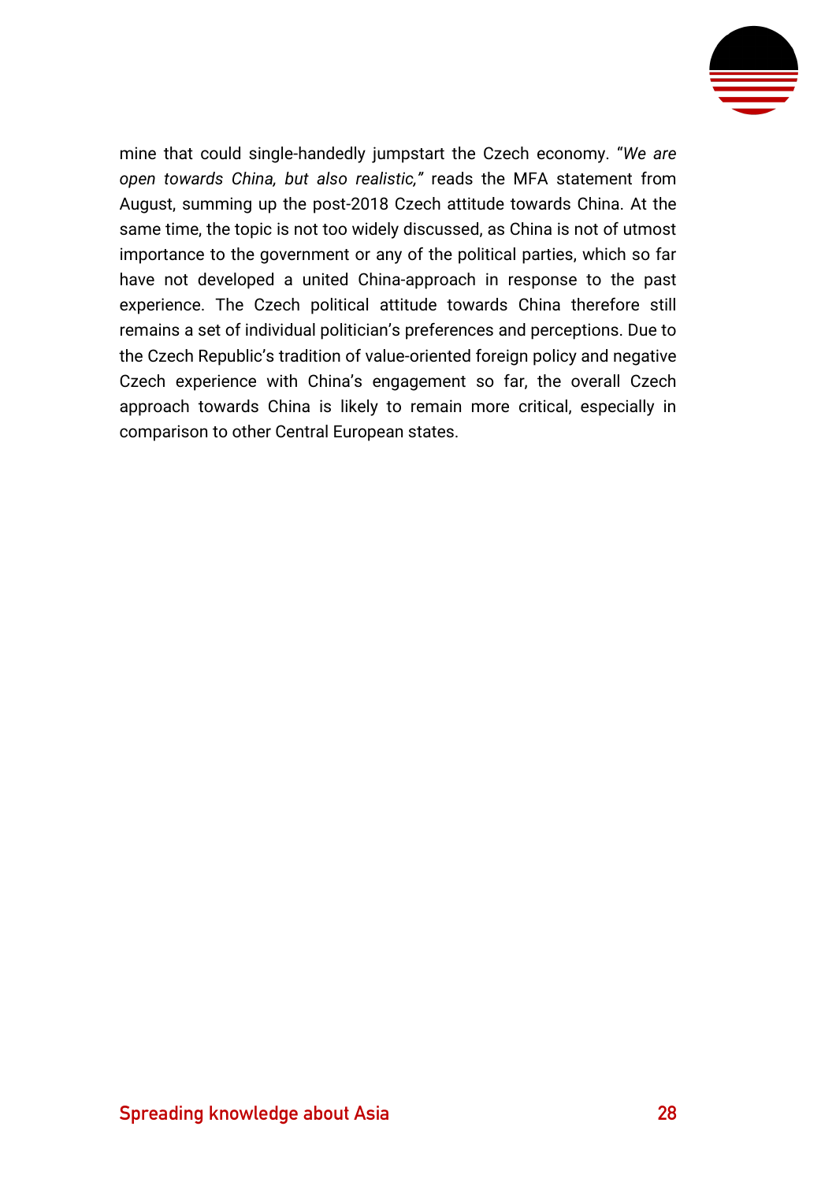mine that could single-handedly jumpstart the Czech economy. "*We are open towards China, but also realistic,"* reads the MFA statement from August, summing up the post-2018 Czech attitude towards China. At the same time, the topic is not too widely discussed, as China is not of utmost importance to the government or any of the political parties, which so far have not developed a united China-approach in response to the past experience. The Czech political attitude towards China therefore still remains a set of individual politician's preferences and perceptions. Due to the Czech Republic's tradition of value-oriented foreign policy and negative Czech experience with China's engagement so far, the overall Czech approach towards China is likely to remain more critical, especially in comparison to other Central European states.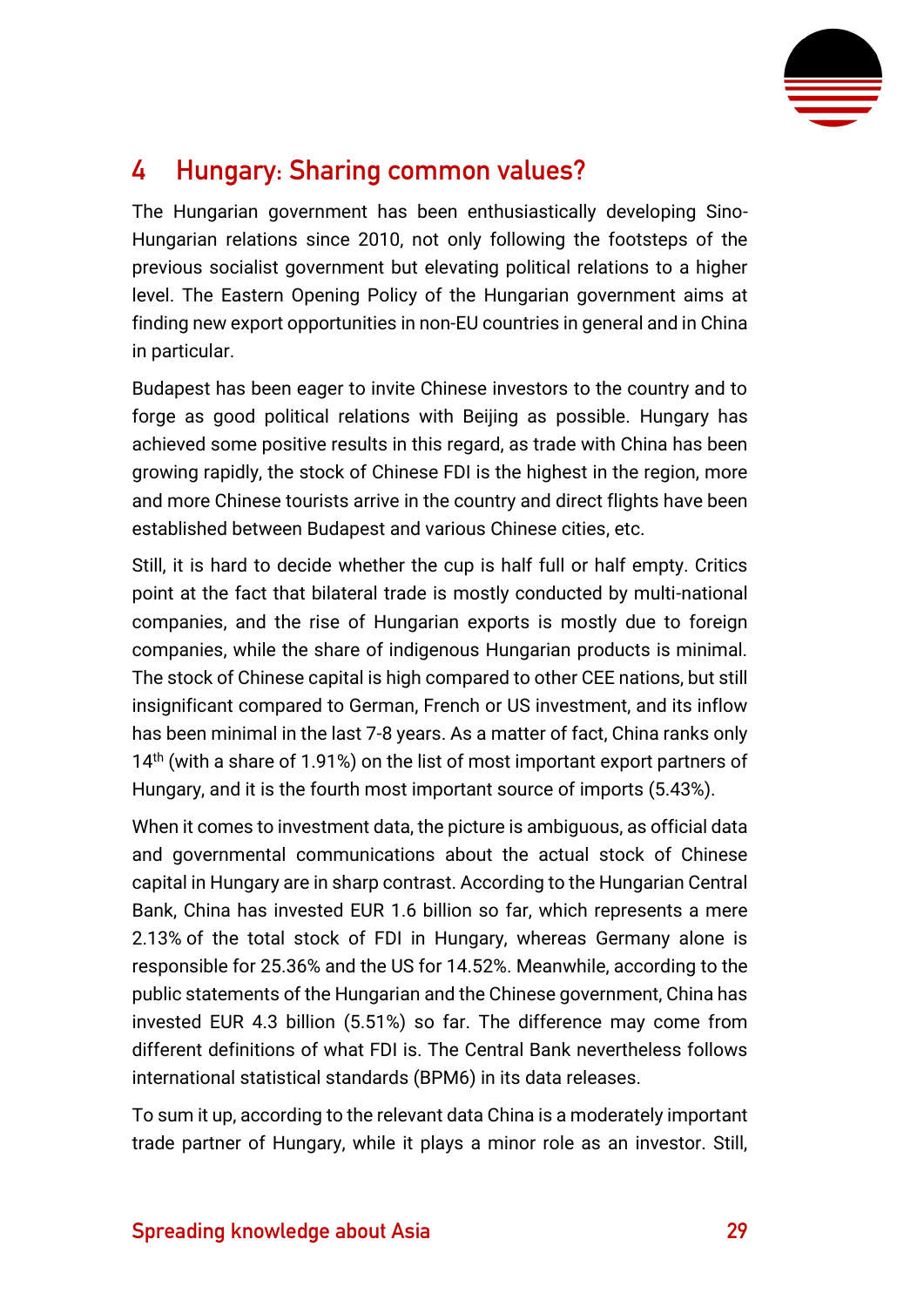## 4 Hungary: Sharing common values?

The Hungarian government has been enthusiastically developing Sino-Hungarian relations since 2010, not only following the footsteps of the previous socialist government but elevating political relations to a higher level. The Eastern Opening Policy of the Hungarian government aims at finding new export opportunities in non-EU countries in general and in China in particular.

Budapest has been eager to invite Chinese investors to the country and to forge as good political relations with Beijing as possible. Hungary has achieved some positive results in this regard, as trade with China has been growing rapidly, the stock of Chinese FDI is the highest in the region, more and more Chinese tourists arrive in the country and direct flights have been established between Budapest and various Chinese cities, etc.

Still, it is hard to decide whether the cup is half full or half empty. Critics point at the fact that bilateral trade is mostly conducted by multi-national companies, and the rise of Hungarian exports is mostly due to foreign companies, while the share of indigenous Hungarian products is minimal. The stock of Chinese capital is high compared to other CEE nations, but still insignificant compared to German, French or US investment, and its inflow has been minimal in the last 7-8 years. As a matter of fact, China ranks only 14th (with a share of 1.91%) on the list of most important export partners of Hungary, and it is the fourth most important source of imports (5.43%).

When it comes to investment data, the picture is ambiguous, as official data and governmental communications about the actual stock of Chinese capital in Hungary are in sharp contrast. According to the Hungarian Central Bank, China has invested EUR 1.6 billion so far, which represents a mere 2.13% of the total stock of FDI in Hungary, whereas Germany alone is responsible for 25.36% and the US for 14.52%. Meanwhile, according to the public statements of the Hungarian and the Chinese government, China has invested EUR 4.3 billion (5.51%) so far. The difference may come from different definitions of what FDI is. The Central Bank nevertheless follows international statistical standards (BPM6) in its data releases.

To sum it up, according to the relevant data China is a moderately important trade partner of Hungary, while it plays a minor role as an investor. Still,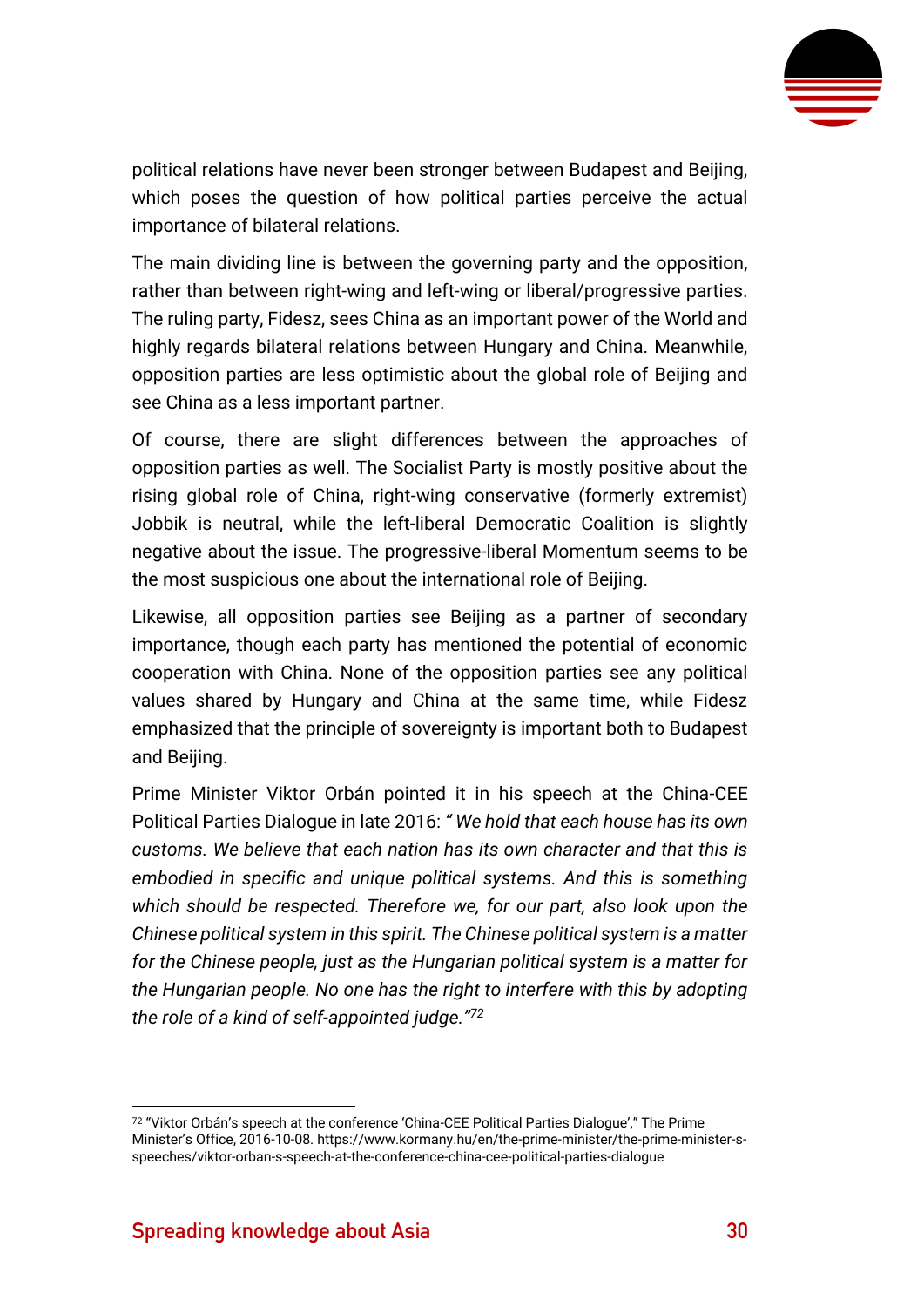political relations have never been stronger between Budapest and Beijing, which poses the question of how political parties perceive the actual importance of bilateral relations.

The main dividing line is between the governing party and the opposition, rather than between right-wing and left-wing or liberal/progressive parties. The ruling party, Fidesz, sees China as an important power of the World and highly regards bilateral relations between Hungary and China. Meanwhile, opposition parties are less optimistic about the global role of Beijing and see China as a less important partner.

Of course, there are slight differences between the approaches of opposition parties as well. The Socialist Party is mostly positive about the rising global role of China, right-wing conservative (formerly extremist) Jobbik is neutral, while the left-liberal Democratic Coalition is slightly negative about the issue. The progressive-liberal Momentum seems to be the most suspicious one about the international role of Beijing.

Likewise, all opposition parties see Beijing as a partner of secondary importance, though each party has mentioned the potential of economic cooperation with China. None of the opposition parties see any political values shared by Hungary and China at the same time, while Fidesz emphasized that the principle of sovereignty is important both to Budapest and Beijing.

Prime Minister Viktor Orbán pointed it in his speech at the China-CEE Political Parties Dialogue in late 2016: *" We hold that each house has its own customs. We believe that each nation has its own character and that this is embodied in specific and unique political systems. And this is something which should be respected. Therefore we, for our part, also look upon the Chinese political system in this spirit. The Chinese political system is a matter for the Chinese people, just as the Hungarian political system is a matter for the Hungarian people. No one has the right to interfere with this by adopting the role of a kind of self-appointed judge."*[72]

---

[72] "Viktor Orbán's speech at the conference 'China-CEE Political Parties Dialogue'," The Prime Minister's Office, 2016-10-08. https://www.kormany.hu/en/the-prime-minister/the-prime-minister-s-speeches/viktor-orban-s-speech-at-the-conference-china-cee-political-parties-dialogue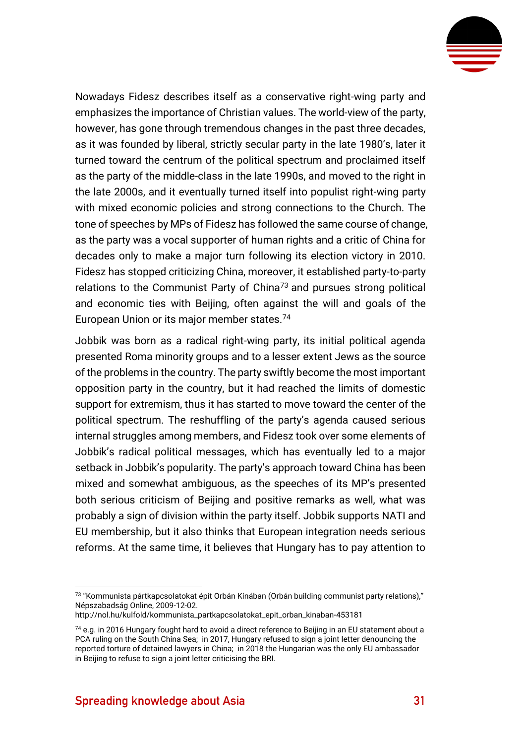Nowadays Fidesz describes itself as a conservative right-wing party and emphasizes the importance of Christian values. The world-view of the party, however, has gone through tremendous changes in the past three decades, as it was founded by liberal, strictly secular party in the late 1980's, later it turned toward the centrum of the political spectrum and proclaimed itself as the party of the middle-class in the late 1990s, and moved to the right in the late 2000s, and it eventually turned itself into populist right-wing party with mixed economic policies and strong connections to the Church. The tone of speeches by MPs of Fidesz has followed the same course of change, as the party was a vocal supporter of human rights and a critic of China for decades only to make a major turn following its election victory in 2010. Fidesz has stopped criticizing China, moreover, it established party-to-party relations to the Communist Party of China[73] and pursues strong political and economic ties with Beijing, often against the will and goals of the European Union or its major member states.[74]

Jobbik was born as a radical right-wing party, its initial political agenda presented Roma minority groups and to a lesser extent Jews as the source of the problems in the country. The party swiftly become the most important opposition party in the country, but it had reached the limits of domestic support for extremism, thus it has started to move toward the center of the political spectrum. The reshuffling of the party's agenda caused serious internal struggles among members, and Fidesz took over some elements of Jobbik's radical political messages, which has eventually led to a major setback in Jobbik's popularity. The party's approach toward China has been mixed and somewhat ambiguous, as the speeches of its MP's presented both serious criticism of Beijing and positive remarks as well, what was probably a sign of division within the party itself. Jobbik supports NATI and EU membership, but it also thinks that European integration needs serious reforms. At the same time, it believes that Hungary has to pay attention to

---

[73] "Kommunista pártkapcsolatokat épít Orbán Kínában (Orbán building communist party relations)," Népszabadság Online, 2009-12-02. http://nol.hu/kulfold/kommunista_partkapcsolatokat_epit_orban_kinaban-453181

[74] e.g. in 2016 Hungary fought hard to avoid a direct reference to Beijing in an EU statement about a PCA ruling on the South China Sea; in 2017, Hungary refused to sign a joint letter denouncing the reported torture of detained lawyers in China; in 2018 the Hungarian was the only EU ambassador in Beijing to refuse to sign a joint letter criticising the BRI.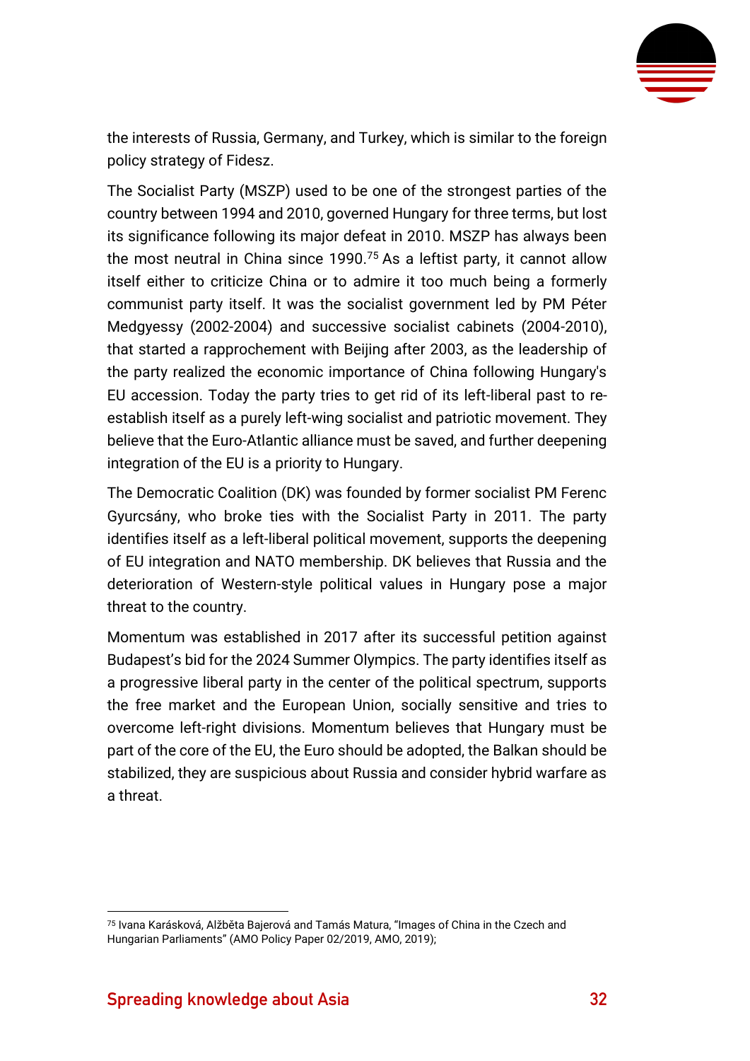the interests of Russia, Germany, and Turkey, which is similar to the foreign policy strategy of Fidesz.

The Socialist Party (MSZP) used to be one of the strongest parties of the country between 1994 and 2010, governed Hungary for three terms, but lost its significance following its major defeat in 2010. MSZP has always been the most neutral in China since 1990.[75] As a leftist party, it cannot allow itself either to criticize China or to admire it too much being a formerly communist party itself. It was the socialist government led by PM Péter Medgyessy (2002-2004) and successive socialist cabinets (2004-2010), that started a rapprochement with Beijing after 2003, as the leadership of the party realized the economic importance of China following Hungary's EU accession. Today the party tries to get rid of its left-liberal past to re-establish itself as a purely left-wing socialist and patriotic movement. They believe that the Euro-Atlantic alliance must be saved, and further deepening integration of the EU is a priority to Hungary.

The Democratic Coalition (DK) was founded by former socialist PM Ferenc Gyurcsány, who broke ties with the Socialist Party in 2011. The party identifies itself as a left-liberal political movement, supports the deepening of EU integration and NATO membership. DK believes that Russia and the deterioration of Western-style political values in Hungary pose a major threat to the country.

Momentum was established in 2017 after its successful petition against Budapest's bid for the 2024 Summer Olympics. The party identifies itself as a progressive liberal party in the center of the political spectrum, supports the free market and the European Union, socially sensitive and tries to overcome left-right divisions. Momentum believes that Hungary must be part of the core of the EU, the Euro should be adopted, the Balkan should be stabilized, they are suspicious about Russia and consider hybrid warfare as a threat.

---

[75] Ivana Karásková, Alžběta Bajerová and Tamás Matura, "Images of China in the Czech and Hungarian Parliaments" (AMO Policy Paper 02/2019, AMO, 2019);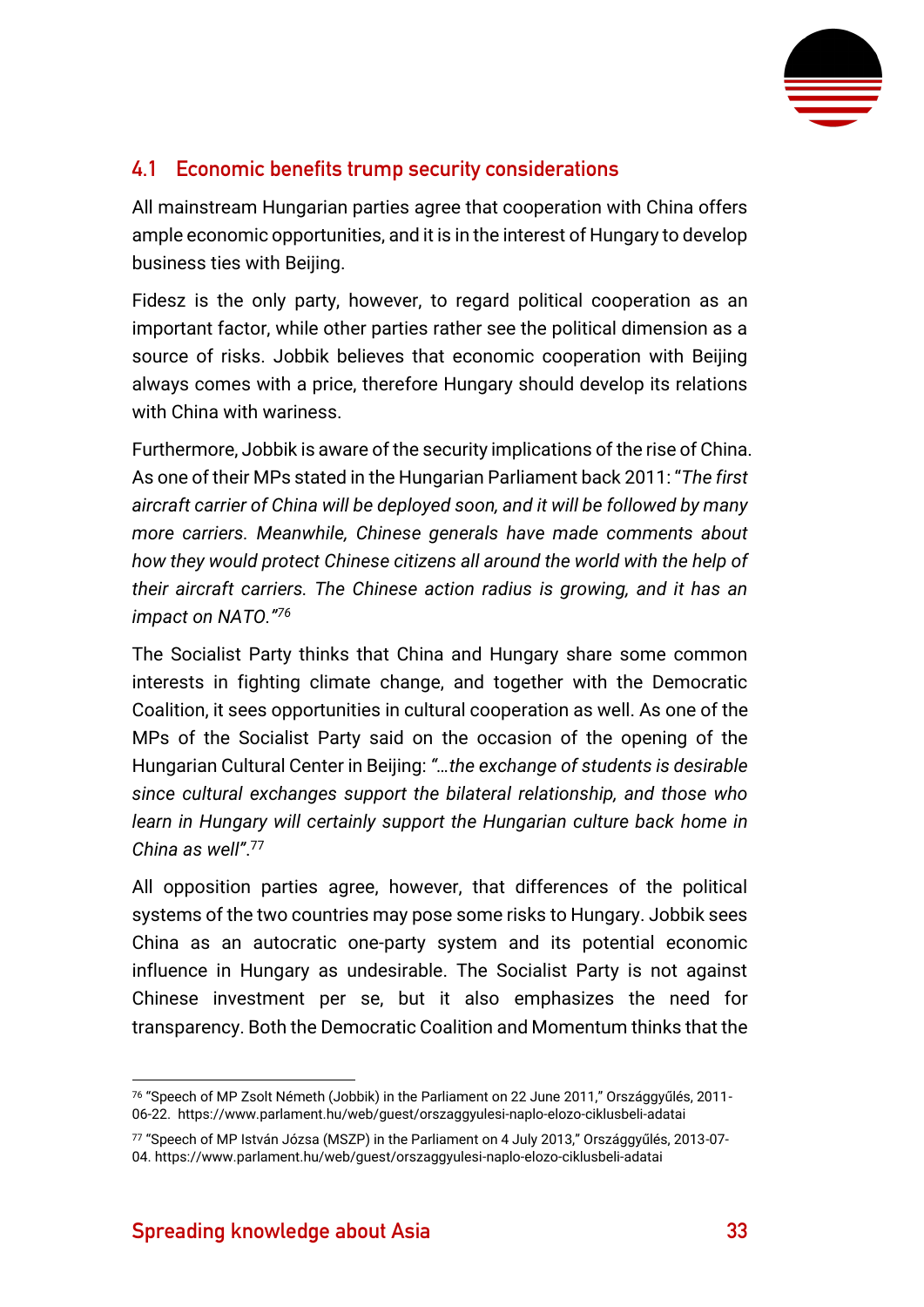### 4.1 Economic benefits trump security considerations

All mainstream Hungarian parties agree that cooperation with China offers ample economic opportunities, and it is in the interest of Hungary to develop business ties with Beijing.

Fidesz is the only party, however, to regard political cooperation as an important factor, while other parties rather see the political dimension as a source of risks. Jobbik believes that economic cooperation with Beijing always comes with a price, therefore Hungary should develop its relations with China with wariness.

Furthermore, Jobbik is aware of the security implications of the rise of China. As one of their MPs stated in the Hungarian Parliament back 2011: "*The first aircraft carrier of China will be deployed soon, and it will be followed by many more carriers. Meanwhile, Chinese generals have made comments about how they would protect Chinese citizens all around the world with the help of their aircraft carriers. The Chinese action radius is growing, and it has an impact on NATO.*"[76]

The Socialist Party thinks that China and Hungary share some common interests in fighting climate change, and together with the Democratic Coalition, it sees opportunities in cultural cooperation as well. As one of the MPs of the Socialist Party said on the occasion of the opening of the Hungarian Cultural Center in Beijing: *"…the exchange of students is desirable since cultural exchanges support the bilateral relationship, and those who learn in Hungary will certainly support the Hungarian culture back home in China as well"*.[77]

All opposition parties agree, however, that differences of the political systems of the two countries may pose some risks to Hungary. Jobbik sees China as an autocratic one-party system and its potential economic influence in Hungary as undesirable. The Socialist Party is not against Chinese investment per se, but it also emphasizes the need for transparency. Both the Democratic Coalition and Momentum thinks that the

---

[76] "Speech of MP Zsolt Németh (Jobbik) in the Parliament on 22 June 2011," Országgyűlés, 2011-06-22. https://www.parlament.hu/web/guest/orszaggyulesi-naplo-elozo-ciklusbeli-adatai

[77] "Speech of MP István Józsa (MSZP) in the Parliament on 4 July 2013," Országgyűlés, 2013-07-04. https://www.parlament.hu/web/guest/orszaggyulesi-naplo-elozo-ciklusbeli-adatai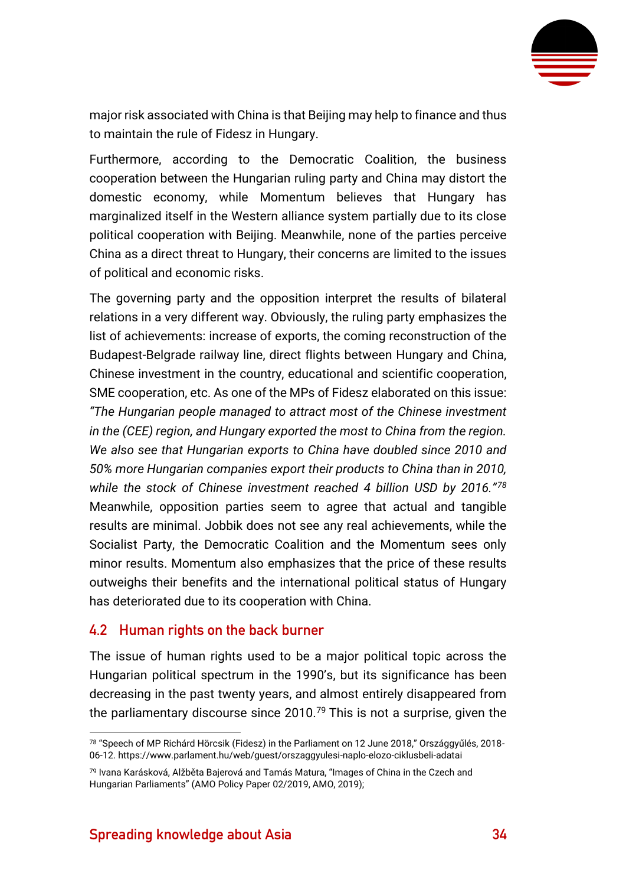major risk associated with China is that Beijing may help to finance and thus to maintain the rule of Fidesz in Hungary.

Furthermore, according to the Democratic Coalition, the business cooperation between the Hungarian ruling party and China may distort the domestic economy, while Momentum believes that Hungary has marginalized itself in the Western alliance system partially due to its close political cooperation with Beijing. Meanwhile, none of the parties perceive China as a direct threat to Hungary, their concerns are limited to the issues of political and economic risks.

The governing party and the opposition interpret the results of bilateral relations in a very different way. Obviously, the ruling party emphasizes the list of achievements: increase of exports, the coming reconstruction of the Budapest-Belgrade railway line, direct flights between Hungary and China, Chinese investment in the country, educational and scientific cooperation, SME cooperation, etc. As one of the MPs of Fidesz elaborated on this issue: *"The Hungarian people managed to attract most of the Chinese investment in the (CEE) region, and Hungary exported the most to China from the region. We also see that Hungarian exports to China have doubled since 2010 and 50% more Hungarian companies export their products to China than in 2010, while the stock of Chinese investment reached 4 billion USD by 2016."*[78] Meanwhile, opposition parties seem to agree that actual and tangible results are minimal. Jobbik does not see any real achievements, while the Socialist Party, the Democratic Coalition and the Momentum sees only minor results. Momentum also emphasizes that the price of these results outweighs their benefits and the international political status of Hungary has deteriorated due to its cooperation with China.

## 4.2 Human rights on the back burner

The issue of human rights used to be a major political topic across the Hungarian political spectrum in the 1990's, but its significance has been decreasing in the past twenty years, and almost entirely disappeared from the parliamentary discourse since 2010.[79] This is not a surprise, given the

---

[78] "Speech of MP Richárd Hörcsik (Fidesz) in the Parliament on 12 June 2018," Országgyűlés, 2018-06-12. https://www.parlament.hu/web/guest/orszaggyulesi-naplo-elozo-ciklusbeli-adatai

[79] Ivana Karásková, Alžběta Bajerová and Tamás Matura, "Images of China in the Czech and Hungarian Parliaments" (AMO Policy Paper 02/2019, AMO, 2019);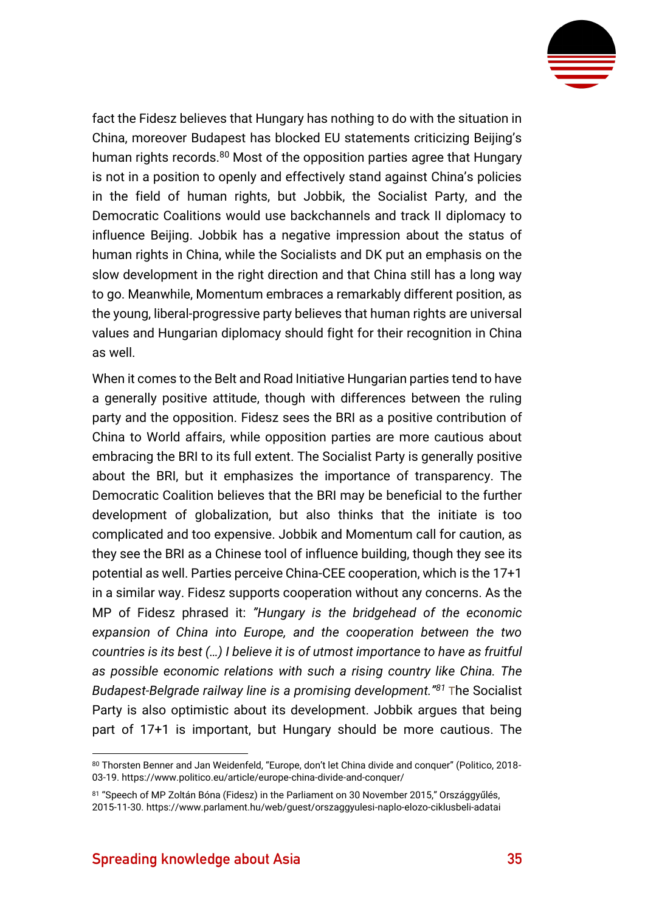fact the Fidesz believes that Hungary has nothing to do with the situation in China, moreover Budapest has blocked EU statements criticizing Beijing's human rights records.[80] Most of the opposition parties agree that Hungary is not in a position to openly and effectively stand against China's policies in the field of human rights, but Jobbik, the Socialist Party, and the Democratic Coalitions would use backchannels and track II diplomacy to influence Beijing. Jobbik has a negative impression about the status of human rights in China, while the Socialists and DK put an emphasis on the slow development in the right direction and that China still has a long way to go. Meanwhile, Momentum embraces a remarkably different position, as the young, liberal-progressive party believes that human rights are universal values and Hungarian diplomacy should fight for their recognition in China as well.

When it comes to the Belt and Road Initiative Hungarian parties tend to have a generally positive attitude, though with differences between the ruling party and the opposition. Fidesz sees the BRI as a positive contribution of China to World affairs, while opposition parties are more cautious about embracing the BRI to its full extent. The Socialist Party is generally positive about the BRI, but it emphasizes the importance of transparency. The Democratic Coalition believes that the BRI may be beneficial to the further development of globalization, but also thinks that the initiate is too complicated and too expensive. Jobbik and Momentum call for caution, as they see the BRI as a Chinese tool of influence building, though they see its potential as well. Parties perceive China-CEE cooperation, which is the 17+1 in a similar way. Fidesz supports cooperation without any concerns. As the MP of Fidesz phrased it: *"Hungary is the bridgehead of the economic expansion of China into Europe, and the cooperation between the two countries is its best (…) I believe it is of utmost importance to have as fruitful as possible economic relations with such a rising country like China. The Budapest-Belgrade railway line is a promising development."*[81] The Socialist Party is also optimistic about its development. Jobbik argues that being part of 17+1 is important, but Hungary should be more cautious. The

---

[80] Thorsten Benner and Jan Weidenfeld, "Europe, don't let China divide and conquer" (Politico, 2018-03-19. https://www.politico.eu/article/europe-china-divide-and-conquer/

[81] "Speech of MP Zoltán Bóna (Fidesz) in the Parliament on 30 November 2015," Országgyűlés, 2015-11-30. https://www.parlament.hu/web/guest/orszaggyulesi-naplo-elozo-ciklusbeli-adatai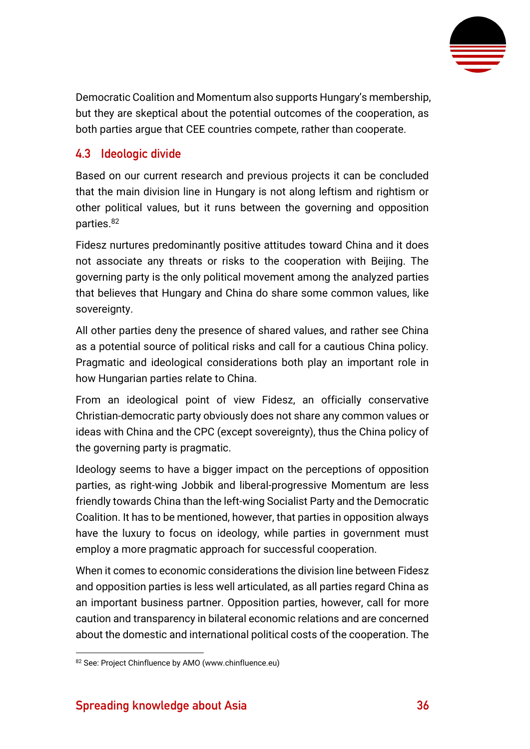Democratic Coalition and Momentum also supports Hungary's membership, but they are skeptical about the potential outcomes of the cooperation, as both parties argue that CEE countries compete, rather than cooperate.

## 4.3 Ideologic divide

Based on our current research and previous projects it can be concluded that the main division line in Hungary is not along leftism and rightism or other political values, but it runs between the governing and opposition parties.[82]

Fidesz nurtures predominantly positive attitudes toward China and it does not associate any threats or risks to the cooperation with Beijing. The governing party is the only political movement among the analyzed parties that believes that Hungary and China do share some common values, like sovereignty.

All other parties deny the presence of shared values, and rather see China as a potential source of political risks and call for a cautious China policy. Pragmatic and ideological considerations both play an important role in how Hungarian parties relate to China.

From an ideological point of view Fidesz, an officially conservative Christian-democratic party obviously does not share any common values or ideas with China and the CPC (except sovereignty), thus the China policy of the governing party is pragmatic.

Ideology seems to have a bigger impact on the perceptions of opposition parties, as right-wing Jobbik and liberal-progressive Momentum are less friendly towards China than the left-wing Socialist Party and the Democratic Coalition. It has to be mentioned, however, that parties in opposition always have the luxury to focus on ideology, while parties in government must employ a more pragmatic approach for successful cooperation.

When it comes to economic considerations the division line between Fidesz and opposition parties is less well articulated, as all parties regard China as an important business partner. Opposition parties, however, call for more caution and transparency in bilateral economic relations and are concerned about the domestic and international political costs of the cooperation. The

[82] See: Project Chinfluence by AMO (www.chinfluence.eu)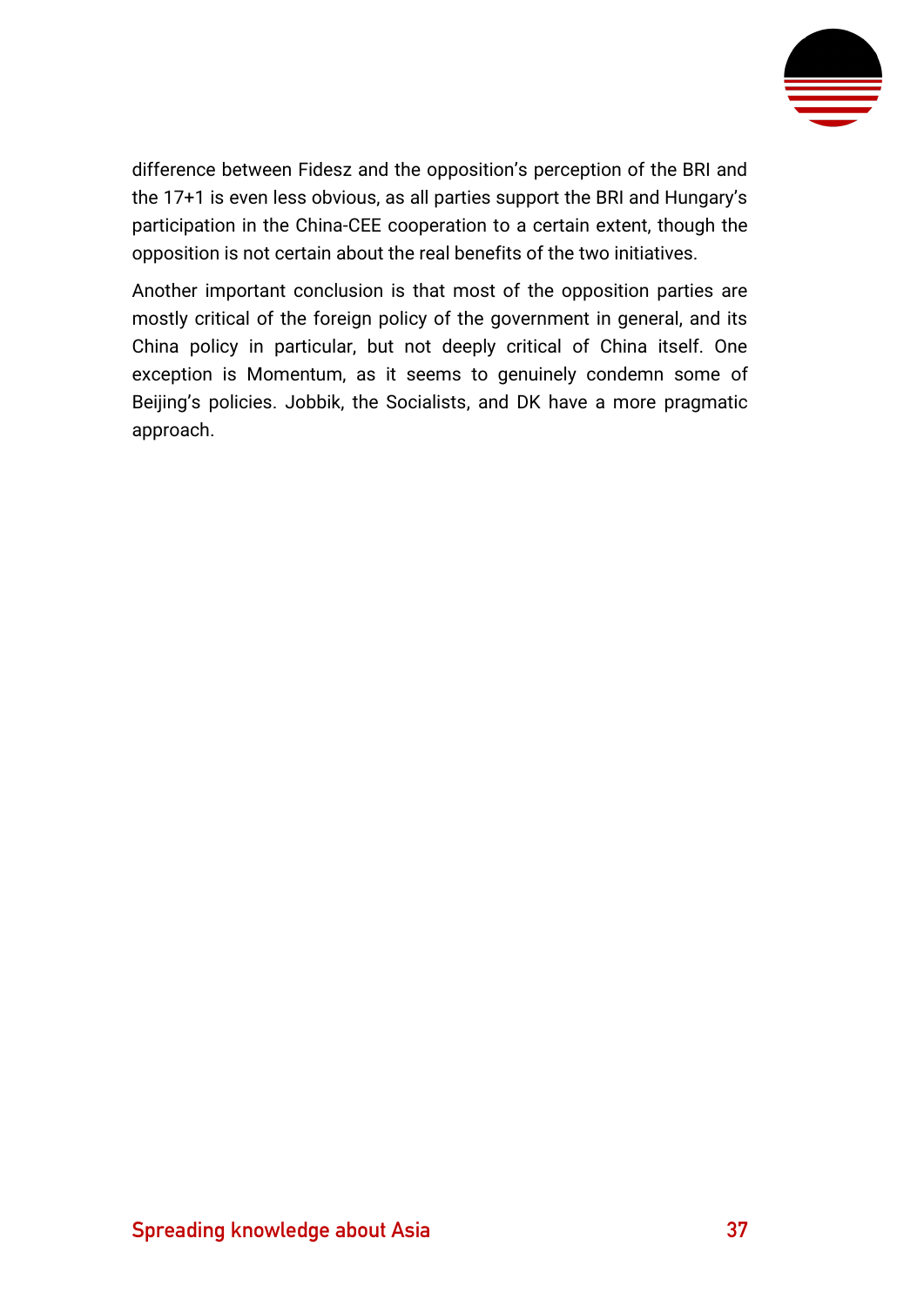difference between Fidesz and the opposition's perception of the BRI and the 17+1 is even less obvious, as all parties support the BRI and Hungary's participation in the China-CEE cooperation to a certain extent, though the opposition is not certain about the real benefits of the two initiatives.

Another important conclusion is that most of the opposition parties are mostly critical of the foreign policy of the government in general, and its China policy in particular, but not deeply critical of China itself. One exception is Momentum, as it seems to genuinely condemn some of Beijing's policies. Jobbik, the Socialists, and DK have a more pragmatic approach.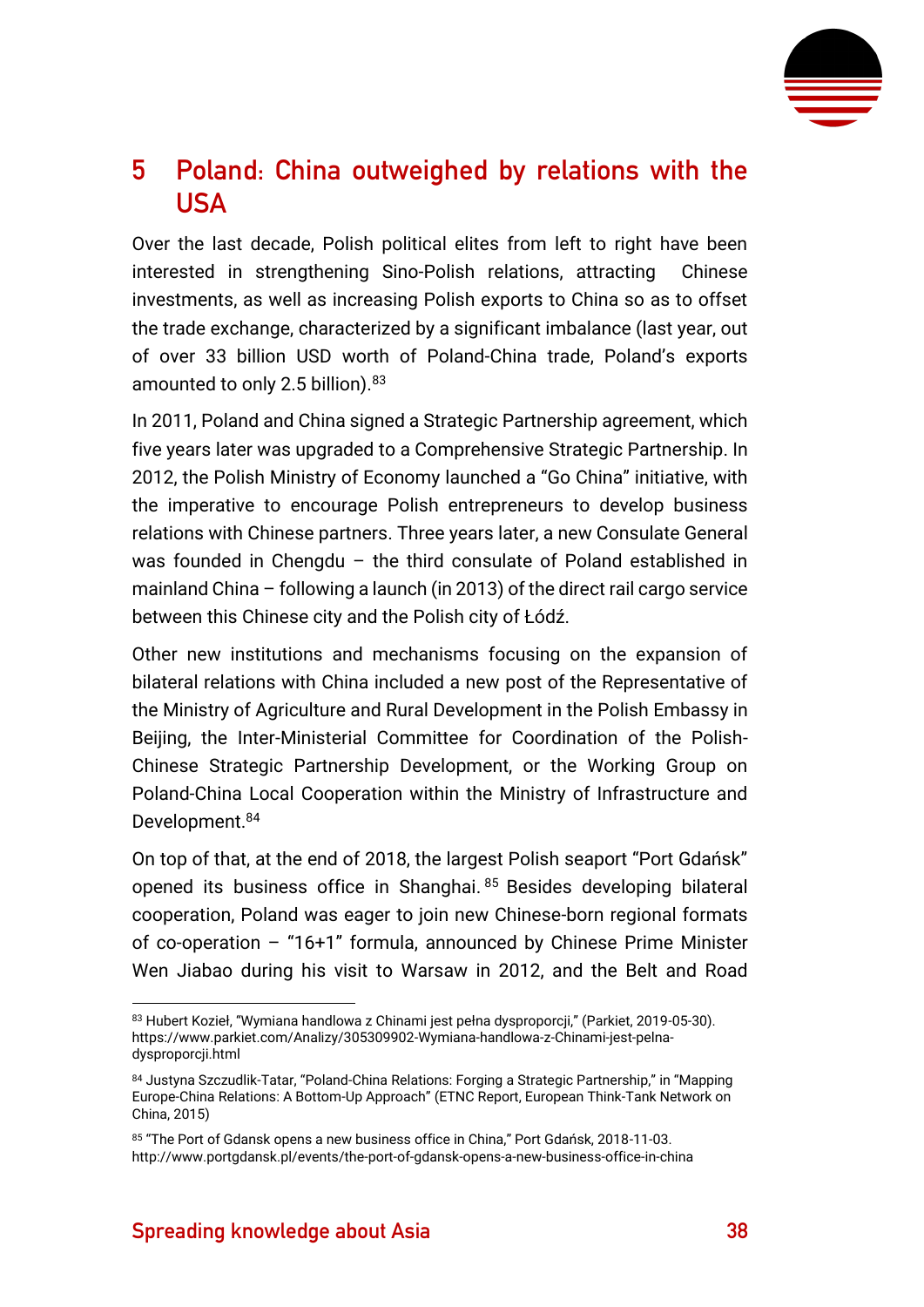## 5 Poland: China outweighed by relations with the USA

Over the last decade, Polish political elites from left to right have been interested in strengthening Sino-Polish relations, attracting Chinese investments, as well as increasing Polish exports to China so as to offset the trade exchange, characterized by a significant imbalance (last year, out of over 33 billion USD worth of Poland-China trade, Poland's exports amounted to only 2.5 billion).[83]

In 2011, Poland and China signed a Strategic Partnership agreement, which five years later was upgraded to a Comprehensive Strategic Partnership. In 2012, the Polish Ministry of Economy launched a "Go China" initiative, with the imperative to encourage Polish entrepreneurs to develop business relations with Chinese partners. Three years later, a new Consulate General was founded in Chengdu – the third consulate of Poland established in mainland China – following a launch (in 2013) of the direct rail cargo service between this Chinese city and the Polish city of Łódź.

Other new institutions and mechanisms focusing on the expansion of bilateral relations with China included a new post of the Representative of the Ministry of Agriculture and Rural Development in the Polish Embassy in Beijing, the Inter-Ministerial Committee for Coordination of the Polish-Chinese Strategic Partnership Development, or the Working Group on Poland-China Local Cooperation within the Ministry of Infrastructure and Development.[84]

On top of that, at the end of 2018, the largest Polish seaport "Port Gdańsk" opened its business office in Shanghai.[85] Besides developing bilateral cooperation, Poland was eager to join new Chinese-born regional formats of co-operation – "16+1" formula, announced by Chinese Prime Minister Wen Jiabao during his visit to Warsaw in 2012, and the Belt and Road

---

[83] Hubert Kozieł, "Wymiana handlowa z Chinami jest pełna dysproporcji," (Parkiet, 2019-05-30). https://www.parkiet.com/Analizy/305309902-Wymiana-handlowa-z-Chinami-jest-pelna-dysproporcji.html

[84] Justyna Szczudlik-Tatar, "Poland-China Relations: Forging a Strategic Partnership," in "Mapping Europe-China Relations: A Bottom-Up Approach" (ETNC Report, European Think-Tank Network on China, 2015)

[85] "The Port of Gdansk opens a new business office in China," Port Gdańsk, 2018-11-03. http://www.portgdansk.pl/events/the-port-of-gdansk-opens-a-new-business-office-in-china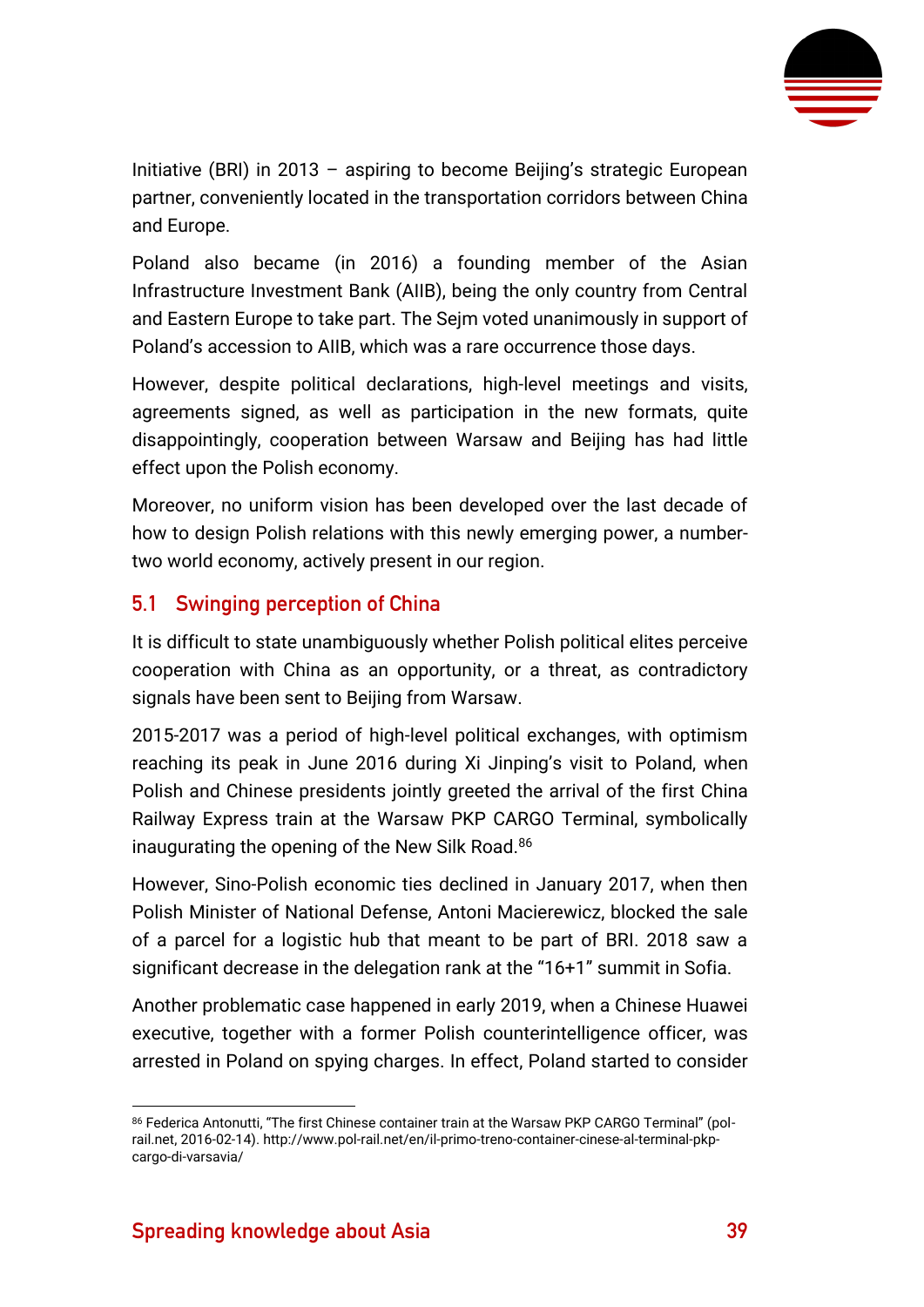Initiative (BRI) in 2013 – aspiring to become Beijing's strategic European partner, conveniently located in the transportation corridors between China and Europe.

Poland also became (in 2016) a founding member of the Asian Infrastructure Investment Bank (AIIB), being the only country from Central and Eastern Europe to take part. The Sejm voted unanimously in support of Poland's accession to AIIB, which was a rare occurrence those days.

However, despite political declarations, high-level meetings and visits, agreements signed, as well as participation in the new formats, quite disappointingly, cooperation between Warsaw and Beijing has had little effect upon the Polish economy.

Moreover, no uniform vision has been developed over the last decade of how to design Polish relations with this newly emerging power, a number-two world economy, actively present in our region.

## 5.1 Swinging perception of China

It is difficult to state unambiguously whether Polish political elites perceive cooperation with China as an opportunity, or a threat, as contradictory signals have been sent to Beijing from Warsaw.

2015-2017 was a period of high-level political exchanges, with optimism reaching its peak in June 2016 during Xi Jinping's visit to Poland, when Polish and Chinese presidents jointly greeted the arrival of the first China Railway Express train at the Warsaw PKP CARGO Terminal, symbolically inaugurating the opening of the New Silk Road.[86]

However, Sino-Polish economic ties declined in January 2017, when then Polish Minister of National Defense, Antoni Macierewicz, blocked the sale of a parcel for a logistic hub that meant to be part of BRI. 2018 saw a significant decrease in the delegation rank at the "16+1" summit in Sofia.

Another problematic case happened in early 2019, when a Chinese Huawei executive, together with a former Polish counterintelligence officer, was arrested in Poland on spying charges. In effect, Poland started to consider

[86] Federica Antonutti, "The first Chinese container train at the Warsaw PKP CARGO Terminal" (pol-rail.net, 2016-02-14). http://www.pol-rail.net/en/il-primo-treno-container-cinese-al-terminal-pkp-cargo-di-varsavia/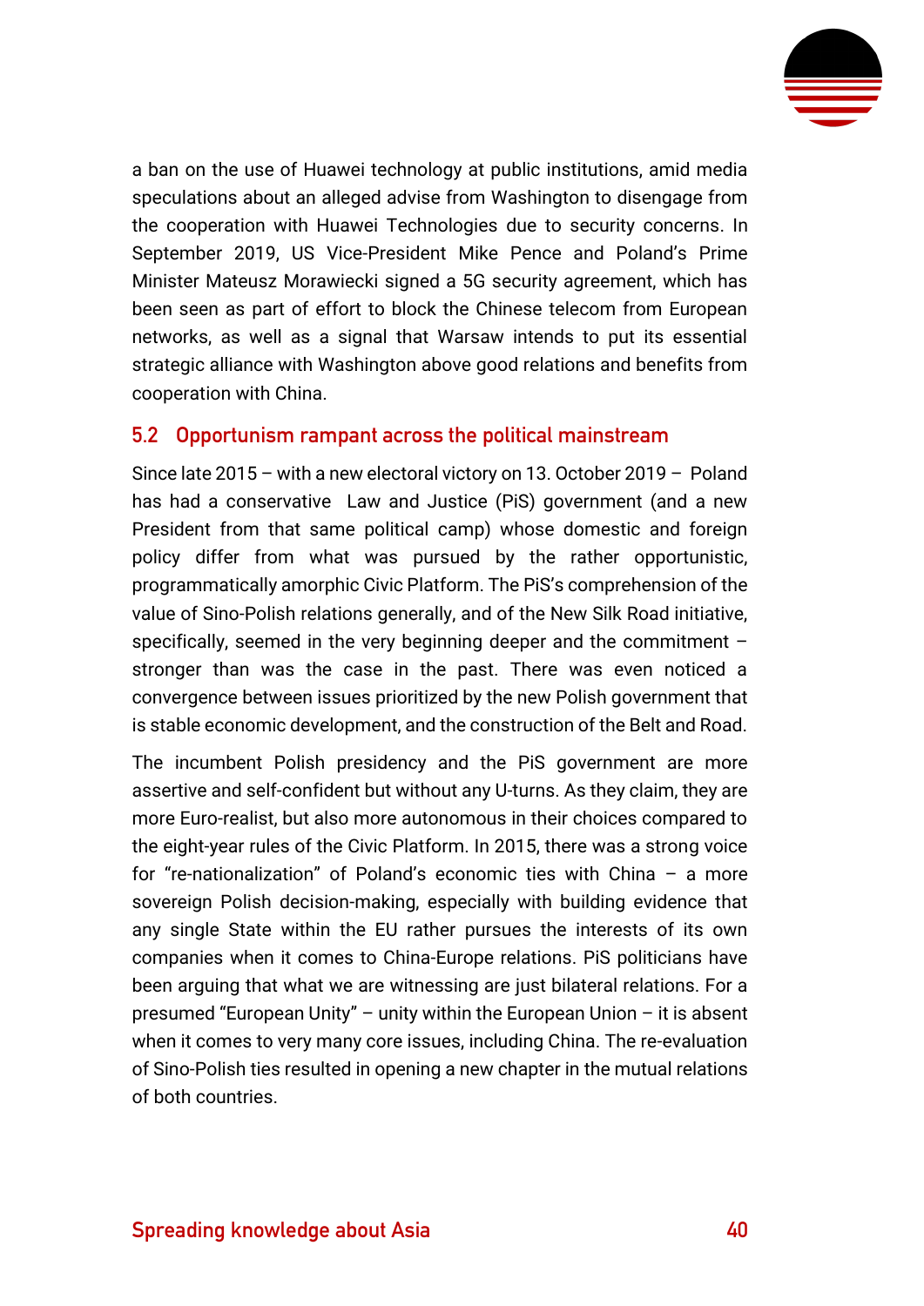a ban on the use of Huawei technology at public institutions, amid media speculations about an alleged advise from Washington to disengage from the cooperation with Huawei Technologies due to security concerns. In September 2019, US Vice-President Mike Pence and Poland's Prime Minister Mateusz Morawiecki signed a 5G security agreement, which has been seen as part of effort to block the Chinese telecom from European networks, as well as a signal that Warsaw intends to put its essential strategic alliance with Washington above good relations and benefits from cooperation with China.

## 5.2 Opportunism rampant across the political mainstream

Since late 2015 – with a new electoral victory on 13. October 2019 – Poland has had a conservative Law and Justice (PiS) government (and a new President from that same political camp) whose domestic and foreign policy differ from what was pursued by the rather opportunistic, programmatically amorphic Civic Platform. The PiS's comprehension of the value of Sino-Polish relations generally, and of the New Silk Road initiative, specifically, seemed in the very beginning deeper and the commitment – stronger than was the case in the past. There was even noticed a convergence between issues prioritized by the new Polish government that is stable economic development, and the construction of the Belt and Road.

The incumbent Polish presidency and the PiS government are more assertive and self-confident but without any U-turns. As they claim, they are more Euro-realist, but also more autonomous in their choices compared to the eight-year rules of the Civic Platform. In 2015, there was a strong voice for "re-nationalization" of Poland's economic ties with China – a more sovereign Polish decision-making, especially with building evidence that any single State within the EU rather pursues the interests of its own companies when it comes to China-Europe relations. PiS politicians have been arguing that what we are witnessing are just bilateral relations. For a presumed "European Unity" – unity within the European Union – it is absent when it comes to very many core issues, including China. The re-evaluation of Sino-Polish ties resulted in opening a new chapter in the mutual relations of both countries.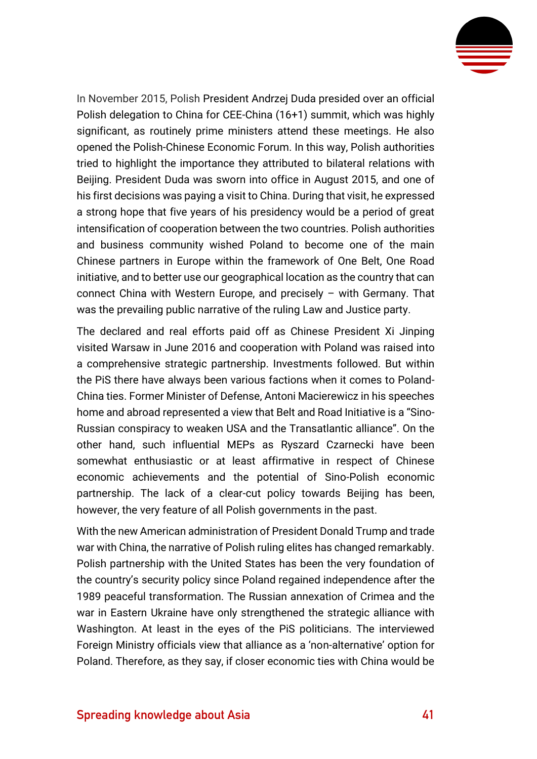In November 2015, Polish President Andrzej Duda presided over an official Polish delegation to China for CEE-China (16+1) summit, which was highly significant, as routinely prime ministers attend these meetings. He also opened the Polish-Chinese Economic Forum. In this way, Polish authorities tried to highlight the importance they attributed to bilateral relations with Beijing. President Duda was sworn into office in August 2015, and one of his first decisions was paying a visit to China. During that visit, he expressed a strong hope that five years of his presidency would be a period of great intensification of cooperation between the two countries. Polish authorities and business community wished Poland to become one of the main Chinese partners in Europe within the framework of One Belt, One Road initiative, and to better use our geographical location as the country that can connect China with Western Europe, and precisely – with Germany. That was the prevailing public narrative of the ruling Law and Justice party.

The declared and real efforts paid off as Chinese President Xi Jinping visited Warsaw in June 2016 and cooperation with Poland was raised into a comprehensive strategic partnership. Investments followed. But within the PiS there have always been various factions when it comes to Poland-China ties. Former Minister of Defense, Antoni Macierewicz in his speeches home and abroad represented a view that Belt and Road Initiative is a "Sino-Russian conspiracy to weaken USA and the Transatlantic alliance". On the other hand, such influential MEPs as Ryszard Czarnecki have been somewhat enthusiastic or at least affirmative in respect of Chinese economic achievements and the potential of Sino-Polish economic partnership. The lack of a clear-cut policy towards Beijing has been, however, the very feature of all Polish governments in the past.

With the new American administration of President Donald Trump and trade war with China, the narrative of Polish ruling elites has changed remarkably. Polish partnership with the United States has been the very foundation of the country's security policy since Poland regained independence after the 1989 peaceful transformation. The Russian annexation of Crimea and the war in Eastern Ukraine have only strengthened the strategic alliance with Washington. At least in the eyes of the PiS politicians. The interviewed Foreign Ministry officials view that alliance as a 'non-alternative' option for Poland. Therefore, as they say, if closer economic ties with China would be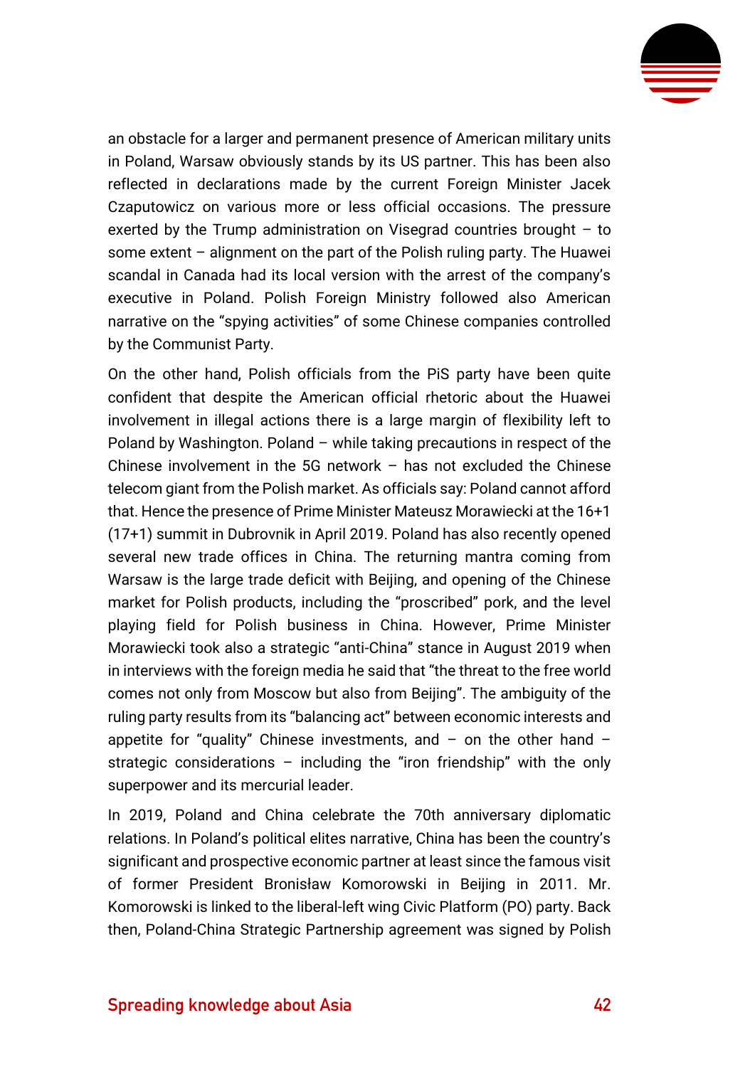an obstacle for a larger and permanent presence of American military units in Poland, Warsaw obviously stands by its US partner. This has been also reflected in declarations made by the current Foreign Minister Jacek Czaputowicz on various more or less official occasions. The pressure exerted by the Trump administration on Visegrad countries brought – to some extent – alignment on the part of the Polish ruling party. The Huawei scandal in Canada had its local version with the arrest of the company's executive in Poland. Polish Foreign Ministry followed also American narrative on the "spying activities" of some Chinese companies controlled by the Communist Party.

On the other hand, Polish officials from the PiS party have been quite confident that despite the American official rhetoric about the Huawei involvement in illegal actions there is a large margin of flexibility left to Poland by Washington. Poland – while taking precautions in respect of the Chinese involvement in the 5G network – has not excluded the Chinese telecom giant from the Polish market. As officials say: Poland cannot afford that. Hence the presence of Prime Minister Mateusz Morawiecki at the 16+1 (17+1) summit in Dubrovnik in April 2019. Poland has also recently opened several new trade offices in China. The returning mantra coming from Warsaw is the large trade deficit with Beijing, and opening of the Chinese market for Polish products, including the "proscribed" pork, and the level playing field for Polish business in China. However, Prime Minister Morawiecki took also a strategic "anti-China" stance in August 2019 when in interviews with the foreign media he said that "the threat to the free world comes not only from Moscow but also from Beijing". The ambiguity of the ruling party results from its "balancing act" between economic interests and appetite for "quality" Chinese investments, and – on the other hand – strategic considerations – including the "iron friendship" with the only superpower and its mercurial leader.

In 2019, Poland and China celebrate the 70th anniversary diplomatic relations. In Poland's political elites narrative, China has been the country's significant and prospective economic partner at least since the famous visit of former President Bronisław Komorowski in Beijing in 2011. Mr. Komorowski is linked to the liberal-left wing Civic Platform (PO) party. Back then, Poland-China Strategic Partnership agreement was signed by Polish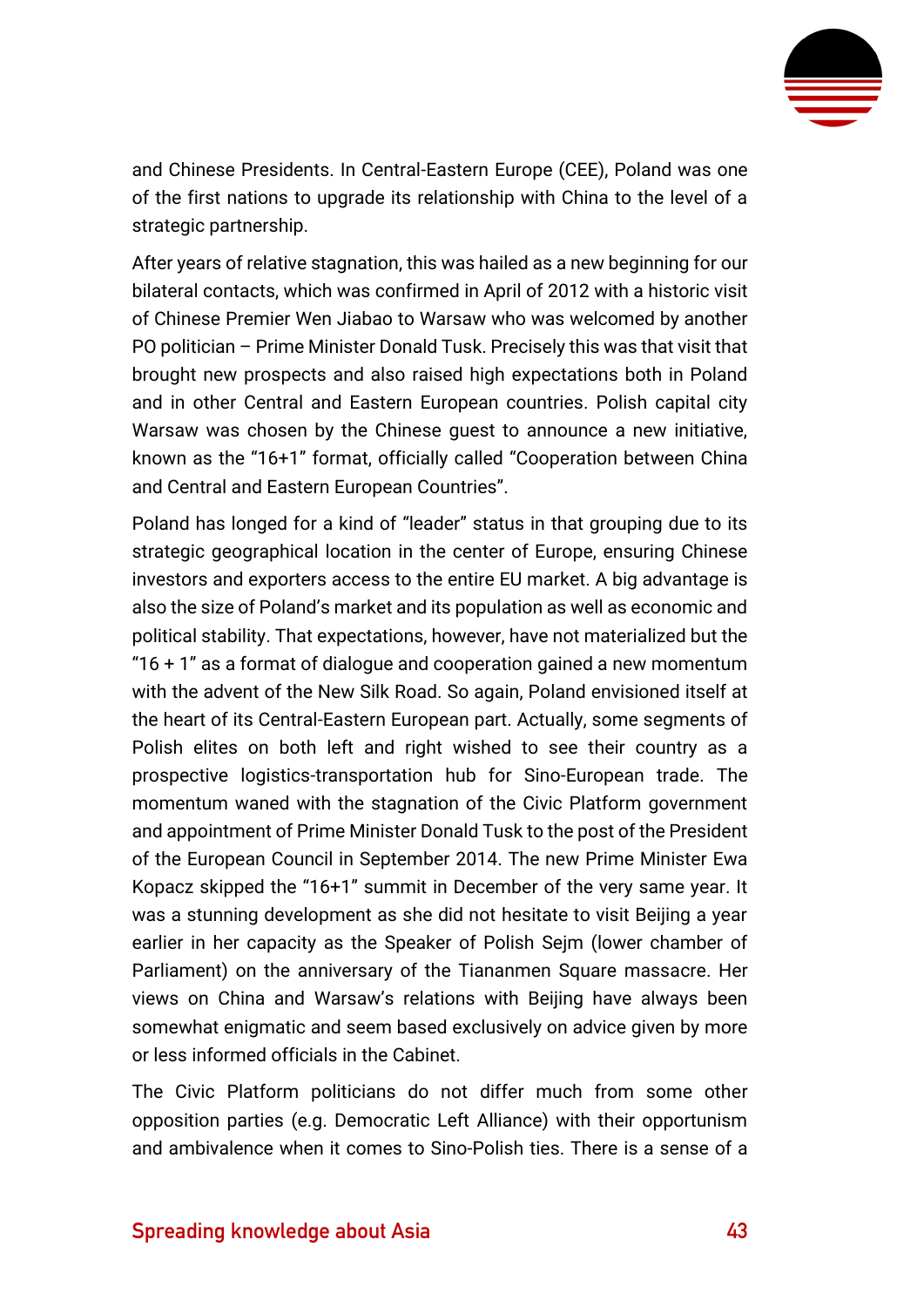and Chinese Presidents. In Central-Eastern Europe (CEE), Poland was one of the first nations to upgrade its relationship with China to the level of a strategic partnership.

After years of relative stagnation, this was hailed as a new beginning for our bilateral contacts, which was confirmed in April of 2012 with a historic visit of Chinese Premier Wen Jiabao to Warsaw who was welcomed by another PO politician – Prime Minister Donald Tusk. Precisely this was that visit that brought new prospects and also raised high expectations both in Poland and in other Central and Eastern European countries. Polish capital city Warsaw was chosen by the Chinese guest to announce a new initiative, known as the "16+1" format, officially called "Cooperation between China and Central and Eastern European Countries".

Poland has longed for a kind of "leader" status in that grouping due to its strategic geographical location in the center of Europe, ensuring Chinese investors and exporters access to the entire EU market. A big advantage is also the size of Poland's market and its population as well as economic and political stability. That expectations, however, have not materialized but the "16 + 1" as a format of dialogue and cooperation gained a new momentum with the advent of the New Silk Road. So again, Poland envisioned itself at the heart of its Central-Eastern European part. Actually, some segments of Polish elites on both left and right wished to see their country as a prospective logistics-transportation hub for Sino-European trade. The momentum waned with the stagnation of the Civic Platform government and appointment of Prime Minister Donald Tusk to the post of the President of the European Council in September 2014. The new Prime Minister Ewa Kopacz skipped the "16+1" summit in December of the very same year. It was a stunning development as she did not hesitate to visit Beijing a year earlier in her capacity as the Speaker of Polish Sejm (lower chamber of Parliament) on the anniversary of the Tiananmen Square massacre. Her views on China and Warsaw's relations with Beijing have always been somewhat enigmatic and seem based exclusively on advice given by more or less informed officials in the Cabinet.

The Civic Platform politicians do not differ much from some other opposition parties (e.g. Democratic Left Alliance) with their opportunism and ambivalence when it comes to Sino-Polish ties. There is a sense of a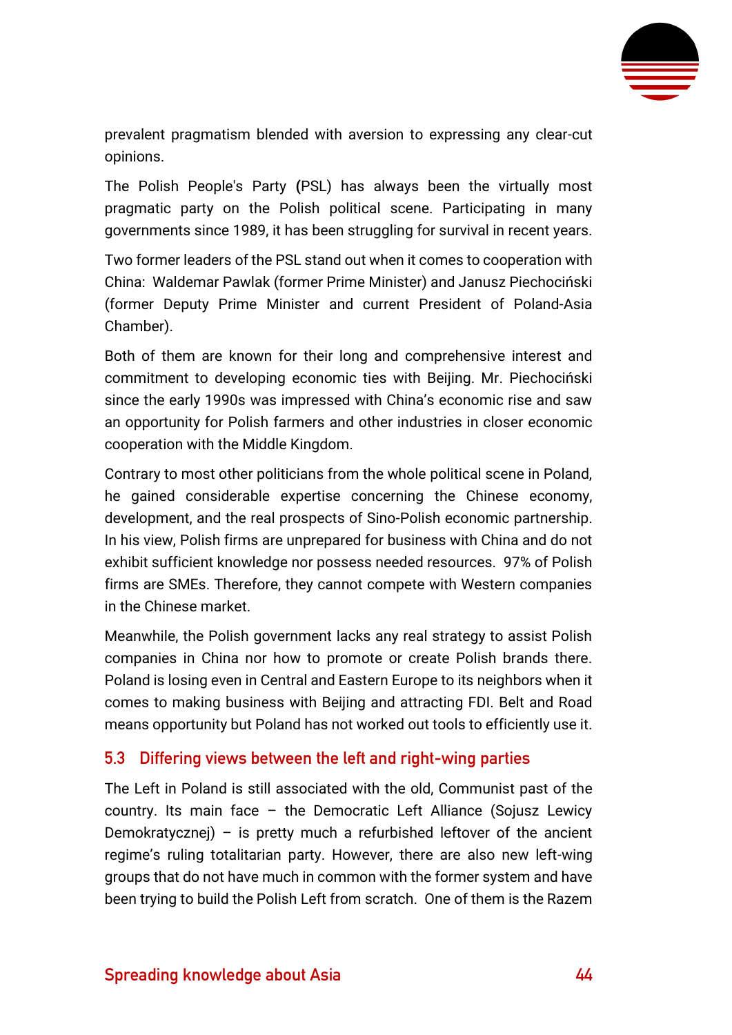prevalent pragmatism blended with aversion to expressing any clear-cut opinions.

The Polish People's Party (PSL) has always been the virtually most pragmatic party on the Polish political scene. Participating in many governments since 1989, it has been struggling for survival in recent years.

Two former leaders of the PSL stand out when it comes to cooperation with China: Waldemar Pawlak (former Prime Minister) and Janusz Piechociński (former Deputy Prime Minister and current President of Poland-Asia Chamber).

Both of them are known for their long and comprehensive interest and commitment to developing economic ties with Beijing. Mr. Piechociński since the early 1990s was impressed with China's economic rise and saw an opportunity for Polish farmers and other industries in closer economic cooperation with the Middle Kingdom.

Contrary to most other politicians from the whole political scene in Poland, he gained considerable expertise concerning the Chinese economy, development, and the real prospects of Sino-Polish economic partnership. In his view, Polish firms are unprepared for business with China and do not exhibit sufficient knowledge nor possess needed resources. 97% of Polish firms are SMEs. Therefore, they cannot compete with Western companies in the Chinese market.

Meanwhile, the Polish government lacks any real strategy to assist Polish companies in China nor how to promote or create Polish brands there. Poland is losing even in Central and Eastern Europe to its neighbors when it comes to making business with Beijing and attracting FDI. Belt and Road means opportunity but Poland has not worked out tools to efficiently use it.

### 5.3 Differing views between the left and right-wing parties

The Left in Poland is still associated with the old, Communist past of the country. Its main face – the Democratic Left Alliance (Sojusz Lewicy Demokratycznej) – is pretty much a refurbished leftover of the ancient regime's ruling totalitarian party. However, there are also new left-wing groups that do not have much in common with the former system and have been trying to build the Polish Left from scratch. One of them is the Razem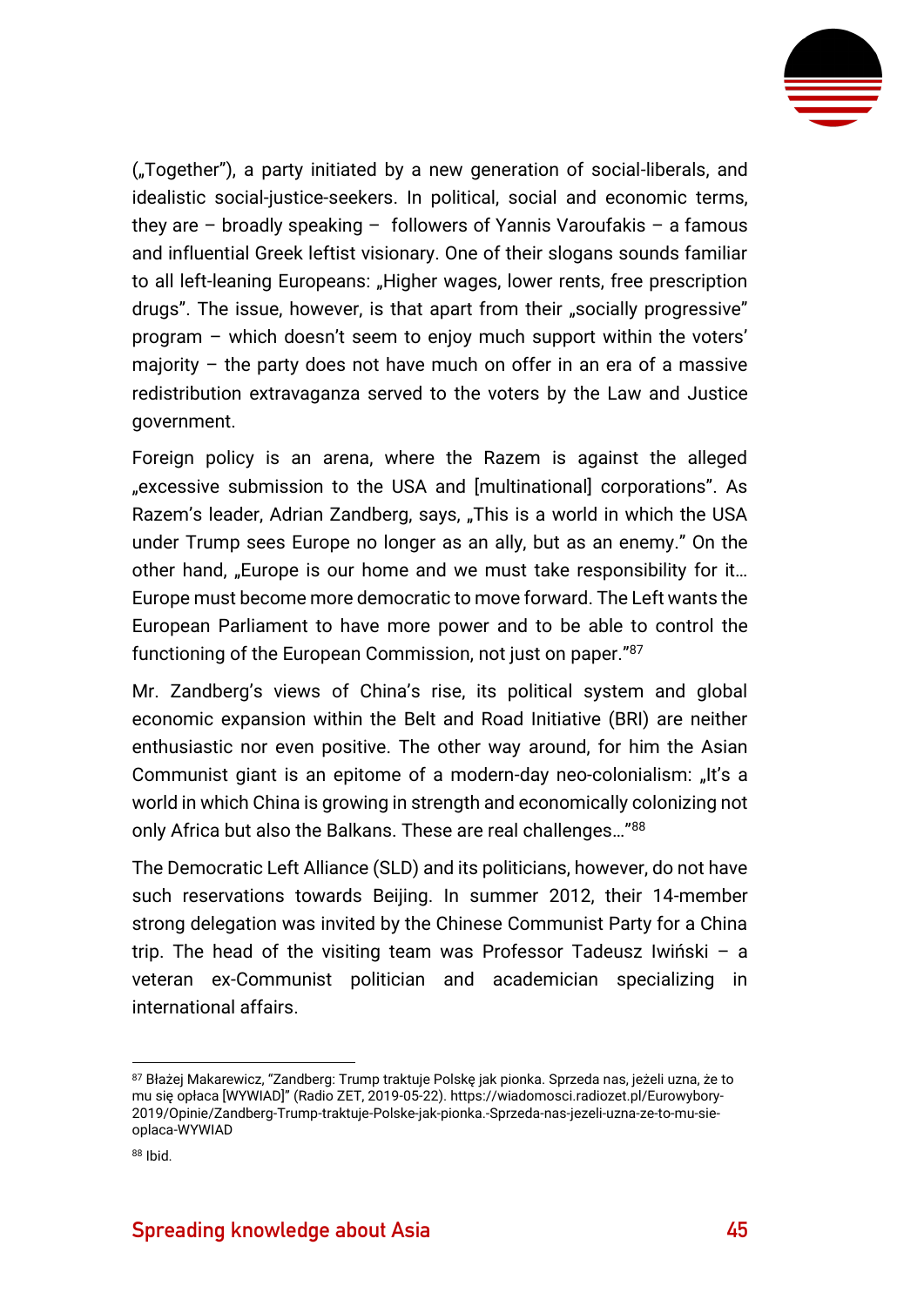(„Together"), a party initiated by a new generation of social-liberals, and idealistic social-justice-seekers. In political, social and economic terms, they are – broadly speaking – followers of Yannis Varoufakis – a famous and influential Greek leftist visionary. One of their slogans sounds familiar to all left-leaning Europeans: „Higher wages, lower rents, free prescription drugs". The issue, however, is that apart from their „socially progressive" program – which doesn't seem to enjoy much support within the voters' majority – the party does not have much on offer in an era of a massive redistribution extravaganza served to the voters by the Law and Justice government.

Foreign policy is an arena, where the Razem is against the alleged „excessive submission to the USA and [multinational] corporations". As Razem's leader, Adrian Zandberg, says, „This is a world in which the USA under Trump sees Europe no longer as an ally, but as an enemy." On the other hand, „Europe is our home and we must take responsibility for it… Europe must become more democratic to move forward. The Left wants the European Parliament to have more power and to be able to control the functioning of the European Commission, not just on paper."[87]

Mr. Zandberg's views of China's rise, its political system and global economic expansion within the Belt and Road Initiative (BRI) are neither enthusiastic nor even positive. The other way around, for him the Asian Communist giant is an epitome of a modern-day neo-colonialism: „It's a world in which China is growing in strength and economically colonizing not only Africa but also the Balkans. These are real challenges…"[88]

The Democratic Left Alliance (SLD) and its politicians, however, do not have such reservations towards Beijing. In summer 2012, their 14-member strong delegation was invited by the Chinese Communist Party for a China trip. The head of the visiting team was Professor Tadeusz Iwiński – a veteran ex-Communist politician and academician specializing in international affairs.

---

[87] Błażej Makarewicz, "Zandberg: Trump traktuje Polskę jak pionka. Sprzeda nas, jeżeli uzna, że to mu się opłaca [WYWIAD]" (Radio ZET, 2019-05-22). https://wiadomosci.radiozet.pl/Eurowybory-2019/Opinie/Zandberg-Trump-traktuje-Polske-jak-pionka.-Sprzeda-nas-jezeli-uzna-ze-to-mu-sie-oplaca-WYWIAD

[88] Ibid.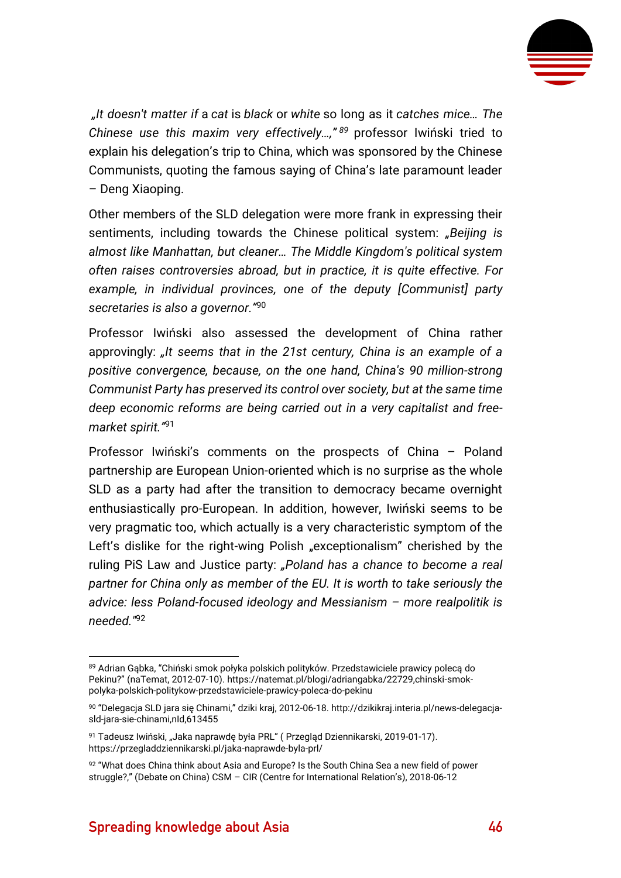„*It doesn't matter if* a *cat* is *black* or *white* so long as it *catches mice… The Chinese use this maxim very effectively…,"* [89] professor Iwiński tried to explain his delegation's trip to China, which was sponsored by the Chinese Communists, quoting the famous saying of China's late paramount leader – Deng Xiaoping.

Other members of the SLD delegation were more frank in expressing their sentiments, including towards the Chinese political system: *„Beijing is almost like Manhattan, but cleaner… The Middle Kingdom's political system often raises controversies abroad, but in practice, it is quite effective. For example, in individual provinces, one of the deputy [Communist] party secretaries is also a governor."*[90]

Professor Iwiński also assessed the development of China rather approvingly: *„It seems that in the 21st century, China is an example of a positive convergence, because, on the one hand, China's 90 million-strong Communist Party has preserved its control over society, but at the same time deep economic reforms are being carried out in a very capitalist and free-market spirit."*[91]

Professor Iwiński's comments on the prospects of China – Poland partnership are European Union-oriented which is no surprise as the whole SLD as a party had after the transition to democracy became overnight enthusiastically pro-European. In addition, however, Iwiński seems to be very pragmatic too, which actually is a very characteristic symptom of the Left's dislike for the right-wing Polish „exceptionalism" cherished by the ruling PiS Law and Justice party: *„Poland has a chance to become a real partner for China only as member of the EU. It is worth to take seriously the advice: less Poland-focused ideology and Messianism – more realpolitik is needed."*[92]

---

[89] Adrian Gąbka, "Chiński smok połyka polskich polityków. Przedstawiciele prawicy polecą do Pekinu?" (naTemat, 2012-07-10). https://natemat.pl/blogi/adriangabka/22729,chinski-smok-polyka-polskich-politykow-przedstawiciele-prawicy-poleca-do-pekinu

[90] "Delegacja SLD jara się Chinami," dziki kraj, 2012-06-18. http://dzikikraj.interia.pl/news-delegacja-sld-jara-sie-chinami,nld,613455

[91] Tadeusz Iwiński, „Jaka naprawdę była PRL" ( Przegląd Dziennikarski, 2019-01-17). https://przegladdziennikarski.pl/jaka-naprawde-byla-prl/

[92] "What does China think about Asia and Europe? Is the South China Sea a new field of power struggle?," (Debate on China) CSM – CIR (Centre for International Relation's), 2018-06-12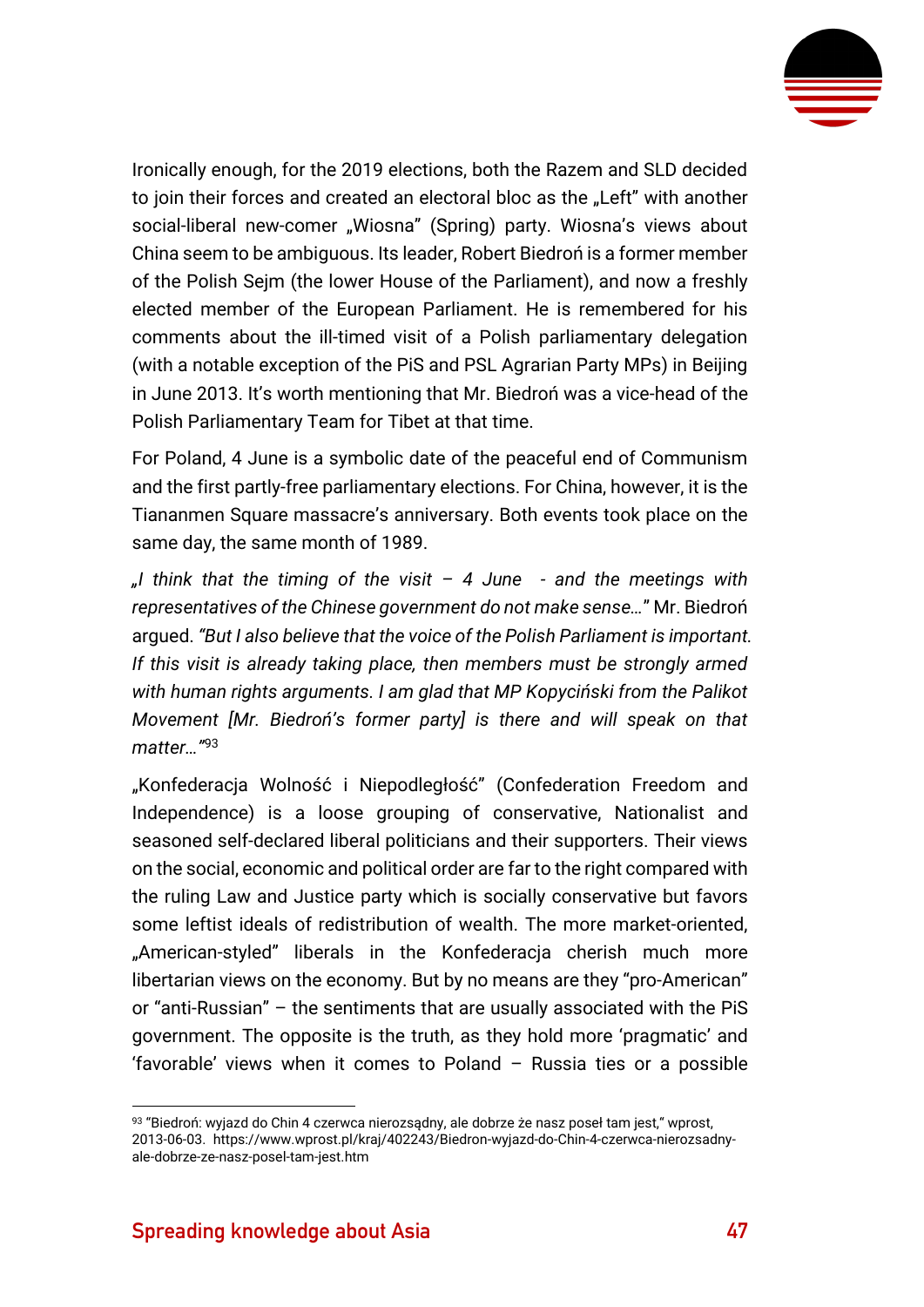Ironically enough, for the 2019 elections, both the Razem and SLD decided to join their forces and created an electoral bloc as the „Left" with another social-liberal new-comer „Wiosna" (Spring) party. Wiosna's views about China seem to be ambiguous. Its leader, Robert Biedroń is a former member of the Polish Sejm (the lower House of the Parliament), and now a freshly elected member of the European Parliament. He is remembered for his comments about the ill-timed visit of a Polish parliamentary delegation (with a notable exception of the PiS and PSL Agrarian Party MPs) in Beijing in June 2013. It's worth mentioning that Mr. Biedroń was a vice-head of the Polish Parliamentary Team for Tibet at that time.

For Poland, 4 June is a symbolic date of the peaceful end of Communism and the first partly-free parliamentary elections. For China, however, it is the Tiananmen Square massacre's anniversary. Both events took place on the same day, the same month of 1989.

*„I think that the timing of the visit – 4 June - and the meetings with representatives of the Chinese government do not make sense…"* Mr. Biedroń argued. *"But I also believe that the voice of the Polish Parliament is important. If this visit is already taking place, then members must be strongly armed with human rights arguments. I am glad that MP Kopyciński from the Palikot Movement [Mr. Biedroń's former party] is there and will speak on that matter…"*[93]

„Konfederacja Wolność i Niepodległość" (Confederation Freedom and Independence) is a loose grouping of conservative, Nationalist and seasoned self-declared liberal politicians and their supporters. Their views on the social, economic and political order are far to the right compared with the ruling Law and Justice party which is socially conservative but favors some leftist ideals of redistribution of wealth. The more market-oriented, „American-styled" liberals in the Konfederacja cherish much more libertarian views on the economy. But by no means are they "pro-American" or "anti-Russian" – the sentiments that are usually associated with the PiS government. The opposite is the truth, as they hold more 'pragmatic' and 'favorable' views when it comes to Poland – Russia ties or a possible

---

[93] "Biedroń: wyjazd do Chin 4 czerwca nierozsądny, ale dobrze że nasz poseł tam jest," wprost, 2013-06-03. https://www.wprost.pl/kraj/402243/Biedron-wyjazd-do-Chin-4-czerwca-nierozsadny-ale-dobrze-ze-nasz-posel-tam-jest.htm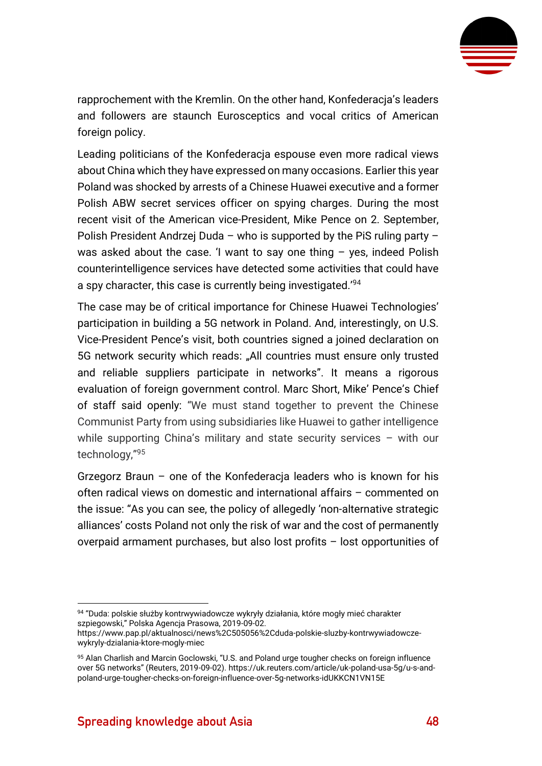rapprochement with the Kremlin. On the other hand, Konfederacja's leaders and followers are staunch Eurosceptics and vocal critics of American foreign policy.

Leading politicians of the Konfederacja espouse even more radical views about China which they have expressed on many occasions. Earlier this year Poland was shocked by arrests of a Chinese Huawei executive and a former Polish ABW secret services officer on spying charges. During the most recent visit of the American vice-President, Mike Pence on 2. September, Polish President Andrzej Duda – who is supported by the PiS ruling party – was asked about the case. 'I want to say one thing – yes, indeed Polish counterintelligence services have detected some activities that could have a spy character, this case is currently being investigated.'[94]

The case may be of critical importance for Chinese Huawei Technologies' participation in building a 5G network in Poland. And, interestingly, on U.S. Vice-President Pence's visit, both countries signed a joined declaration on 5G network security which reads: „All countries must ensure only trusted and reliable suppliers participate in networks". It means a rigorous evaluation of foreign government control. Marc Short, Mike' Pence's Chief of staff said openly: "We must stand together to prevent the Chinese Communist Party from using subsidiaries like Huawei to gather intelligence while supporting China's military and state security services – with our technology,"[95]

Grzegorz Braun – one of the Konfederacja leaders who is known for his often radical views on domestic and international affairs – commented on the issue: "As you can see, the policy of allegedly 'non-alternative strategic alliances' costs Poland not only the risk of war and the cost of permanently overpaid armament purchases, but also lost profits – lost opportunities of

---

[94] "Duda: polskie służby kontrwywiadowcze wykryły działania, które mogły mieć charakter szpiegowski," Polska Agencja Prasowa, 2019-09-02. https://www.pap.pl/aktualnosci/news%2C505056%2Cduda-polskie-sluzby-kontrwywiadowcze-wykryly-dzialania-ktore-mogly-miec

[95] Alan Charlish and Marcin Goclowski, "U.S. and Poland urge tougher checks on foreign influence over 5G networks" (Reuters, 2019-09-02). https://uk.reuters.com/article/uk-poland-usa-5g/u-s-and-poland-urge-tougher-checks-on-foreign-influence-over-5g-networks-idUKKCN1VN15E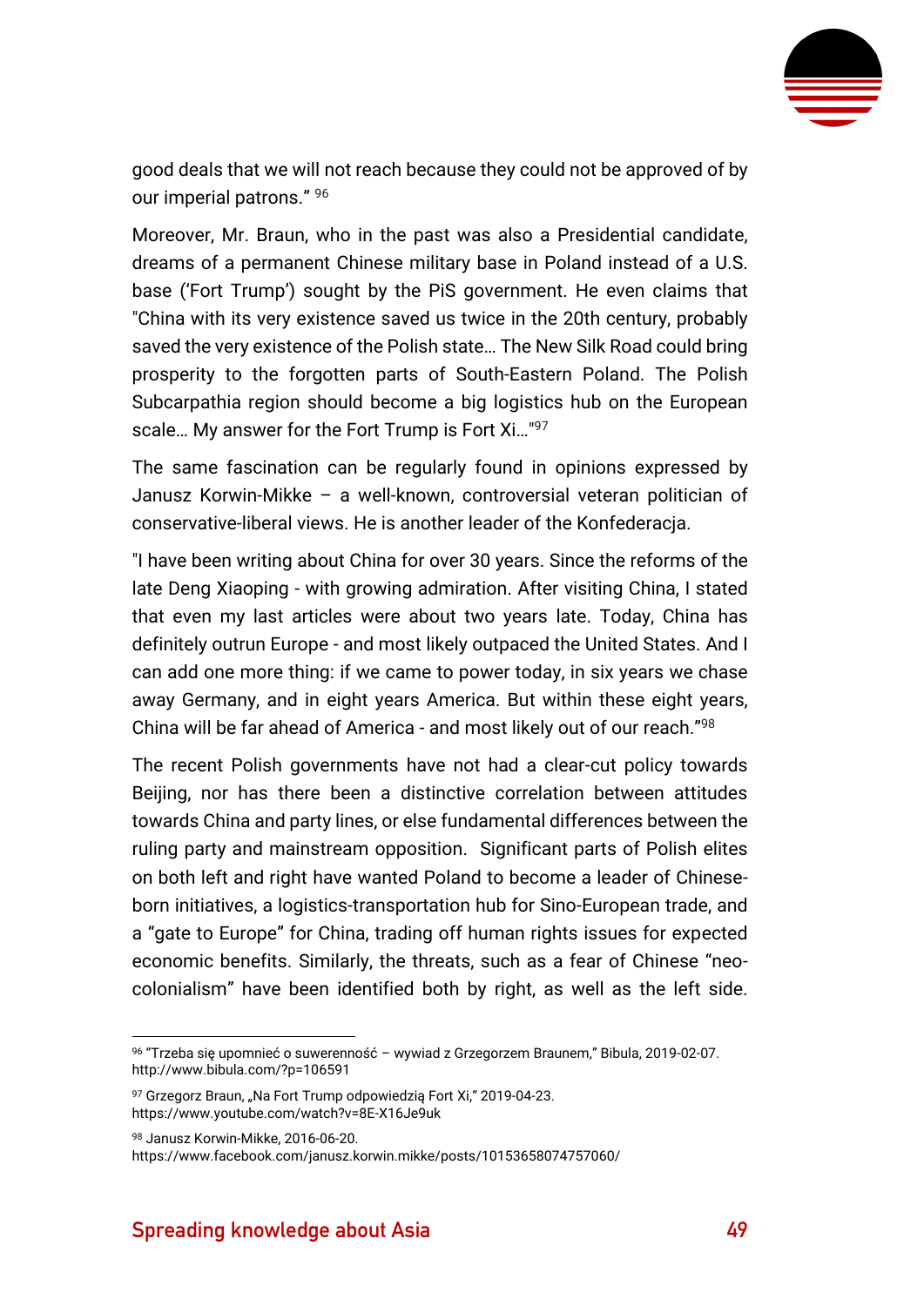good deals that we will not reach because they could not be approved of by our imperial patrons." [96]

Moreover, Mr. Braun, who in the past was also a Presidential candidate, dreams of a permanent Chinese military base in Poland instead of a U.S. base ('Fort Trump') sought by the PiS government. He even claims that "China with its very existence saved us twice in the 20th century, probably saved the very existence of the Polish state… The New Silk Road could bring prosperity to the forgotten parts of South-Eastern Poland. The Polish Subcarpathia region should become a big logistics hub on the European scale… My answer for the Fort Trump is Fort Xi…"[97]

The same fascination can be regularly found in opinions expressed by Janusz Korwin-Mikke – a well-known, controversial veteran politician of conservative-liberal views. He is another leader of the Konfederacja.

"I have been writing about China for over 30 years. Since the reforms of the late Deng Xiaoping - with growing admiration. After visiting China, I stated that even my last articles were about two years late. Today, China has definitely outrun Europe - and most likely outpaced the United States. And I can add one more thing: if we came to power today, in six years we chase away Germany, and in eight years America. But within these eight years, China will be far ahead of America - and most likely out of our reach."[98]

The recent Polish governments have not had a clear-cut policy towards Beijing, nor has there been a distinctive correlation between attitudes towards China and party lines, or else fundamental differences between the ruling party and mainstream opposition. Significant parts of Polish elites on both left and right have wanted Poland to become a leader of Chinese-born initiatives, a logistics-transportation hub for Sino-European trade, and a "gate to Europe" for China, trading off human rights issues for expected economic benefits. Similarly, the threats, such as a fear of Chinese "neo-colonialism" have been identified both by right, as well as the left side.

---

[96] "Trzeba się upomnieć o suwerenność – wywiad z Grzegorzem Braunem," Bibula, 2019-02-07. http://www.bibula.com/?p=106591

[97] Grzegorz Braun, „Na Fort Trump odpowiedzią Fort Xi," 2019-04-23. https://www.youtube.com/watch?v=8E-X16Je9uk

[98] Janusz Korwin-Mikke, 2016-06-20. https://www.facebook.com/janusz.korwin.mikke/posts/10153658074757060/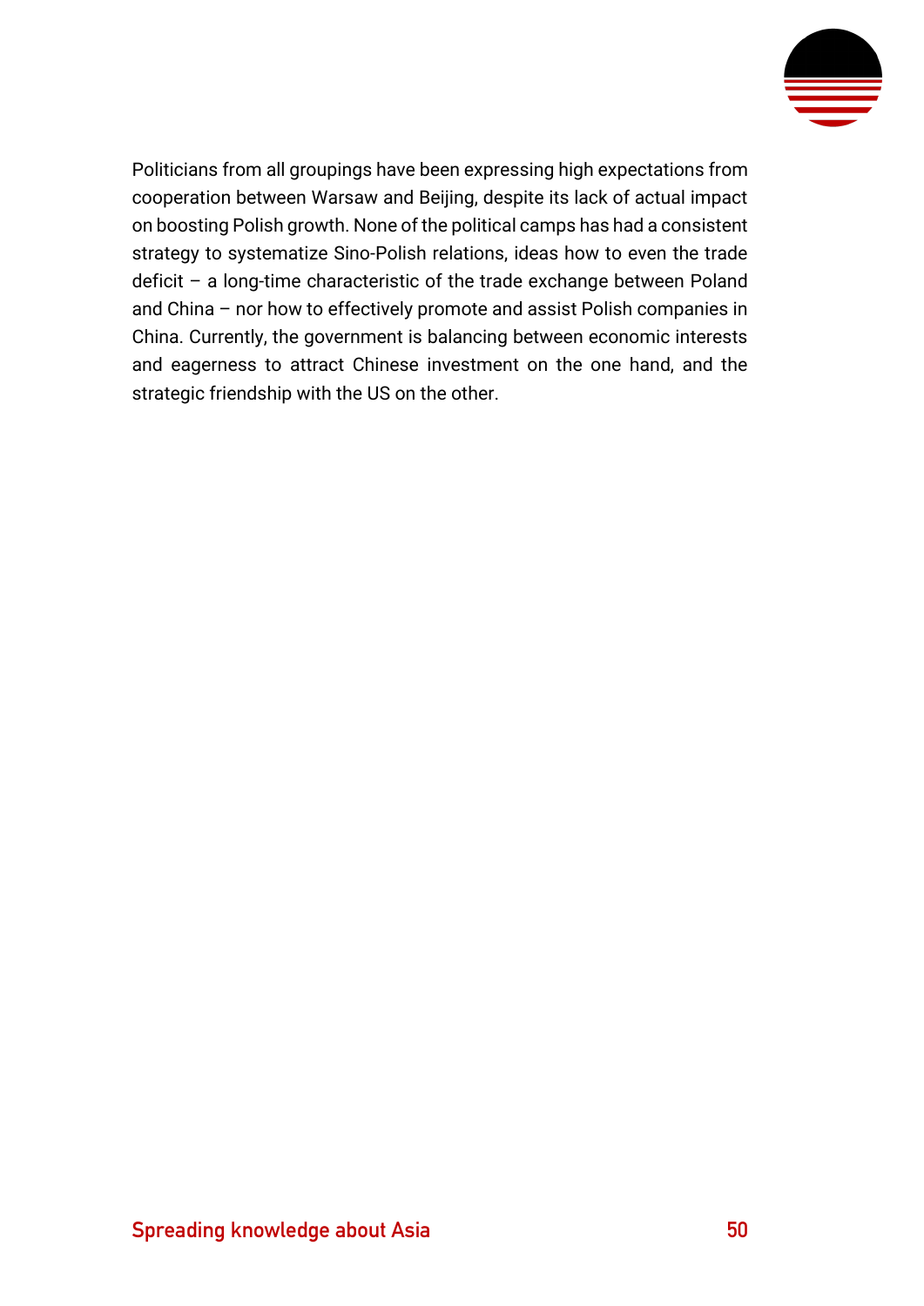Politicians from all groupings have been expressing high expectations from cooperation between Warsaw and Beijing, despite its lack of actual impact on boosting Polish growth. None of the political camps has had a consistent strategy to systematize Sino-Polish relations, ideas how to even the trade deficit – a long-time characteristic of the trade exchange between Poland and China – nor how to effectively promote and assist Polish companies in China. Currently, the government is balancing between economic interests and eagerness to attract Chinese investment on the one hand, and the strategic friendship with the US on the other.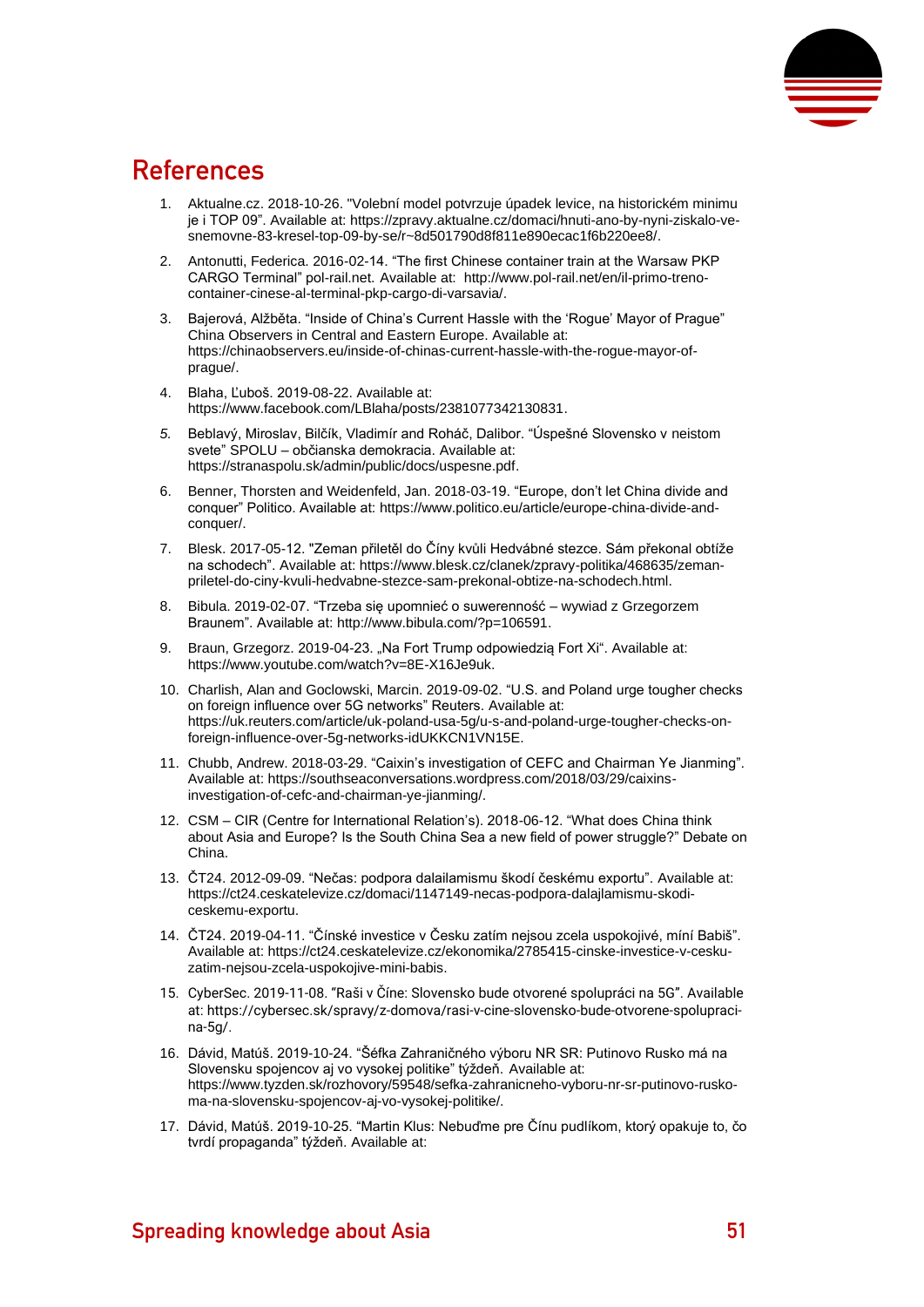## References

1. Aktualne.cz. 2018-10-26. "Volební model potvrzuje úpadek levice, na historickém minimu je i TOP 09". Available at: https://zpravy.aktualne.cz/domaci/hnuti-ano-by-nyni-ziskalo-ve-snemovne-83-kresel-top-09-by-se/r~8d501790d8f811e890ecac1f6b220ee8/.

2. Antonutti, Federica. 2016-02-14. "The first Chinese container train at the Warsaw PKP CARGO Terminal" pol-rail.net. Available at: http://www.pol-rail.net/en/il-primo-treno-container-cinese-al-terminal-pkp-cargo-di-varsavia/.

3. Bajerová, Alžběta. "Inside of China's Current Hassle with the 'Rogue' Mayor of Prague" China Observers in Central and Eastern Europe. Available at: https://chinaobservers.eu/inside-of-chinas-current-hassle-with-the-rogue-mayor-of-prague/.

4. Blaha, Ľuboš. 2019-08-22. Available at: https://www.facebook.com/LBlaha/posts/2381077342130831.

5. Beblavý, Miroslav, Bilčík, Vladimír and Roháč, Dalibor. "Úspešné Slovensko v neistom svete" SPOLU – občianska demokracia. Available at: https://stranaspolu.sk/admin/public/docs/uspesne.pdf.

6. Benner, Thorsten and Weidenfeld, Jan. 2018-03-19. "Europe, don't let China divide and conquer" Politico. Available at: https://www.politico.eu/article/europe-china-divide-and-conquer/.

7. Blesk. 2017-05-12. "Zeman přiletěl do Číny kvůli Hedvábné stezce. Sám překonal obtíže na schodech". Available at: https://www.blesk.cz/clanek/zpravy-politika/468635/zeman-priletel-do-ciny-kvuli-hedvabne-stezce-sam-prekonal-obtize-na-schodech.html.

8. Bibula. 2019-02-07. "Trzeba się upomnieć o suwerenność – wywiad z Grzegorzem Braunem". Available at: http://www.bibula.com/?p=106591.

9. Braun, Grzegorz. 2019-04-23. „Na Fort Trump odpowiedzią Fort Xi". Available at: https://www.youtube.com/watch?v=8E-X16Je9uk.

10. Charlish, Alan and Goclowski, Marcin. 2019-09-02. "U.S. and Poland urge tougher checks on foreign influence over 5G networks" Reuters. Available at: https://uk.reuters.com/article/uk-poland-usa-5g/u-s-and-poland-urge-tougher-checks-on-foreign-influence-over-5g-networks-idUKKCN1VN15E.

11. Chubb, Andrew. 2018-03-29. "Caixin's investigation of CEFC and Chairman Ye Jianming". Available at: https://southseaconversations.wordpress.com/2018/03/29/caixins-investigation-of-cefc-and-chairman-ye-jianming/.

12. CSM – CIR (Centre for International Relation's). 2018-06-12. "What does China think about Asia and Europe? Is the South China Sea a new field of power struggle?" Debate on China.

13. ČT24. 2012-09-09. "Nečas: podpora dalailamismu škodí českému exportu". Available at: https://ct24.ceskatelevize.cz/domaci/1147149-necas-podpora-dalajlamismu-skodi-ceskemu-exportu.

14. ČT24. 2019-04-11. "Čínské investice v Česku zatím nejsou zcela uspokojivé, míní Babiš". Available at: https://ct24.ceskatelevize.cz/ekonomika/2785415-cinske-investice-v-cesku-zatim-nejsou-zcela-uspokojive-mini-babis.

15. CyberSec. 2019-11-08. "Raši v Číne: Slovensko bude otvorené spolupráci na 5G". Available at: https://cybersec.sk/spravy/z-domova/rasi-v-cine-slovensko-bude-otvorene-spolupraci-na-5g/.

16. Dávid, Matúš. 2019-10-24. "Šéfka Zahraničného výboru NR SR: Putinovo Rusko má na Slovensku spojencov aj vo vysokej politike" týždeň. Available at: https://www.tyzden.sk/rozhovory/59548/sefka-zahranicneho-vyboru-nr-sr-putinovo-rusko-ma-na-slovensku-spojencov-aj-vo-vysokej-politike/.

17. Dávid, Matúš. 2019-10-25. "Martin Klus: Nebuďme pre Čínu pudlíkom, ktorý opakuje to, čo tvrdí propaganda" týždeň. Available at: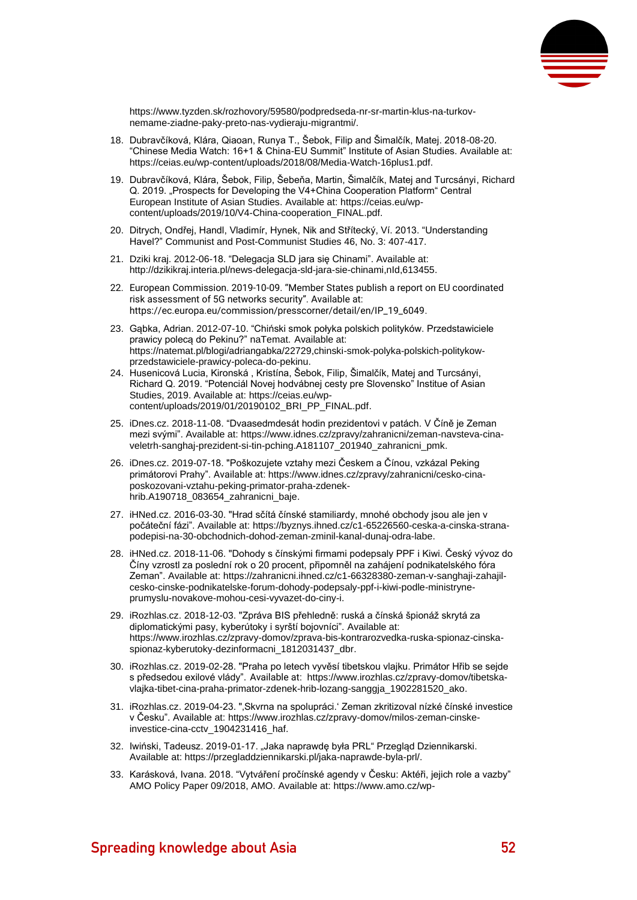https://www.tyzden.sk/rozhovory/59580/podpredseda-nr-sr-martin-klus-na-turkov-nemame-ziadne-paky-preto-nas-vydieraju-migrantmi/.

18. Dubravčíková, Klára, Qiaoan, Runya T., Šebok, Filip and Šimalčík, Matej. 2018-08-20. "Chinese Media Watch: 16+1 & China-EU Summit" Institute of Asian Studies. Available at: https://ceias.eu/wp-content/uploads/2018/08/Media-Watch-16plus1.pdf.
19. Dubravčíková, Klára, Šebok, Filip, Šebeňa, Martin, Šimalčík, Matej and Turcsányi, Richard Q. 2019. „Prospects for Developing the V4+China Cooperation Platform" Central European Institute of Asian Studies. Available at: https://ceias.eu/wp-content/uploads/2019/10/V4-China-cooperation_FINAL.pdf.
20. Ditrych, Ondřej, Handl, Vladimír, Hynek, Nik and Střítecký, Ví. 2013. "Understanding Havel?" Communist and Post-Communist Studies 46, No. 3: 407-417.
21. Dziki kraj. 2012-06-18. "Delegacja SLD jara się Chinami". Available at: http://dzikikraj.interia.pl/news-delegacja-sld-jara-sie-chinami,nId,613455.
22. European Commission. 2019-10-09. "Member States publish a report on EU coordinated risk assessment of 5G networks security". Available at: https://ec.europa.eu/commission/presscorner/detail/en/IP_19_6049.
23. Gąbka, Adrian. 2012-07-10. "Chiński smok połyka polskich polityków. Przedstawiciele prawicy polecą do Pekinu?" naTemat. Available at: https://natemat.pl/blogi/adriangabka/22729,chinski-smok-polyka-polskich-politykow-przedstawiciele-prawicy-poleca-do-pekinu.
24. Husenicová Lucia, Kironská , Kristína, Šebok, Filip, Šimalčík, Matej and Turcsányi, Richard Q. 2019. "Potenciál Novej hodvábnej cesty pre Slovensko" Institue of Asian Studies, 2019. Available at: https://ceias.eu/wp-content/uploads/2019/01/20190102_BRI_PP_FINAL.pdf.
25. iDnes.cz. 2018-11-08. "Dvaasedmdesát hodin prezidentovi v patách. V Číně je Zeman mezi svými". Available at: https://www.idnes.cz/zpravy/zahranicni/zeman-navsteva-cina-veletrh-sanghaj-prezident-si-tin-pching.A181107_201940_zahranicni_pmk.
26. iDnes.cz. 2019-07-18. "Poškozujete vztahy mezi Českem a Čínou, vzkázal Peking primátorovi Prahy". Available at: https://www.idnes.cz/zpravy/zahranicni/cesko-cina-poskozovani-vztahu-peking-primator-praha-zdenek-hrib.A190718_083654_zahranicni_baje.
27. iHNed.cz. 2016-03-30. "Hrad sčítá čínské stamiliardy, mnohé obchody jsou ale jen v počáteční fázi". Available at: https://byznys.ihned.cz/c1-65226560-ceska-a-cinska-strana-podepisi-na-30-obchodnich-dohod-zeman-zminil-kanal-dunaj-odra-labe.
28. iHNed.cz. 2018-11-06. "Dohody s čínskými firmami podepsaly PPF i Kiwi. Český vývoz do Číny vzrostl za poslední rok o 20 procent, připomněl na zahájení podnikatelského fóra Zeman". Available at: https://zahranicni.ihned.cz/c1-66328380-zeman-v-sanghaji-zahajil-cesko-cinske-podnikatelske-forum-dohody-podepsaly-ppf-i-kiwi-podle-ministryne-prumyslu-novakove-mohou-cesi-vyvazet-do-ciny-i.
29. iRozhlas.cz. 2018-12-03. "Zpráva BIS přehledně: ruská a čínská špionáž skrytá za diplomatickými pasy, kyberútoky i syrští bojovníci". Available at: https://www.irozhlas.cz/zpravy-domov/zprava-bis-kontrarozvedka-ruska-spionaz-cinska-spionaz-kyberutoky-dezinformacni_1812031437_dbr.
30. iRozhlas.cz. 2019-02-28. "Praha po letech vyvěsí tibetskou vlajku. Primátor Hřib se sejde s předsedou exilové vlády". Available at: https://www.irozhlas.cz/zpravy-domov/tibetska-vlajka-tibet-cina-praha-primator-zdenek-hrib-lozang-sanggja_1902281520_ako.
31. iRozhlas.cz. 2019-04-23. "‚Skvrna na spolupráci.' Zeman zkritizoval nízké čínské investice v Česku". Available at: https://www.irozhlas.cz/zpravy-domov/milos-zeman-cinske-investice-cina-cctv_1904231416_haf.
32. Iwiński, Tadeusz. 2019-01-17. „Jaka naprawdę była PRL" Przegląd Dziennikarski. Available at: https://przegladdziennikarski.pl/jaka-naprawde-byla-prl/.
33. Karásková, Ivana. 2018. "Vytváření pročínské agendy v Česku: Aktéři, jejich role a vazby" AMO Policy Paper 09/2018, AMO. Available at: https://www.amo.cz/wp-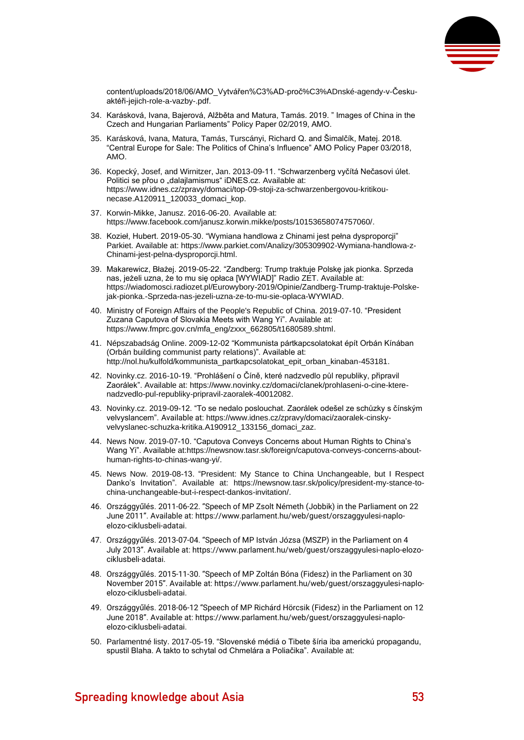content/uploads/2018/06/AMO_Vytvářen%C3%AD-proč%C3%ADnské-agendy-v-Česku-aktéři-jejich-role-a-vazby-.pdf.

34. Karásková, Ivana, Bajerová, Alžběta and Matura, Tamás. 2019. " Images of China in the Czech and Hungarian Parliaments" Policy Paper 02/2019, AMO.
35. Karásková, Ivana, Matura, Tamás, Turscányi, Richard Q. and Šimalčík, Matej. 2018. "Central Europe for Sale: The Politics of China's Influence" AMO Policy Paper 03/2018, AMO.
36. Kopecký, Josef, and Wirnitzer, Jan. 2013-09-11. "Schwarzenberg vyčítá Nečasovi úlet. Politici se přou o „dalajlamismus" iDNES.cz. Available at: https://www.idnes.cz/zpravy/domaci/top-09-stoji-za-schwarzenbergovou-kritikou-necase.A120911_120033_domaci_kop.
37. Korwin-Mikke, Janusz. 2016-06-20. Available at: https://www.facebook.com/janusz.korwin.mikke/posts/10153658074757060/.
38. Kozieł, Hubert. 2019-05-30. "Wymiana handlowa z Chinami jest pełna dysproporcji" Parkiet. Available at: https://www.parkiet.com/Analizy/305309902-Wymiana-handlowa-z-Chinami-jest-pelna-dysproporcji.html.
39. Makarewicz, Błażej. 2019-05-22. "Zandberg: Trump traktuje Polskę jak pionka. Sprzeda nas, jeżeli uzna, że to mu się opłaca [WYWIAD]" Radio ZET. Available at: https://wiadomosci.radiozet.pl/Eurowybory-2019/Opinie/Zandberg-Trump-traktuje-Polske-jak-pionka.-Sprzeda-nas-jezeli-uzna-ze-to-mu-sie-oplaca-WYWIAD.
40. Ministry of Foreign Affairs of the People's Republic of China. 2019-07-10. "President Zuzana Caputova of Slovakia Meets with Wang Yi". Available at: https://www.fmprc.gov.cn/mfa_eng/zxxx_662805/t1680589.shtml.
41. Népszabadság Online. 2009-12-02 "Kommunista pártkapcsolatokat épít Orbán Kínában (Orbán building communist party relations)". Available at: http://nol.hu/kulfold/kommunista_partkapcsolatokat_epit_orban_kinaban-453181.
42. Novinky.cz. 2016-10-19. "Prohlášení o Číně, které nadzvedlo půl republiky, připravil Zaorálek". Available at: https://www.novinky.cz/domaci/clanek/prohlaseni-o-cine-ktere-nadzvedlo-pul-republiky-pripravil-zaoralek-40012082.
43. Novinky.cz. 2019-09-12. "To se nedalo poslouchat. Zaorálek odešel ze schůzky s čínským velvyslancem". Available at: https://www.idnes.cz/zpravy/domaci/zaoralek-cinsky-velvyslanec-schuzka-kritika.A190912_133156_domaci_zaz.
44. News Now. 2019-07-10. "Caputova Conveys Concerns about Human Rights to China's Wang Yi". Available at:https://newsnow.tasr.sk/foreign/caputova-conveys-concerns-about-human-rights-to-chinas-wang-yi/.
45. News Now. 2019-08-13. "President: My Stance to China Unchangeable, but I Respect Danko's Invitation". Available at: https://newsnow.tasr.sk/policy/president-my-stance-to-china-unchangeable-but-i-respect-dankos-invitation/.
46. Országgyűlés. 2011-06-22. "Speech of MP Zsolt Németh (Jobbik) in the Parliament on 22 June 2011". Available at: https://www.parlament.hu/web/guest/orszaggyulesi-naplo-elozo-ciklusbeli-adatai.
47. Országgyűlés. 2013-07-04. "Speech of MP István Józsa (MSZP) in the Parliament on 4 July 2013". Available at: https://www.parlament.hu/web/guest/orszaggyulesi-naplo-elozo-ciklusbeli-adatai.
48. Országgyűlés. 2015-11-30. "Speech of MP Zoltán Bóna (Fidesz) in the Parliament on 30 November 2015". Available at: https://www.parlament.hu/web/guest/orszaggyulesi-naplo-elozo-ciklusbeli-adatai.
49. Országgyűlés. 2018-06-12 "Speech of MP Richárd Hörcsik (Fidesz) in the Parliament on 12 June 2018". Available at: https://www.parlament.hu/web/guest/orszaggyulesi-naplo-elozo-ciklusbeli-adatai.
50. Parlamentné listy. 2017-05-19. "Slovenské médiá o Tibete šíria iba americkú propagandu, spustil Blaha. A takto to schytal od Chmelára a Poliačika". Available at: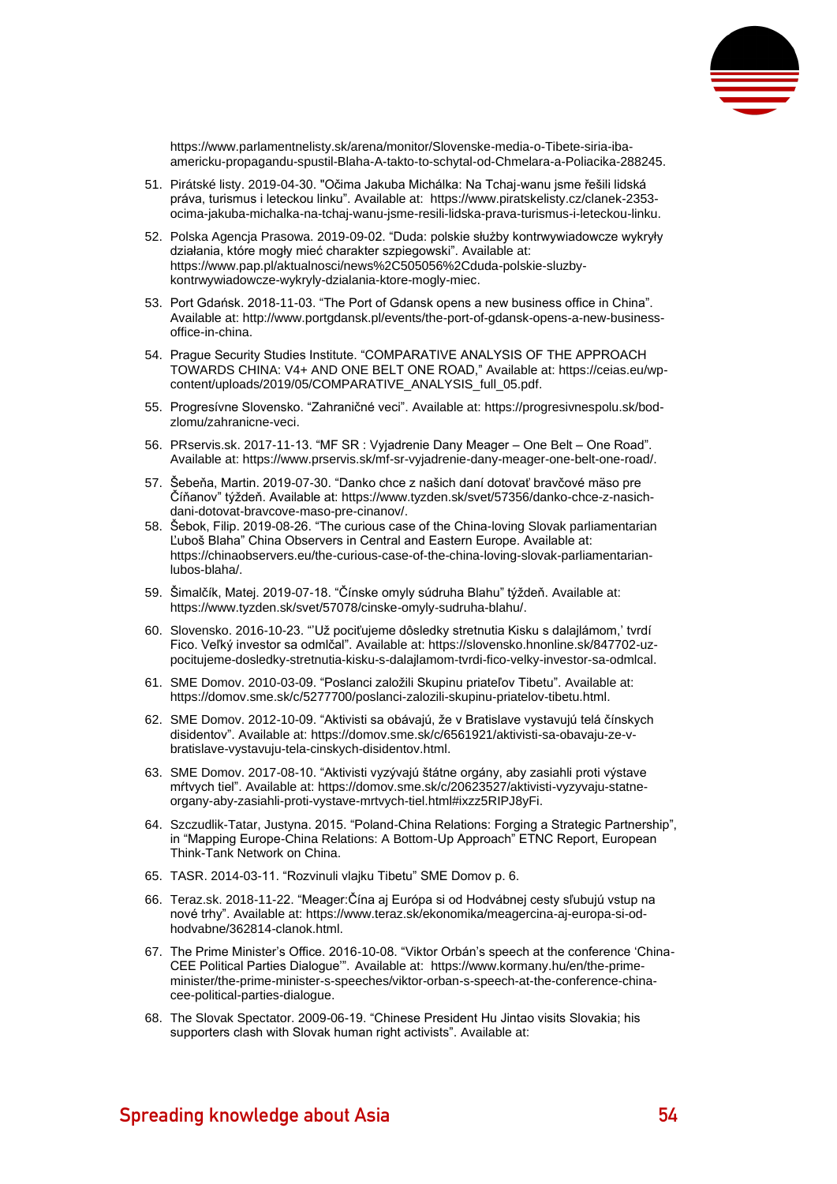https://www.parlamentnelisty.sk/arena/monitor/Slovenske-media-o-Tibete-siria-iba-americku-propagandu-spustil-Blaha-A-takto-to-schytal-od-Chmelara-a-Poliacika-288245.

51. Pirátské listy. 2019-04-30. "Očima Jakuba Michálka: Na Tchaj-wanu jsme řešili lidská práva, turismus i leteckou linku". Available at: https://www.piratskelisty.cz/clanek-2353-ocima-jakuba-michalka-na-tchaj-wanu-jsme-resili-lidska-prava-turismus-i-leteckou-linku.
52. Polska Agencja Prasowa. 2019-09-02. "Duda: polskie służby kontrwywiadowcze wykryły działania, które mogły mieć charakter szpiegowski". Available at: https://www.pap.pl/aktualnosci/news%2C505056%2Cduda-polskie-sluzby-kontrwywiadowcze-wykryly-dzialania-ktore-mogly-miec.
53. Port Gdańsk. 2018-11-03. "The Port of Gdansk opens a new business office in China". Available at: http://www.portgdansk.pl/events/the-port-of-gdansk-opens-a-new-business-office-in-china.
54. Prague Security Studies Institute. "COMPARATIVE ANALYSIS OF THE APPROACH TOWARDS CHINA: V4+ AND ONE BELT ONE ROAD," Available at: https://ceias.eu/wp-content/uploads/2019/05/COMPARATIVE_ANALYSIS_full_05.pdf.
55. Progresívne Slovensko. "Zahraničné veci". Available at: https://progresivnespolu.sk/bod-zlomu/zahranicne-veci.
56. PRservis.sk. 2017-11-13. "MF SR : Vyjadrenie Dany Meager – One Belt – One Road". Available at: https://www.prservis.sk/mf-sr-vyjadrenie-dany-meager-one-belt-one-road/.
57. Šebeňa, Martin. 2019-07-30. "Danko chce z našich daní dotovať bravčové mäso pre Číňanov" týždeň. Available at: https://www.tyzden.sk/svet/57356/danko-chce-z-nasich-dani-dotovat-bravcove-maso-pre-cinanov/.
58. Šebok, Filip. 2019-08-26. "The curious case of the China-loving Slovak parliamentarian Ľuboš Blaha" China Observers in Central and Eastern Europe. Available at: https://chinaobservers.eu/the-curious-case-of-the-china-loving-slovak-parliamentarian-lubos-blaha/.
59. Šimalčík, Matej. 2019-07-18. "Čínske omyly súdruha Blahu" týždeň. Available at: https://www.tyzden.sk/svet/57078/cinske-omyly-sudruha-blahu/.
60. Slovensko. 2016-10-23. "'Už pociťujeme dôsledky stretnutia Kisku s dalajlámom,' tvrdí Fico. Veľký investor sa odmlčal". Available at: https://slovensko.hnonline.sk/847702-uz-pocitujeme-dosledky-stretnutia-kisku-s-dalajlamom-tvrdi-fico-velky-investor-sa-odmlcal.
61. SME Domov. 2010-03-09. "Poslanci založili Skupinu priateľov Tibetu". Available at: https://domov.sme.sk/c/5277700/poslanci-zalozili-skupinu-priatelov-tibetu.html.
62. SME Domov. 2012-10-09. "Aktivisti sa obávajú, že v Bratislave vystavujú telá čínskych disidentov". Available at: https://domov.sme.sk/c/6561921/aktivisti-sa-obavaju-ze-v-bratislave-vystavuju-tela-cinskych-disidentov.html.
63. SME Domov. 2017-08-10. "Aktivisti vyzývajú štátne orgány, aby zasiahli proti výstave mŕtvych tiel". Available at: https://domov.sme.sk/c/20623527/aktivisti-vyzyvaju-statne-organy-aby-zasiahli-proti-vystave-mrtvych-tiel.html#ixzz5RIPJ8yFi.
64. Szczudlik-Tatar, Justyna. 2015. "Poland-China Relations: Forging a Strategic Partnership", in "Mapping Europe-China Relations: A Bottom-Up Approach" ETNC Report, European Think-Tank Network on China.
65. TASR. 2014-03-11. "Rozvinuli vlajku Tibetu" SME Domov p. 6.
66. Teraz.sk. 2018-11-22. "Meager:Čína aj Európa si od Hodvábnej cesty sľubujú vstup na nové trhy". Available at: https://www.teraz.sk/ekonomika/meagercina-aj-europa-si-od-hodvabne/362814-clanok.html.
67. The Prime Minister's Office. 2016-10-08. "Viktor Orbán's speech at the conference 'China-CEE Political Parties Dialogue'". Available at: https://www.kormany.hu/en/the-prime-minister/the-prime-minister-s-speeches/viktor-orban-s-speech-at-the-conference-china-cee-political-parties-dialogue.
68. The Slovak Spectator. 2009-06-19. "Chinese President Hu Jintao visits Slovakia; his supporters clash with Slovak human right activists". Available at: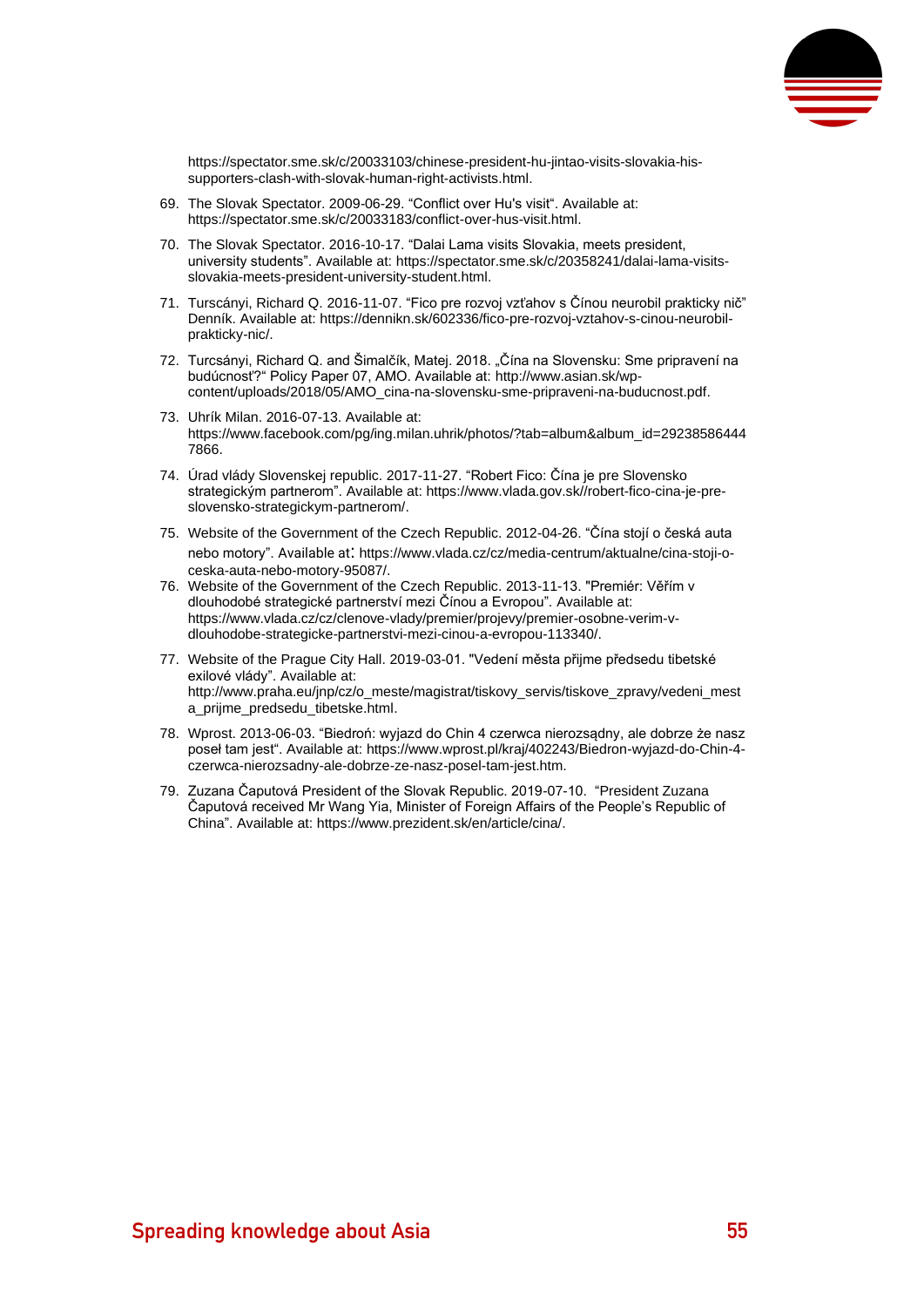https://spectator.sme.sk/c/20033103/chinese-president-hu-jintao-visits-slovakia-his-supporters-clash-with-slovak-human-right-activists.html.

69. The Slovak Spectator. 2009-06-29. “Conflict over Hu's visit“. Available at: https://spectator.sme.sk/c/20033183/conflict-over-hus-visit.html.
70. The Slovak Spectator. 2016-10-17. “Dalai Lama visits Slovakia, meets president, university students”. Available at: https://spectator.sme.sk/c/20358241/dalai-lama-visits-slovakia-meets-president-university-student.html.
71. Turscányi, Richard Q. 2016-11-07. “Fico pre rozvoj vzťahov s Čínou neurobil prakticky nič” Denník. Available at: https://dennikn.sk/602336/fico-pre-rozvoj-vztahov-s-cinou-neurobil-prakticky-nic/.
72. Turcsányi, Richard Q. and Šimalčík, Matej. 2018. „Čína na Slovensku: Sme pripravení na budúcnosť?“ Policy Paper 07, AMO. Available at: http://www.asian.sk/wp-content/uploads/2018/05/AMO_cina-na-slovensku-sme-pripraveni-na-buducnost.pdf.
73. Uhrík Milan. 2016-07-13. Available at: https://www.facebook.com/pg/ing.milan.uhrik/photos/?tab=album&album_id=292385864447866.
74. Úrad vlády Slovenskej republic. 2017-11-27. “Robert Fico: Čína je pre Slovensko strategickým partnerom”. Available at: https://www.vlada.gov.sk//robert-fico-cina-je-pre-slovensko-strategickym-partnerom/.
75. Website of the Government of the Czech Republic. 2012-04-26. “Čína stojí o česká auta nebo motory”. Available at: https://www.vlada.cz/cz/media-centrum/aktualne/cina-stoji-o-ceska-auta-nebo-motory-95087/.
76. Website of the Government of the Czech Republic. 2013-11-13. "Premiér: Věřím v dlouhodobé strategické partnerství mezi Čínou a Evropou”. Available at: https://www.vlada.cz/cz/clenove-vlady/premier/projevy/premier-osobne-verim-v-dlouhodobe-strategicke-partnerstvi-mezi-cinou-a-evropou-113340/.
77. Website of the Prague City Hall. 2019-03-01. "Vedení města přijme předsedu tibetské exilové vlády”. Available at: http://www.praha.eu/jnp/cz/o_meste/magistrat/tiskovy_servis/tiskove_zpravy/vedeni_mesta_prijme_predsedu_tibetske.html.
78. Wprost. 2013-06-03. “Biedroń: wyjazd do Chin 4 czerwca nierozsądny, ale dobrze że nasz poseł tam jest“. Available at: https://www.wprost.pl/kraj/402243/Biedron-wyjazd-do-Chin-4-czerwca-nierozsadny-ale-dobrze-ze-nasz-posel-tam-jest.htm.
79. Zuzana Čaputová President of the Slovak Republic. 2019-07-10. “President Zuzana Čaputová received Mr Wang Yia, Minister of Foreign Affairs of the People’s Republic of China”. Available at: https://www.prezident.sk/en/article/cina/.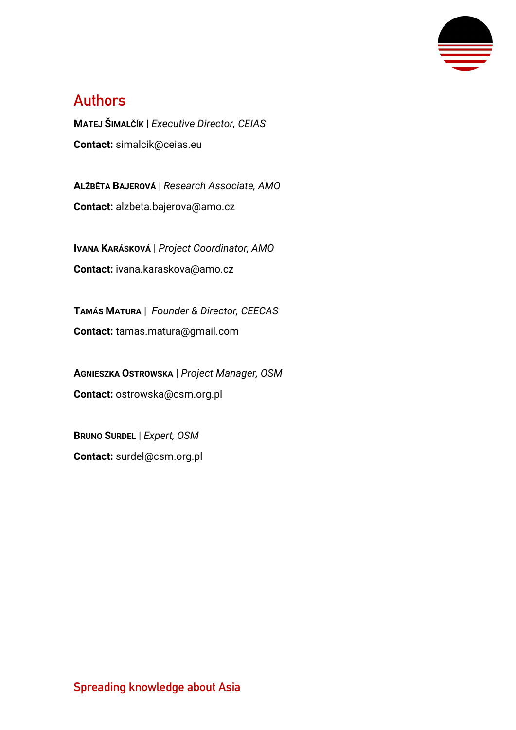## Authors

**Matej Šimalčík** | *Executive Director, CEIAS*

**Contact:** simalcik@ceias.eu

**Alžběta Bajerová** | *Research Associate, AMO*

**Contact:** alzbeta.bajerova@amo.cz

**Ivana Karásková** | *Project Coordinator, AMO*

**Contact:** ivana.karaskova@amo.cz

**Tamás Matura** | *Founder & Director, CEECAS*

**Contact:** tamas.matura@gmail.com

**Agnieszka Ostrowska** | *Project Manager, OSM*

**Contact:** ostrowska@csm.org.pl

**Bruno Surdel** | *Expert, OSM*

**Contact:** surdel@csm.org.pl

Spreading knowledge about Asia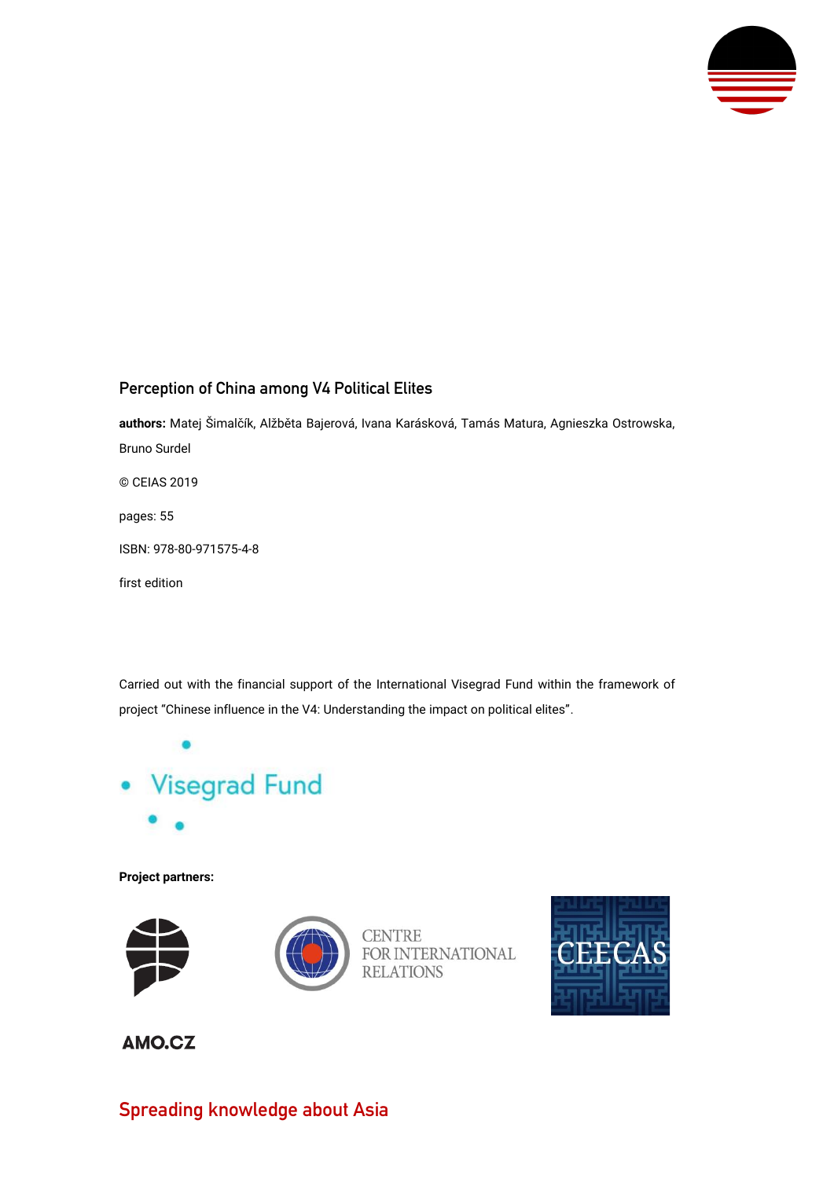**Perception of China among V4 Political Elites**

**authors:** Matej Šimalčík, Alžběta Bajerová, Ivana Karásková, Tamás Matura, Agnieszka Ostrowska, Bruno Surdel

© CEIAS 2019

pages: 55

ISBN: 978-80-971575-4-8

first edition

Carried out with the financial support of the International Visegrad Fund within the framework of project "Chinese influence in the V4: Understanding the impact on political elites".

Visegrad Fund

**Project partners:**

AMO.CZ

CENTRE FOR INTERNATIONAL RELATIONS

CEECAS

Spreading knowledge about Asia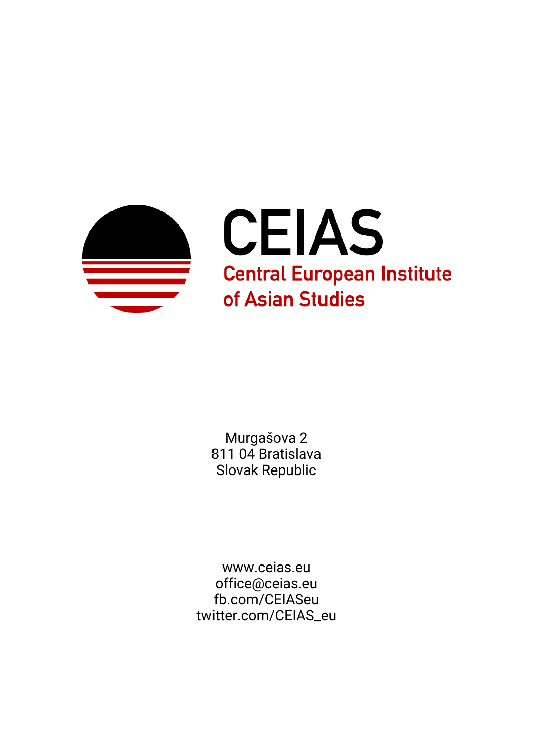CEIAS

Central European Institute of Asian Studies

Murgašova 2
811 04 Bratislava
Slovak Republic

www.ceias.eu
office@ceias.eu
fb.com/CEIASeu
twitter.com/CEIAS_eu